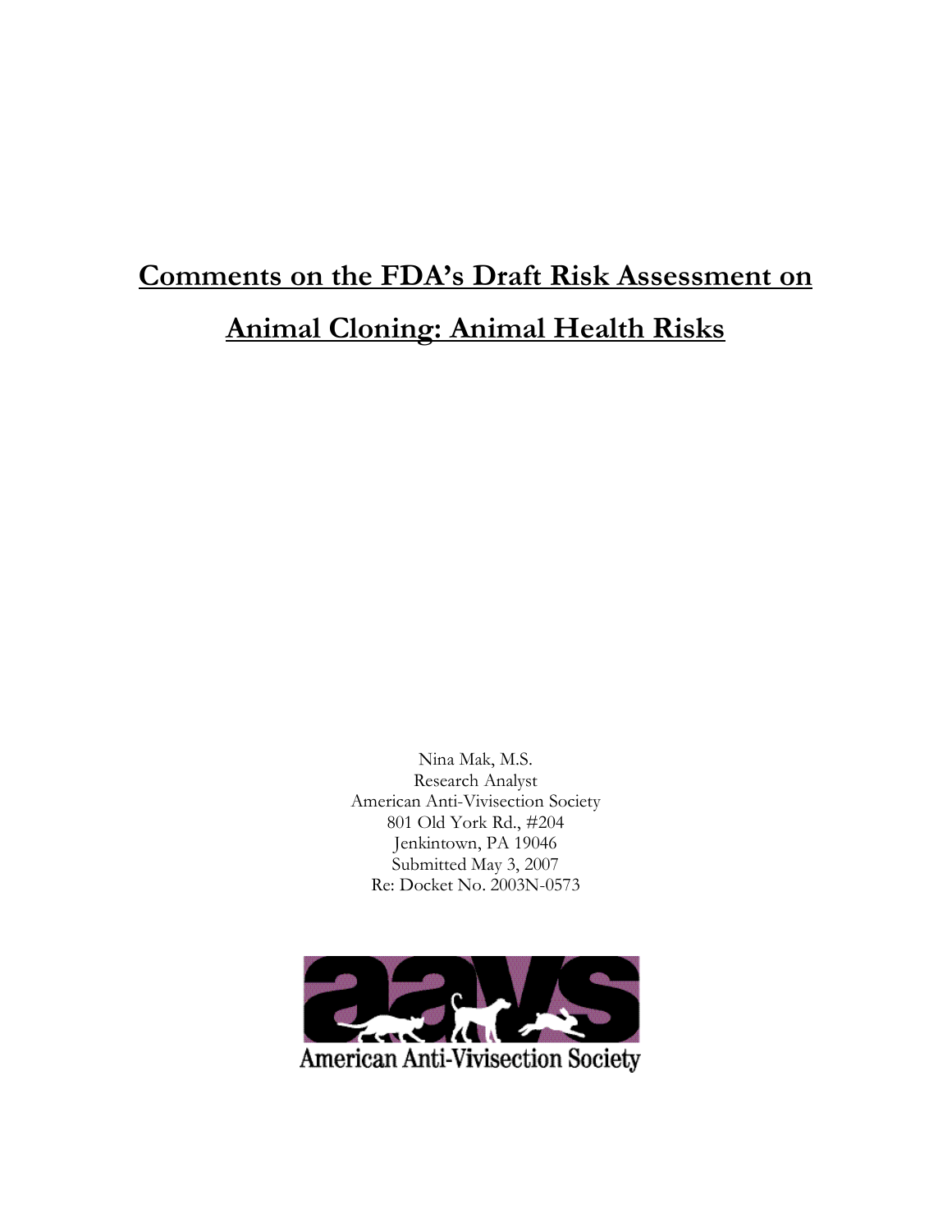# Comments on the FDA's Draft Risk Assessment on Animal Cloning: Animal Health Risks

Nina Mak, M.S.
Research Analyst
American Anti-Vivisection Society
801 Old York Rd., #204
Jenkintown, PA 19046
Submitted May 3, 2007
Re: Docket No. 2003N-0573

American Anti-Vivisection Society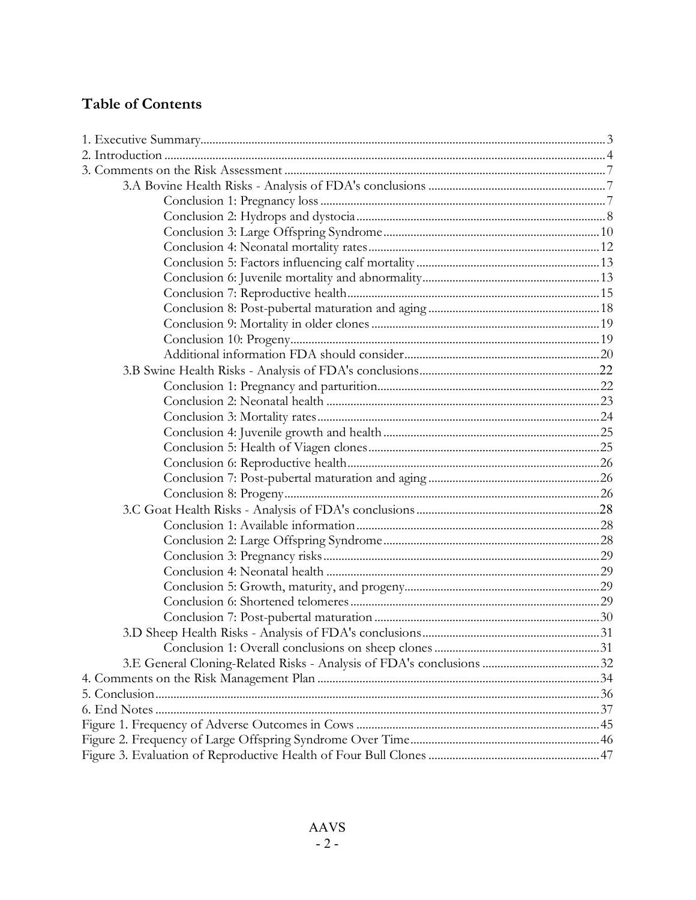## Table of Contents

1. Executive Summary .......... 3
2. Introduction .......... 4
3. Comments on the Risk Assessment .......... 7
   - 3.A Bovine Health Risks - Analysis of FDA's conclusions .......... 7
     - Conclusion 1: Pregnancy loss .......... 7
     - Conclusion 2: Hydrops and dystocia .......... 8
     - Conclusion 3: Large Offspring Syndrome .......... 10
     - Conclusion 4: Neonatal mortality rates .......... 12
     - Conclusion 5: Factors influencing calf mortality .......... 13
     - Conclusion 6: Juvenile mortality and abnormality .......... 13
     - Conclusion 7: Reproductive health .......... 15
     - Conclusion 8: Post-pubertal maturation and aging .......... 18
     - Conclusion 9: Mortality in older clones .......... 19
     - Conclusion 10: Progeny .......... 19
     - Additional information FDA should consider .......... 20
   - 3.B Swine Health Risks - Analysis of FDA's conclusions .......... 22
     - Conclusion 1: Pregnancy and parturition .......... 22
     - Conclusion 2: Neonatal health .......... 23
     - Conclusion 3: Mortality rates .......... 24
     - Conclusion 4: Juvenile growth and health .......... 25
     - Conclusion 5: Health of Viagen clones .......... 25
     - Conclusion 6: Reproductive health .......... 26
     - Conclusion 7: Post-pubertal maturation and aging .......... 26
     - Conclusion 8: Progeny .......... 26
   - 3.C Goat Health Risks - Analysis of FDA's conclusions .......... 28
     - Conclusion 1: Available information .......... 28
     - Conclusion 2: Large Offspring Syndrome .......... 28
     - Conclusion 3: Pregnancy risks .......... 29
     - Conclusion 4: Neonatal health .......... 29
     - Conclusion 5: Growth, maturity, and progeny .......... 29
     - Conclusion 6: Shortened telomeres .......... 29
     - Conclusion 7: Post-pubertal maturation .......... 30
   - 3.D Sheep Health Risks - Analysis of FDA's conclusions .......... 31
     - Conclusion 1: Overall conclusions on sheep clones .......... 31
   - 3.E General Cloning-Related Risks - Analysis of FDA's conclusions .......... 32
4. Comments on the Risk Management Plan .......... 34
5. Conclusion .......... 36
6. End Notes .......... 37

Figure 1. Frequency of Adverse Outcomes in Cows .......... 45

Figure 2. Frequency of Large Offspring Syndrome Over Time .......... 46

Figure 3. Evaluation of Reproductive Health of Four Bull Clones .......... 47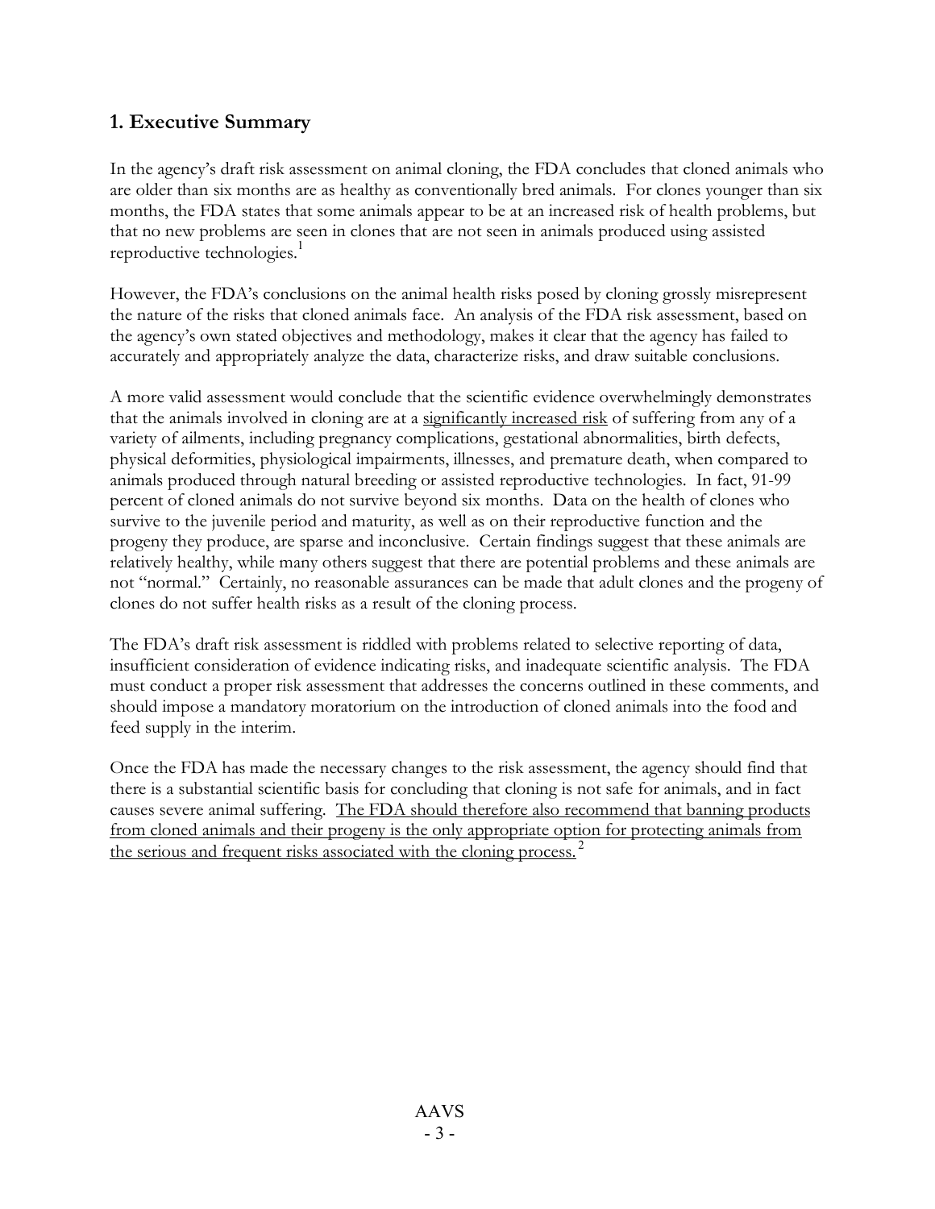## 1. Executive Summary

In the agency's draft risk assessment on animal cloning, the FDA concludes that cloned animals who are older than six months are as healthy as conventionally bred animals. For clones younger than six months, the FDA states that some animals appear to be at an increased risk of health problems, but that no new problems are seen in clones that are not seen in animals produced using assisted reproductive technologies.[1]

However, the FDA's conclusions on the animal health risks posed by cloning grossly misrepresent the nature of the risks that cloned animals face. An analysis of the FDA risk assessment, based on the agency's own stated objectives and methodology, makes it clear that the agency has failed to accurately and appropriately analyze the data, characterize risks, and draw suitable conclusions.

A more valid assessment would conclude that the scientific evidence overwhelmingly demonstrates that the animals involved in cloning are at a significantly increased risk of suffering from any of a variety of ailments, including pregnancy complications, gestational abnormalities, birth defects, physical deformities, physiological impairments, illnesses, and premature death, when compared to animals produced through natural breeding or assisted reproductive technologies. In fact, 91-99 percent of cloned animals do not survive beyond six months. Data on the health of clones who survive to the juvenile period and maturity, as well as on their reproductive function and the progeny they produce, are sparse and inconclusive. Certain findings suggest that these animals are relatively healthy, while many others suggest that there are potential problems and these animals are not "normal." Certainly, no reasonable assurances can be made that adult clones and the progeny of clones do not suffer health risks as a result of the cloning process.

The FDA's draft risk assessment is riddled with problems related to selective reporting of data, insufficient consideration of evidence indicating risks, and inadequate scientific analysis. The FDA must conduct a proper risk assessment that addresses the concerns outlined in these comments, and should impose a mandatory moratorium on the introduction of cloned animals into the food and feed supply in the interim.

Once the FDA has made the necessary changes to the risk assessment, the agency should find that there is a substantial scientific basis for concluding that cloning is not safe for animals, and in fact causes severe animal suffering. The FDA should therefore also recommend that banning products from cloned animals and their progeny is the only appropriate option for protecting animals from the serious and frequent risks associated with the cloning process.[2]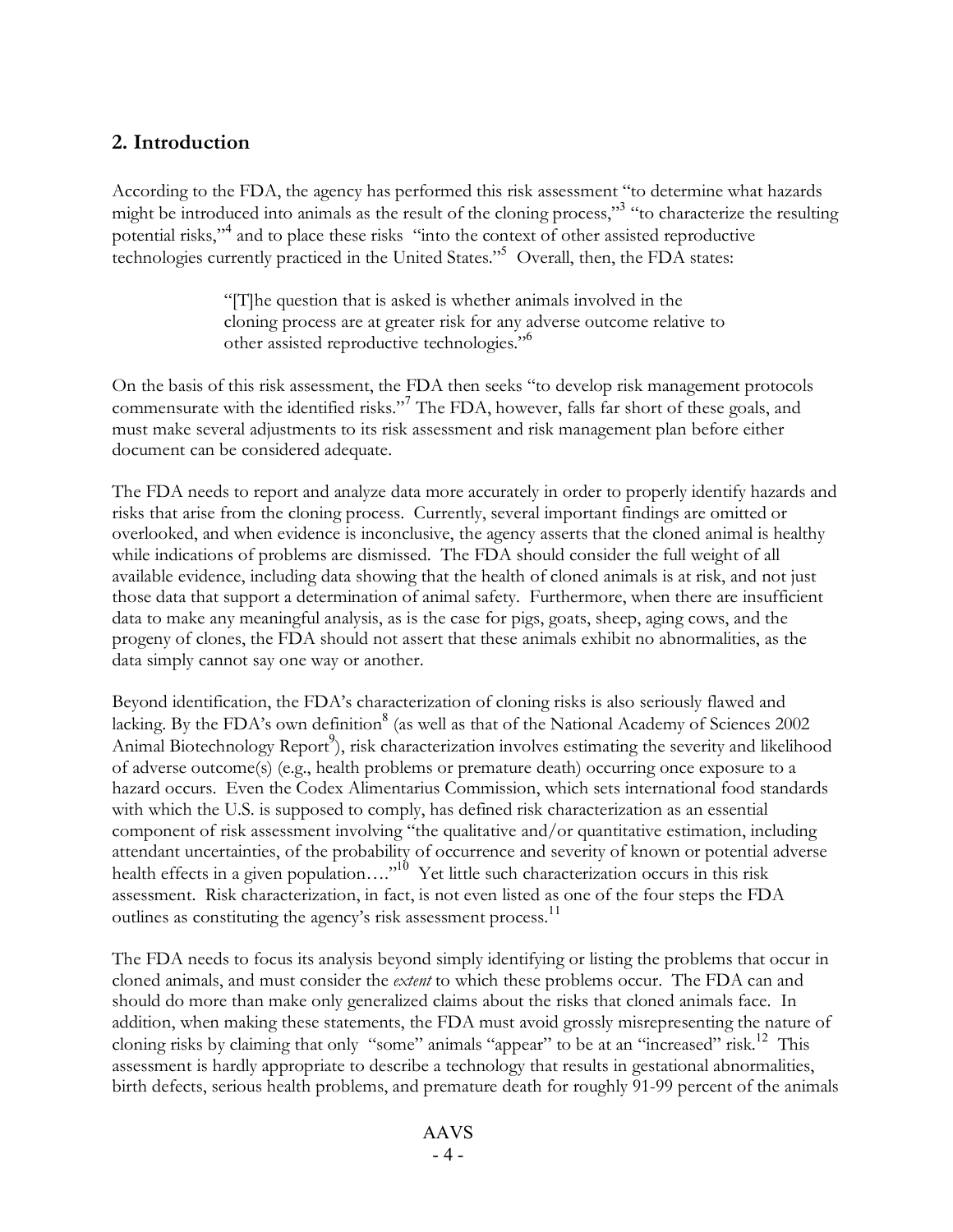## 2. Introduction

According to the FDA, the agency has performed this risk assessment "to determine what hazards might be introduced into animals as the result of the cloning process,"[3] "to characterize the resulting potential risks,"[4] and to place these risks "into the context of other assisted reproductive technologies currently practiced in the United States."[5] Overall, then, the FDA states:

> "[T]he question that is asked is whether animals involved in the cloning process are at greater risk for any adverse outcome relative to other assisted reproductive technologies."[6]

On the basis of this risk assessment, the FDA then seeks "to develop risk management protocols commensurate with the identified risks."[7] The FDA, however, falls far short of these goals, and must make several adjustments to its risk assessment and risk management plan before either document can be considered adequate.

The FDA needs to report and analyze data more accurately in order to properly identify hazards and risks that arise from the cloning process. Currently, several important findings are omitted or overlooked, and when evidence is inconclusive, the agency asserts that the cloned animal is healthy while indications of problems are dismissed. The FDA should consider the full weight of all available evidence, including data showing that the health of cloned animals is at risk, and not just those data that support a determination of animal safety. Furthermore, when there are insufficient data to make any meaningful analysis, as is the case for pigs, goats, sheep, aging cows, and the progeny of clones, the FDA should not assert that these animals exhibit no abnormalities, as the data simply cannot say one way or another.

Beyond identification, the FDA's characterization of cloning risks is also seriously flawed and lacking. By the FDA's own definition[8] (as well as that of the National Academy of Sciences 2002 Animal Biotechnology Report[9]), risk characterization involves estimating the severity and likelihood of adverse outcome(s) (e.g., health problems or premature death) occurring once exposure to a hazard occurs. Even the Codex Alimentarius Commission, which sets international food standards with which the U.S. is supposed to comply, has defined risk characterization as an essential component of risk assessment involving "the qualitative and/or quantitative estimation, including attendant uncertainties, of the probability of occurrence and severity of known or potential adverse health effects in a given population…."[10] Yet little such characterization occurs in this risk assessment. Risk characterization, in fact, is not even listed as one of the four steps the FDA outlines as constituting the agency's risk assessment process.[11]

The FDA needs to focus its analysis beyond simply identifying or listing the problems that occur in cloned animals, and must consider the *extent* to which these problems occur. The FDA can and should do more than make only generalized claims about the risks that cloned animals face. In addition, when making these statements, the FDA must avoid grossly misrepresenting the nature of cloning risks by claiming that only "some" animals "appear" to be at an "increased" risk.[12] This assessment is hardly appropriate to describe a technology that results in gestational abnormalities, birth defects, serious health problems, and premature death for roughly 91-99 percent of the animals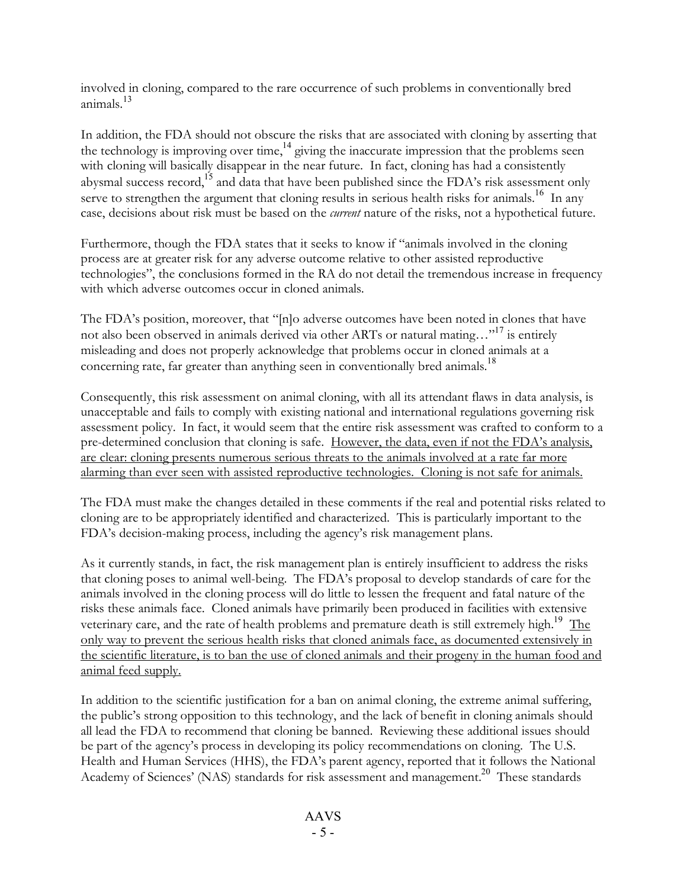involved in cloning, compared to the rare occurrence of such problems in conventionally bred animals.[13]

In addition, the FDA should not obscure the risks that are associated with cloning by asserting that the technology is improving over time,[14] giving the inaccurate impression that the problems seen with cloning will basically disappear in the near future. In fact, cloning has had a consistently abysmal success record,[15] and data that have been published since the FDA's risk assessment only serve to strengthen the argument that cloning results in serious health risks for animals.[16] In any case, decisions about risk must be based on the *current* nature of the risks, not a hypothetical future.

Furthermore, though the FDA states that it seeks to know if "animals involved in the cloning process are at greater risk for any adverse outcome relative to other assisted reproductive technologies", the conclusions formed in the RA do not detail the tremendous increase in frequency with which adverse outcomes occur in cloned animals.

The FDA's position, moreover, that "[n]o adverse outcomes have been noted in clones that have not also been observed in animals derived via other ARTs or natural mating…"[17] is entirely misleading and does not properly acknowledge that problems occur in cloned animals at a concerning rate, far greater than anything seen in conventionally bred animals.[18]

Consequently, this risk assessment on animal cloning, with all its attendant flaws in data analysis, is unacceptable and fails to comply with existing national and international regulations governing risk assessment policy. In fact, it would seem that the entire risk assessment was crafted to conform to a pre-determined conclusion that cloning is safe. <u>However, the data, even if not the FDA's analysis, are clear: cloning presents numerous serious threats to the animals involved at a rate far more alarming than ever seen with assisted reproductive technologies. Cloning is not safe for animals.</u>

The FDA must make the changes detailed in these comments if the real and potential risks related to cloning are to be appropriately identified and characterized. This is particularly important to the FDA's decision-making process, including the agency's risk management plans.

As it currently stands, in fact, the risk management plan is entirely insufficient to address the risks that cloning poses to animal well-being. The FDA's proposal to develop standards of care for the animals involved in the cloning process will do little to lessen the frequent and fatal nature of the risks these animals face. Cloned animals have primarily been produced in facilities with extensive veterinary care, and the rate of health problems and premature death is still extremely high.[19] <u>The only way to prevent the serious health risks that cloned animals face, as documented extensively in the scientific literature, is to ban the use of cloned animals and their progeny in the human food and animal feed supply.</u>

In addition to the scientific justification for a ban on animal cloning, the extreme animal suffering, the public's strong opposition to this technology, and the lack of benefit in cloning animals should all lead the FDA to recommend that cloning be banned. Reviewing these additional issues should be part of the agency's process in developing its policy recommendations on cloning. The U.S. Health and Human Services (HHS), the FDA's parent agency, reported that it follows the National Academy of Sciences' (NAS) standards for risk assessment and management.[20] These standards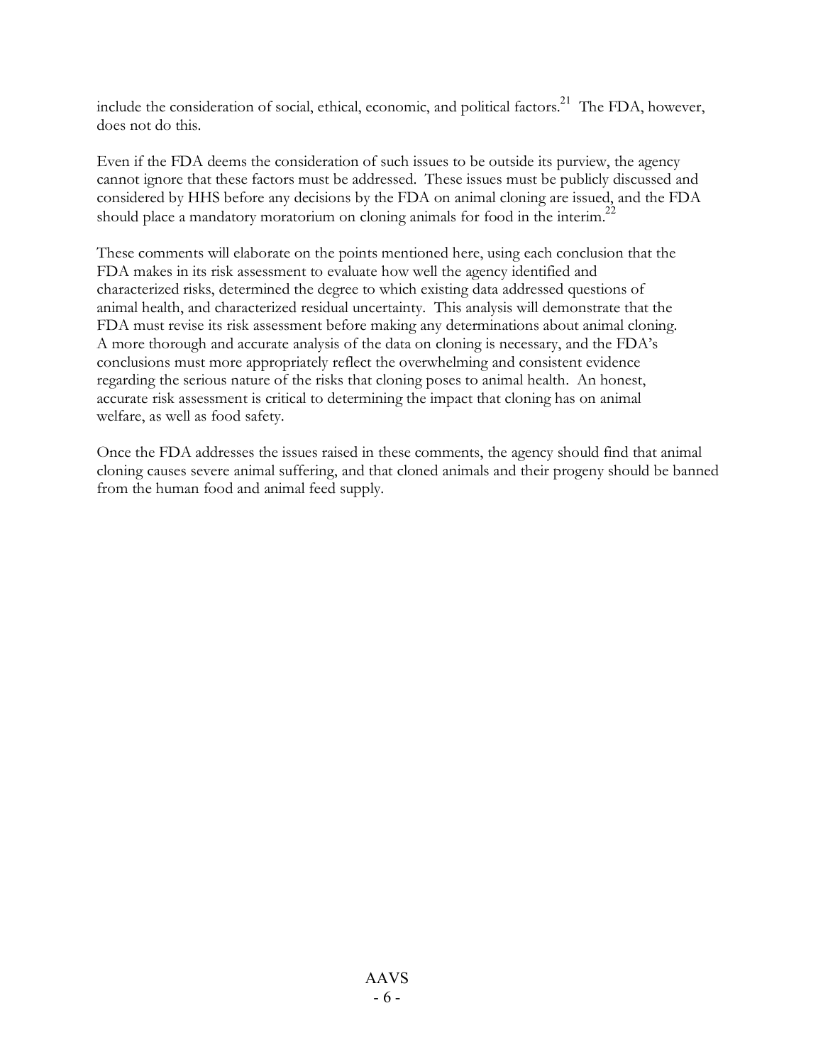include the consideration of social, ethical, economic, and political factors.[21] The FDA, however, does not do this.

Even if the FDA deems the consideration of such issues to be outside its purview, the agency cannot ignore that these factors must be addressed. These issues must be publicly discussed and considered by HHS before any decisions by the FDA on animal cloning are issued, and the FDA should place a mandatory moratorium on cloning animals for food in the interim.[22]

These comments will elaborate on the points mentioned here, using each conclusion that the FDA makes in its risk assessment to evaluate how well the agency identified and characterized risks, determined the degree to which existing data addressed questions of animal health, and characterized residual uncertainty. This analysis will demonstrate that the FDA must revise its risk assessment before making any determinations about animal cloning. A more thorough and accurate analysis of the data on cloning is necessary, and the FDA's conclusions must more appropriately reflect the overwhelming and consistent evidence regarding the serious nature of the risks that cloning poses to animal health. An honest, accurate risk assessment is critical to determining the impact that cloning has on animal welfare, as well as food safety.

Once the FDA addresses the issues raised in these comments, the agency should find that animal cloning causes severe animal suffering, and that cloned animals and their progeny should be banned from the human food and animal feed supply.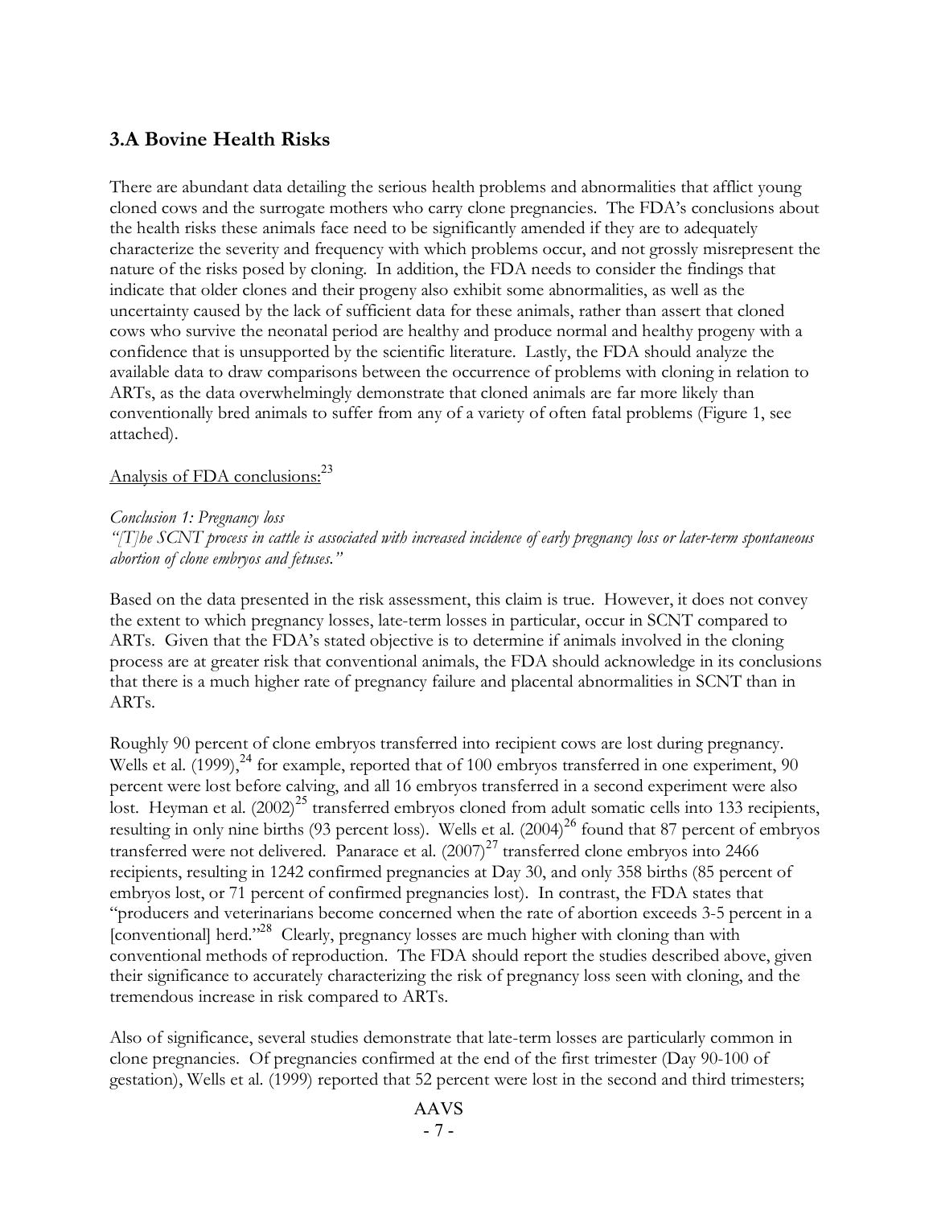### 3.A Bovine Health Risks

There are abundant data detailing the serious health problems and abnormalities that afflict young cloned cows and the surrogate mothers who carry clone pregnancies. The FDA's conclusions about the health risks these animals face need to be significantly amended if they are to adequately characterize the severity and frequency with which problems occur, and not grossly misrepresent the nature of the risks posed by cloning. In addition, the FDA needs to consider the findings that indicate that older clones and their progeny also exhibit some abnormalities, as well as the uncertainty caused by the lack of sufficient data for these animals, rather than assert that cloned cows who survive the neonatal period are healthy and produce normal and healthy progeny with a confidence that is unsupported by the scientific literature. Lastly, the FDA should analyze the available data to draw comparisons between the occurrence of problems with cloning in relation to ARTs, as the data overwhelmingly demonstrate that cloned animals are far more likely than conventionally bred animals to suffer from any of a variety of often fatal problems (Figure 1, see attached).

Analysis of FDA conclusions:[23]

*Conclusion 1: Pregnancy loss*
*"[T]he SCNT process in cattle is associated with increased incidence of early pregnancy loss or later-term spontaneous abortion of clone embryos and fetuses."*

Based on the data presented in the risk assessment, this claim is true. However, it does not convey the extent to which pregnancy losses, late-term losses in particular, occur in SCNT compared to ARTs. Given that the FDA's stated objective is to determine if animals involved in the cloning process are at greater risk that conventional animals, the FDA should acknowledge in its conclusions that there is a much higher rate of pregnancy failure and placental abnormalities in SCNT than in ARTs.

Roughly 90 percent of clone embryos transferred into recipient cows are lost during pregnancy. Wells et al. (1999),[24] for example, reported that of 100 embryos transferred in one experiment, 90 percent were lost before calving, and all 16 embryos transferred in a second experiment were also lost. Heyman et al. (2002)[25] transferred embryos cloned from adult somatic cells into 133 recipients, resulting in only nine births (93 percent loss). Wells et al. (2004)[26] found that 87 percent of embryos transferred were not delivered. Panarace et al. (2007)[27] transferred clone embryos into 2466 recipients, resulting in 1242 confirmed pregnancies at Day 30, and only 358 births (85 percent of embryos lost, or 71 percent of confirmed pregnancies lost). In contrast, the FDA states that "producers and veterinarians become concerned when the rate of abortion exceeds 3-5 percent in a [conventional] herd."[28] Clearly, pregnancy losses are much higher with cloning than with conventional methods of reproduction. The FDA should report the studies described above, given their significance to accurately characterizing the risk of pregnancy loss seen with cloning, and the tremendous increase in risk compared to ARTs.

Also of significance, several studies demonstrate that late-term losses are particularly common in clone pregnancies. Of pregnancies confirmed at the end of the first trimester (Day 90-100 of gestation), Wells et al. (1999) reported that 52 percent were lost in the second and third trimesters;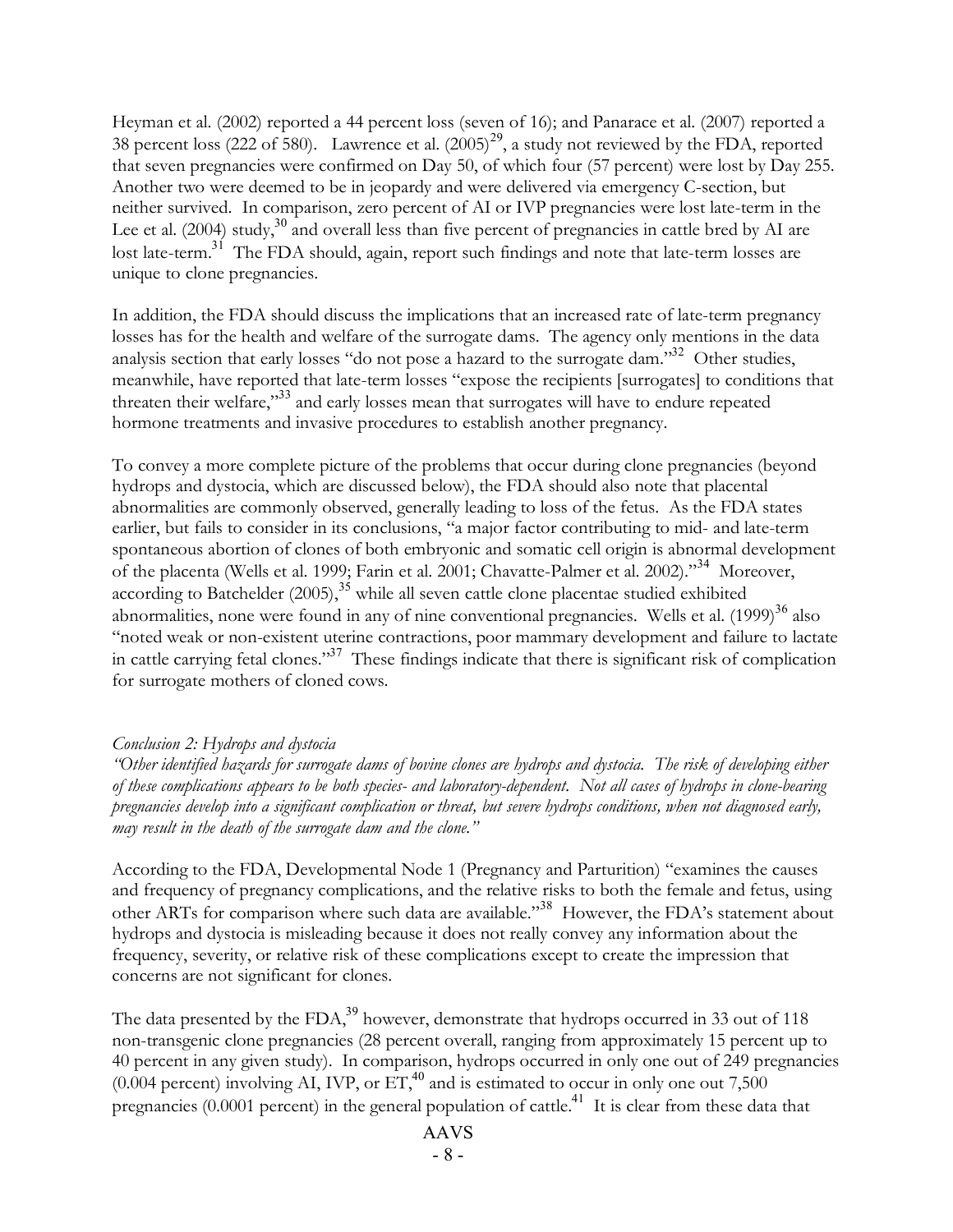Heyman et al. (2002) reported a 44 percent loss (seven of 16); and Panarace et al. (2007) reported a 38 percent loss (222 of 580). Lawrence et al. (2005)[29], a study not reviewed by the FDA, reported that seven pregnancies were confirmed on Day 50, of which four (57 percent) were lost by Day 255. Another two were deemed to be in jeopardy and were delivered via emergency C-section, but neither survived. In comparison, zero percent of AI or IVP pregnancies were lost late-term in the Lee et al. (2004) study,[30] and overall less than five percent of pregnancies in cattle bred by AI are lost late-term.[31] The FDA should, again, report such findings and note that late-term losses are unique to clone pregnancies.

In addition, the FDA should discuss the implications that an increased rate of late-term pregnancy losses has for the health and welfare of the surrogate dams. The agency only mentions in the data analysis section that early losses "do not pose a hazard to the surrogate dam."[32] Other studies, meanwhile, have reported that late-term losses "expose the recipients [surrogates] to conditions that threaten their welfare,"[33] and early losses mean that surrogates will have to endure repeated hormone treatments and invasive procedures to establish another pregnancy.

To convey a more complete picture of the problems that occur during clone pregnancies (beyond hydrops and dystocia, which are discussed below), the FDA should also note that placental abnormalities are commonly observed, generally leading to loss of the fetus. As the FDA states earlier, but fails to consider in its conclusions, "a major factor contributing to mid- and late-term spontaneous abortion of clones of both embryonic and somatic cell origin is abnormal development of the placenta (Wells et al. 1999; Farin et al. 2001; Chavatte-Palmer et al. 2002)."[34] Moreover, according to Batchelder (2005),[35] while all seven cattle clone placentae studied exhibited abnormalities, none were found in any of nine conventional pregnancies. Wells et al. (1999)[36] also "noted weak or non-existent uterine contractions, poor mammary development and failure to lactate in cattle carrying fetal clones."[37] These findings indicate that there is significant risk of complication for surrogate mothers of cloned cows.

*Conclusion 2: Hydrops and dystocia*

*"Other identified hazards for surrogate dams of bovine clones are hydrops and dystocia. The risk of developing either of these complications appears to be both species- and laboratory-dependent. Not all cases of hydrops in clone-bearing pregnancies develop into a significant complication or threat, but severe hydrops conditions, when not diagnosed early, may result in the death of the surrogate dam and the clone."*

According to the FDA, Developmental Node 1 (Pregnancy and Parturition) "examines the causes and frequency of pregnancy complications, and the relative risks to both the female and fetus, using other ARTs for comparison where such data are available."[38] However, the FDA's statement about hydrops and dystocia is misleading because it does not really convey any information about the frequency, severity, or relative risk of these complications except to create the impression that concerns are not significant for clones.

The data presented by the FDA,[39] however, demonstrate that hydrops occurred in 33 out of 118 non-transgenic clone pregnancies (28 percent overall, ranging from approximately 15 percent up to 40 percent in any given study). In comparison, hydrops occurred in only one out of 249 pregnancies (0.004 percent) involving AI, IVP, or ET,[40] and is estimated to occur in only one out 7,500 pregnancies (0.0001 percent) in the general population of cattle.[41] It is clear from these data that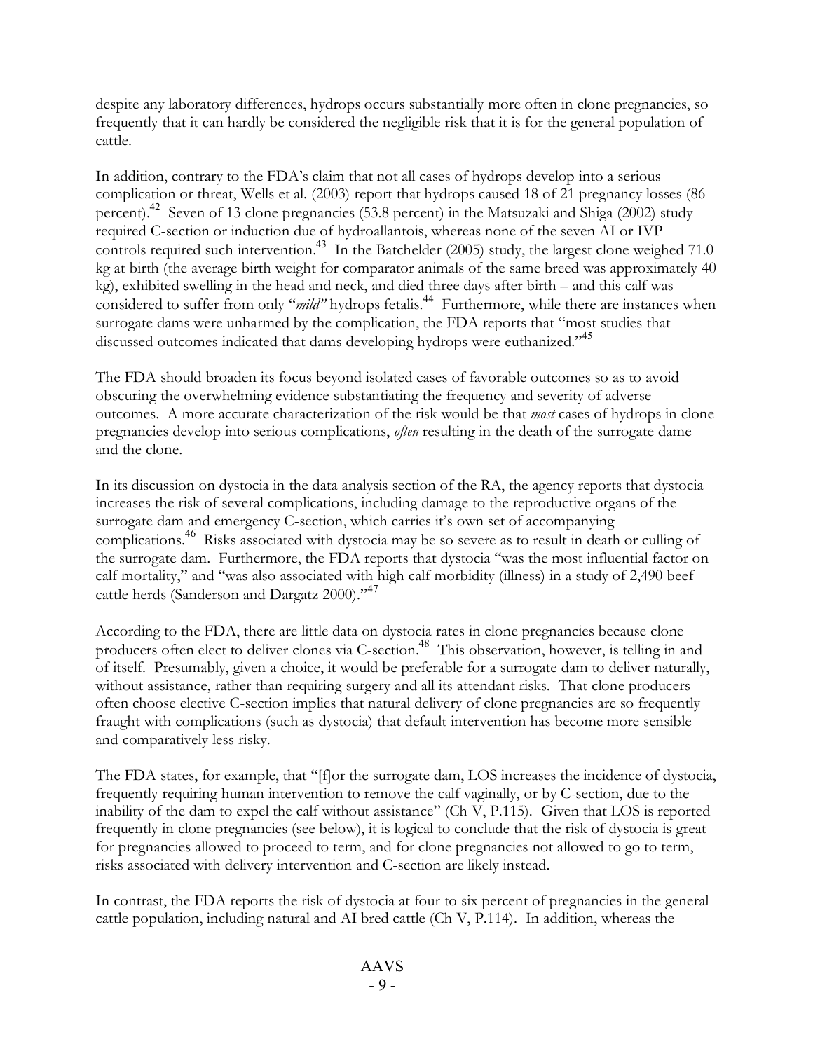despite any laboratory differences, hydrops occurs substantially more often in clone pregnancies, so frequently that it can hardly be considered the negligible risk that it is for the general population of cattle.

In addition, contrary to the FDA's claim that not all cases of hydrops develop into a serious complication or threat, Wells et al. (2003) report that hydrops caused 18 of 21 pregnancy losses (86 percent).[42] Seven of 13 clone pregnancies (53.8 percent) in the Matsuzaki and Shiga (2002) study required C-section or induction due of hydroallantois, whereas none of the seven AI or IVP controls required such intervention.[43] In the Batchelder (2005) study, the largest clone weighed 71.0 kg at birth (the average birth weight for comparator animals of the same breed was approximately 40 kg), exhibited swelling in the head and neck, and died three days after birth – and this calf was considered to suffer from only "*mild"* hydrops fetalis.[44] Furthermore, while there are instances when surrogate dams were unharmed by the complication, the FDA reports that "most studies that discussed outcomes indicated that dams developing hydrops were euthanized."[45]

The FDA should broaden its focus beyond isolated cases of favorable outcomes so as to avoid obscuring the overwhelming evidence substantiating the frequency and severity of adverse outcomes. A more accurate characterization of the risk would be that *most* cases of hydrops in clone pregnancies develop into serious complications, *often* resulting in the death of the surrogate dame and the clone.

In its discussion on dystocia in the data analysis section of the RA, the agency reports that dystocia increases the risk of several complications, including damage to the reproductive organs of the surrogate dam and emergency C-section, which carries it's own set of accompanying complications.[46] Risks associated with dystocia may be so severe as to result in death or culling of the surrogate dam. Furthermore, the FDA reports that dystocia "was the most influential factor on calf mortality," and "was also associated with high calf morbidity (illness) in a study of 2,490 beef cattle herds (Sanderson and Dargatz 2000)."[47]

According to the FDA, there are little data on dystocia rates in clone pregnancies because clone producers often elect to deliver clones via C-section.[48] This observation, however, is telling in and of itself. Presumably, given a choice, it would be preferable for a surrogate dam to deliver naturally, without assistance, rather than requiring surgery and all its attendant risks. That clone producers often choose elective C-section implies that natural delivery of clone pregnancies are so frequently fraught with complications (such as dystocia) that default intervention has become more sensible and comparatively less risky.

The FDA states, for example, that "[f]or the surrogate dam, LOS increases the incidence of dystocia, frequently requiring human intervention to remove the calf vaginally, or by C-section, due to the inability of the dam to expel the calf without assistance" (Ch V, P.115). Given that LOS is reported frequently in clone pregnancies (see below), it is logical to conclude that the risk of dystocia is great for pregnancies allowed to proceed to term, and for clone pregnancies not allowed to go to term, risks associated with delivery intervention and C-section are likely instead.

In contrast, the FDA reports the risk of dystocia at four to six percent of pregnancies in the general cattle population, including natural and AI bred cattle (Ch V, P.114). In addition, whereas the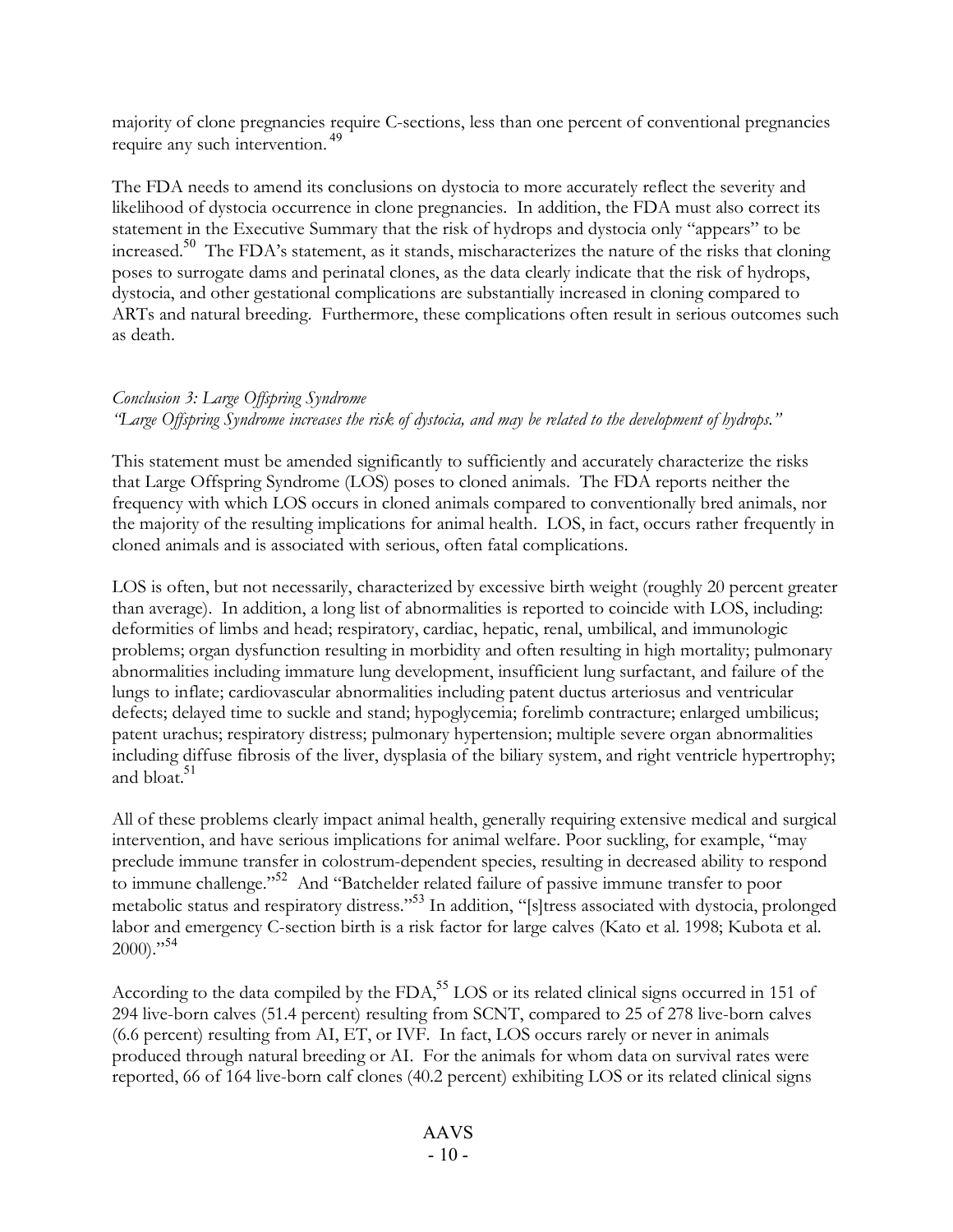majority of clone pregnancies require C-sections, less than one percent of conventional pregnancies require any such intervention.[49]

The FDA needs to amend its conclusions on dystocia to more accurately reflect the severity and likelihood of dystocia occurrence in clone pregnancies. In addition, the FDA must also correct its statement in the Executive Summary that the risk of hydrops and dystocia only "appears" to be increased.[50] The FDA's statement, as it stands, mischaracterizes the nature of the risks that cloning poses to surrogate dams and perinatal clones, as the data clearly indicate that the risk of hydrops, dystocia, and other gestational complications are substantially increased in cloning compared to ARTs and natural breeding. Furthermore, these complications often result in serious outcomes such as death.

*Conclusion 3: Large Offspring Syndrome*
*"Large Offspring Syndrome increases the risk of dystocia, and may be related to the development of hydrops."*

This statement must be amended significantly to sufficiently and accurately characterize the risks that Large Offspring Syndrome (LOS) poses to cloned animals. The FDA reports neither the frequency with which LOS occurs in cloned animals compared to conventionally bred animals, nor the majority of the resulting implications for animal health. LOS, in fact, occurs rather frequently in cloned animals and is associated with serious, often fatal complications.

LOS is often, but not necessarily, characterized by excessive birth weight (roughly 20 percent greater than average). In addition, a long list of abnormalities is reported to coincide with LOS, including: deformities of limbs and head; respiratory, cardiac, hepatic, renal, umbilical, and immunologic problems; organ dysfunction resulting in morbidity and often resulting in high mortality; pulmonary abnormalities including immature lung development, insufficient lung surfactant, and failure of the lungs to inflate; cardiovascular abnormalities including patent ductus arteriosus and ventricular defects; delayed time to suckle and stand; hypoglycemia; forelimb contracture; enlarged umbilicus; patent urachus; respiratory distress; pulmonary hypertension; multiple severe organ abnormalities including diffuse fibrosis of the liver, dysplasia of the biliary system, and right ventricle hypertrophy; and bloat.[51]

All of these problems clearly impact animal health, generally requiring extensive medical and surgical intervention, and have serious implications for animal welfare. Poor suckling, for example, "may preclude immune transfer in colostrum-dependent species, resulting in decreased ability to respond to immune challenge."[52] And "Batchelder related failure of passive immune transfer to poor metabolic status and respiratory distress."[53] In addition, "[s]tress associated with dystocia, prolonged labor and emergency C-section birth is a risk factor for large calves (Kato et al. 1998; Kubota et al. 2000)."[54]

According to the data compiled by the FDA,[55] LOS or its related clinical signs occurred in 151 of 294 live-born calves (51.4 percent) resulting from SCNT, compared to 25 of 278 live-born calves (6.6 percent) resulting from AI, ET, or IVF. In fact, LOS occurs rarely or never in animals produced through natural breeding or AI. For the animals for whom data on survival rates were reported, 66 of 164 live-born calf clones (40.2 percent) exhibiting LOS or its related clinical signs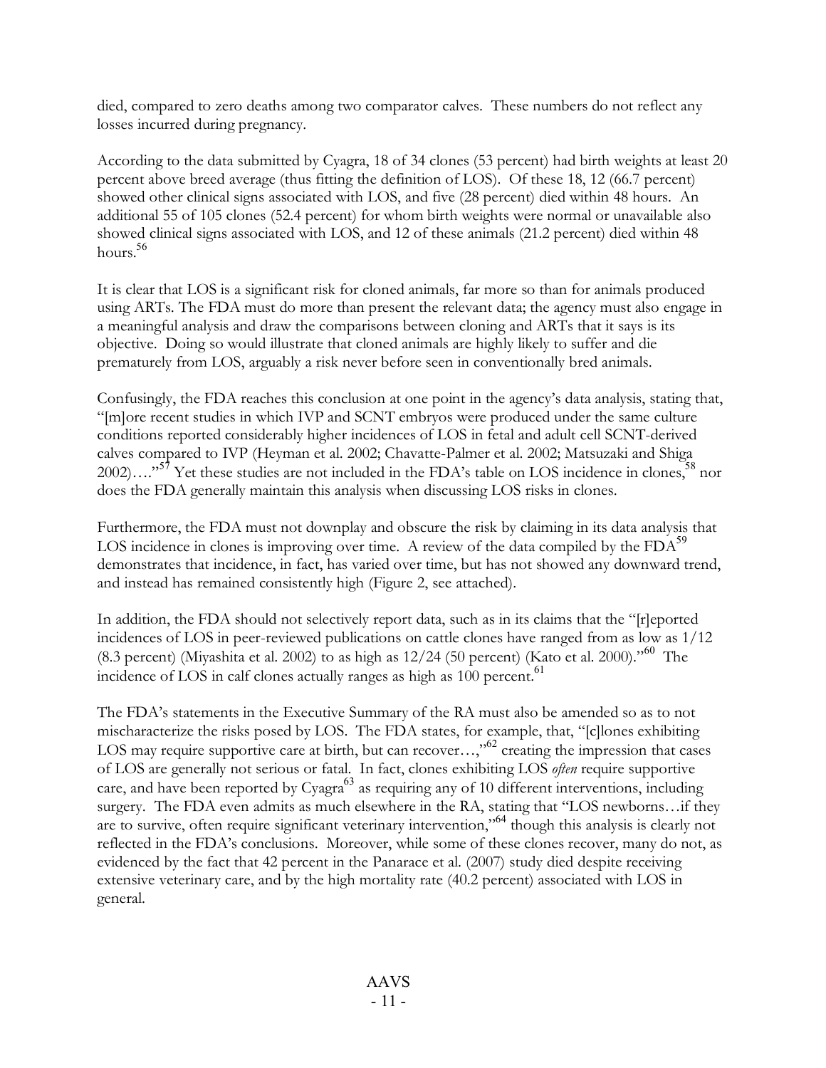died, compared to zero deaths among two comparator calves. These numbers do not reflect any losses incurred during pregnancy.

According to the data submitted by Cyagra, 18 of 34 clones (53 percent) had birth weights at least 20 percent above breed average (thus fitting the definition of LOS). Of these 18, 12 (66.7 percent) showed other clinical signs associated with LOS, and five (28 percent) died within 48 hours. An additional 55 of 105 clones (52.4 percent) for whom birth weights were normal or unavailable also showed clinical signs associated with LOS, and 12 of these animals (21.2 percent) died within 48 hours.[56]

It is clear that LOS is a significant risk for cloned animals, far more so than for animals produced using ARTs. The FDA must do more than present the relevant data; the agency must also engage in a meaningful analysis and draw the comparisons between cloning and ARTs that it says is its objective. Doing so would illustrate that cloned animals are highly likely to suffer and die prematurely from LOS, arguably a risk never before seen in conventionally bred animals.

Confusingly, the FDA reaches this conclusion at one point in the agency's data analysis, stating that, "[m]ore recent studies in which IVP and SCNT embryos were produced under the same culture conditions reported considerably higher incidences of LOS in fetal and adult cell SCNT-derived calves compared to IVP (Heyman et al. 2002; Chavatte-Palmer et al. 2002; Matsuzaki and Shiga 2002)…."[57] Yet these studies are not included in the FDA's table on LOS incidence in clones,[58] nor does the FDA generally maintain this analysis when discussing LOS risks in clones.

Furthermore, the FDA must not downplay and obscure the risk by claiming in its data analysis that LOS incidence in clones is improving over time. A review of the data compiled by the FDA[59] demonstrates that incidence, in fact, has varied over time, but has not showed any downward trend, and instead has remained consistently high (Figure 2, see attached).

In addition, the FDA should not selectively report data, such as in its claims that the "[r]eported incidences of LOS in peer-reviewed publications on cattle clones have ranged from as low as 1/12 (8.3 percent) (Miyashita et al. 2002) to as high as 12/24 (50 percent) (Kato et al. 2000)."[60] The incidence of LOS in calf clones actually ranges as high as 100 percent.[61]

The FDA's statements in the Executive Summary of the RA must also be amended so as to not mischaracterize the risks posed by LOS. The FDA states, for example, that, "[c]lones exhibiting LOS may require supportive care at birth, but can recover…,"[62] creating the impression that cases of LOS are generally not serious or fatal. In fact, clones exhibiting LOS *often* require supportive care, and have been reported by Cyagra[63] as requiring any of 10 different interventions, including surgery. The FDA even admits as much elsewhere in the RA, stating that "LOS newborns…if they are to survive, often require significant veterinary intervention,"[64] though this analysis is clearly not reflected in the FDA's conclusions. Moreover, while some of these clones recover, many do not, as evidenced by the fact that 42 percent in the Panarace et al. (2007) study died despite receiving extensive veterinary care, and by the high mortality rate (40.2 percent) associated with LOS in general.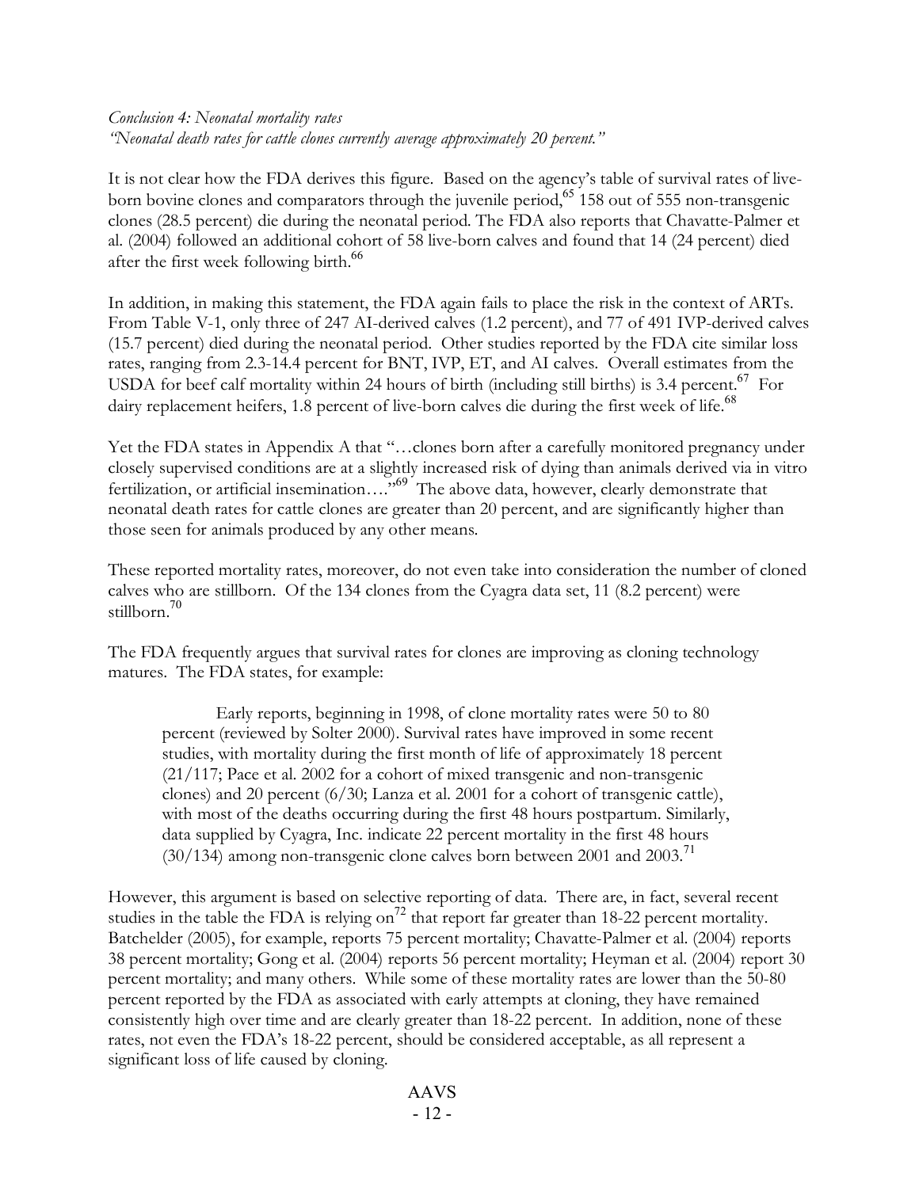*Conclusion 4: Neonatal mortality rates*
*"Neonatal death rates for cattle clones currently average approximately 20 percent."*

It is not clear how the FDA derives this figure. Based on the agency's table of survival rates of live-born bovine clones and comparators through the juvenile period,[65] 158 out of 555 non-transgenic clones (28.5 percent) die during the neonatal period. The FDA also reports that Chavatte-Palmer et al. (2004) followed an additional cohort of 58 live-born calves and found that 14 (24 percent) died after the first week following birth.[66]

In addition, in making this statement, the FDA again fails to place the risk in the context of ARTs. From Table V-1, only three of 247 AI-derived calves (1.2 percent), and 77 of 491 IVP-derived calves (15.7 percent) died during the neonatal period. Other studies reported by the FDA cite similar loss rates, ranging from 2.3-14.4 percent for BNT, IVP, ET, and AI calves. Overall estimates from the USDA for beef calf mortality within 24 hours of birth (including still births) is 3.4 percent.[67] For dairy replacement heifers, 1.8 percent of live-born calves die during the first week of life.[68]

Yet the FDA states in Appendix A that "…clones born after a carefully monitored pregnancy under closely supervised conditions are at a slightly increased risk of dying than animals derived via in vitro fertilization, or artificial insemination…."[69] The above data, however, clearly demonstrate that neonatal death rates for cattle clones are greater than 20 percent, and are significantly higher than those seen for animals produced by any other means.

These reported mortality rates, moreover, do not even take into consideration the number of cloned calves who are stillborn. Of the 134 clones from the Cyagra data set, 11 (8.2 percent) were stillborn.[70]

The FDA frequently argues that survival rates for clones are improving as cloning technology matures. The FDA states, for example:

> Early reports, beginning in 1998, of clone mortality rates were 50 to 80 percent (reviewed by Solter 2000). Survival rates have improved in some recent studies, with mortality during the first month of life of approximately 18 percent (21/117; Pace et al. 2002 for a cohort of mixed transgenic and non-transgenic clones) and 20 percent (6/30; Lanza et al. 2001 for a cohort of transgenic cattle), with most of the deaths occurring during the first 48 hours postpartum. Similarly, data supplied by Cyagra, Inc. indicate 22 percent mortality in the first 48 hours (30/134) among non-transgenic clone calves born between 2001 and 2003.[71]

However, this argument is based on selective reporting of data. There are, in fact, several recent studies in the table the FDA is relying on[72] that report far greater than 18-22 percent mortality. Batchelder (2005), for example, reports 75 percent mortality; Chavatte-Palmer et al. (2004) reports 38 percent mortality; Gong et al. (2004) reports 56 percent mortality; Heyman et al. (2004) report 30 percent mortality; and many others. While some of these mortality rates are lower than the 50-80 percent reported by the FDA as associated with early attempts at cloning, they have remained consistently high over time and are clearly greater than 18-22 percent. In addition, none of these rates, not even the FDA's 18-22 percent, should be considered acceptable, as all represent a significant loss of life caused by cloning.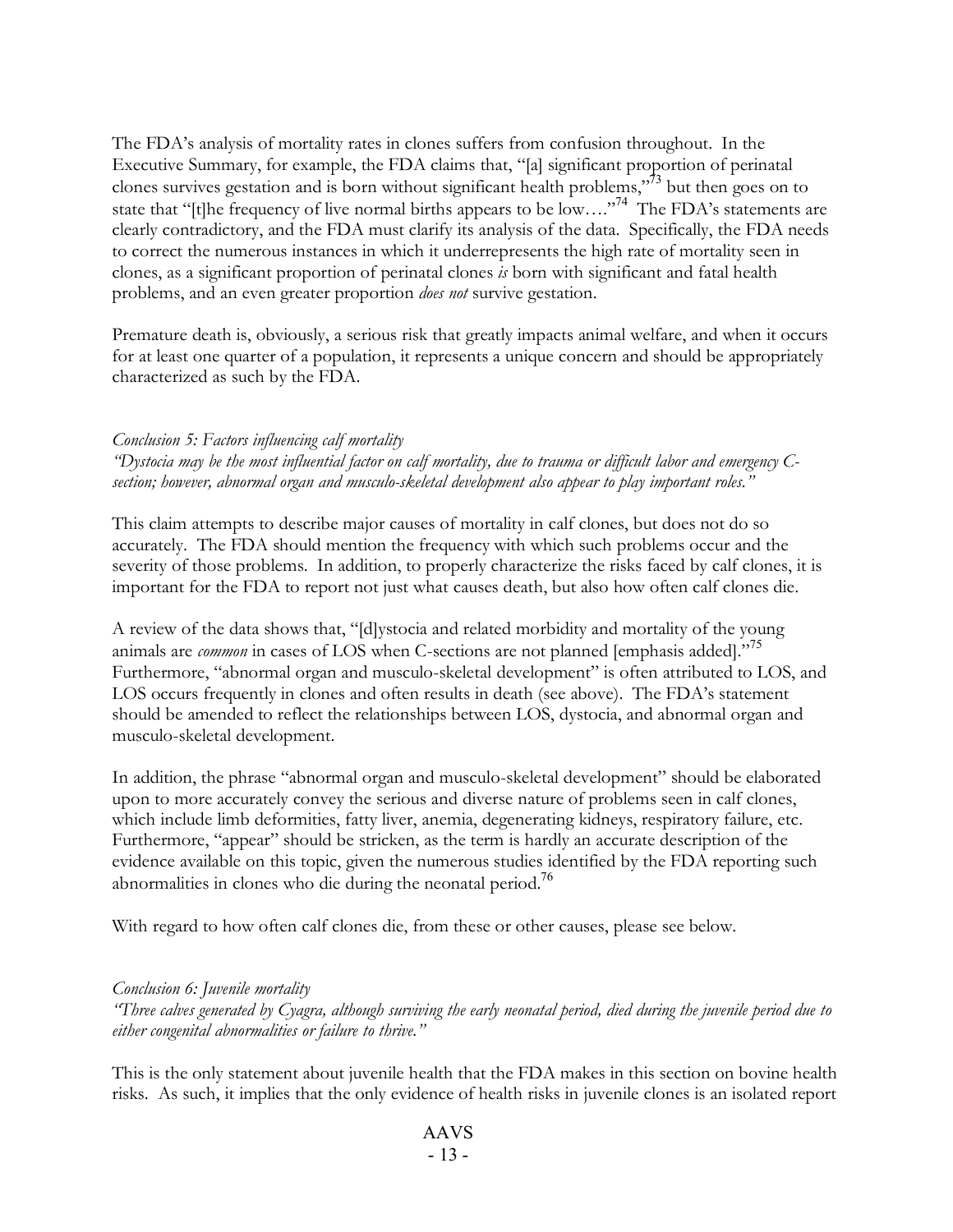The FDA's analysis of mortality rates in clones suffers from confusion throughout. In the Executive Summary, for example, the FDA claims that, "[a] significant proportion of perinatal clones survives gestation and is born without significant health problems,"[73] but then goes on to state that "[t]he frequency of live normal births appears to be low…."[74] The FDA's statements are clearly contradictory, and the FDA must clarify its analysis of the data. Specifically, the FDA needs to correct the numerous instances in which it underrepresents the high rate of mortality seen in clones, as a significant proportion of perinatal clones *is* born with significant and fatal health problems, and an even greater proportion *does not* survive gestation.

Premature death is, obviously, a serious risk that greatly impacts animal welfare, and when it occurs for at least one quarter of a population, it represents a unique concern and should be appropriately characterized as such by the FDA.

*Conclusion 5: Factors influencing calf mortality*
*"Dystocia may be the most influential factor on calf mortality, due to trauma or difficult labor and emergency C-section; however, abnormal organ and musculo-skeletal development also appear to play important roles."*

This claim attempts to describe major causes of mortality in calf clones, but does not do so accurately. The FDA should mention the frequency with which such problems occur and the severity of those problems. In addition, to properly characterize the risks faced by calf clones, it is important for the FDA to report not just what causes death, but also how often calf clones die.

A review of the data shows that, "[d]ystocia and related morbidity and mortality of the young animals are *common* in cases of LOS when C-sections are not planned [emphasis added]."[75] Furthermore, "abnormal organ and musculo-skeletal development" is often attributed to LOS, and LOS occurs frequently in clones and often results in death (see above). The FDA's statement should be amended to reflect the relationships between LOS, dystocia, and abnormal organ and musculo-skeletal development.

In addition, the phrase "abnormal organ and musculo-skeletal development" should be elaborated upon to more accurately convey the serious and diverse nature of problems seen in calf clones, which include limb deformities, fatty liver, anemia, degenerating kidneys, respiratory failure, etc. Furthermore, "appear" should be stricken, as the term is hardly an accurate description of the evidence available on this topic, given the numerous studies identified by the FDA reporting such abnormalities in clones who die during the neonatal period.[76]

With regard to how often calf clones die, from these or other causes, please see below.

*Conclusion 6: Juvenile mortality*
*"Three calves generated by Cyagra, although surviving the early neonatal period, died during the juvenile period due to either congenital abnormalities or failure to thrive."*

This is the only statement about juvenile health that the FDA makes in this section on bovine health risks. As such, it implies that the only evidence of health risks in juvenile clones is an isolated report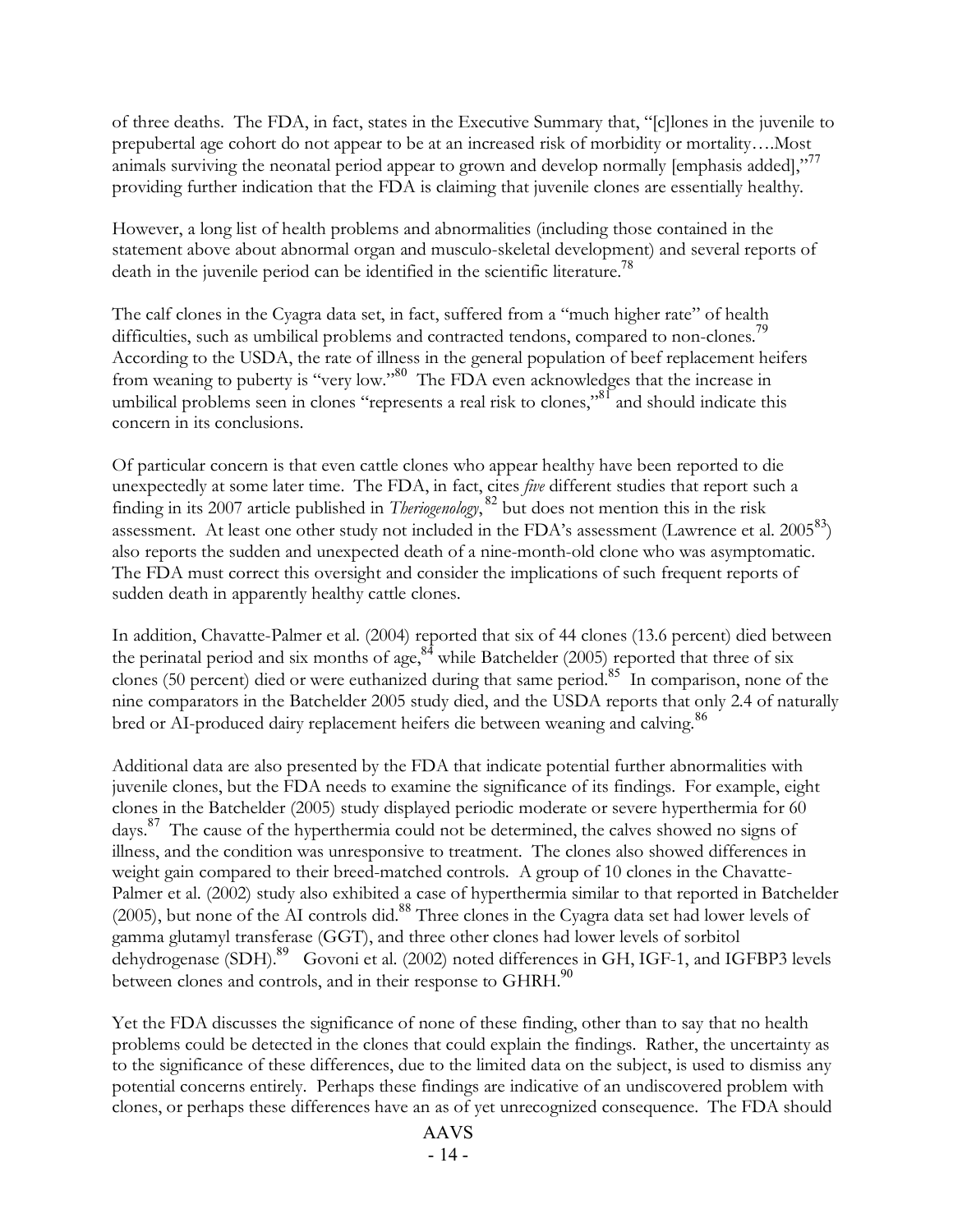of three deaths. The FDA, in fact, states in the Executive Summary that, "[c]lones in the juvenile to prepubertal age cohort do not appear to be at an increased risk of morbidity or mortality….Most animals surviving the neonatal period appear to grown and develop normally [emphasis added],"[77] providing further indication that the FDA is claiming that juvenile clones are essentially healthy.

However, a long list of health problems and abnormalities (including those contained in the statement above about abnormal organ and musculo-skeletal development) and several reports of death in the juvenile period can be identified in the scientific literature.[78]

The calf clones in the Cyagra data set, in fact, suffered from a "much higher rate" of health difficulties, such as umbilical problems and contracted tendons, compared to non-clones.[79] According to the USDA, the rate of illness in the general population of beef replacement heifers from weaning to puberty is "very low."[80] The FDA even acknowledges that the increase in umbilical problems seen in clones "represents a real risk to clones,"[81] and should indicate this concern in its conclusions.

Of particular concern is that even cattle clones who appear healthy have been reported to die unexpectedly at some later time. The FDA, in fact, cites *five* different studies that report such a finding in its 2007 article published in *Theriogenology*,[82] but does not mention this in the risk assessment. At least one other study not included in the FDA's assessment (Lawrence et al. 2005[83]) also reports the sudden and unexpected death of a nine-month-old clone who was asymptomatic. The FDA must correct this oversight and consider the implications of such frequent reports of sudden death in apparently healthy cattle clones.

In addition, Chavatte-Palmer et al. (2004) reported that six of 44 clones (13.6 percent) died between the perinatal period and six months of age,[84] while Batchelder (2005) reported that three of six clones (50 percent) died or were euthanized during that same period.[85] In comparison, none of the nine comparators in the Batchelder 2005 study died, and the USDA reports that only 2.4 of naturally bred or AI-produced dairy replacement heifers die between weaning and calving.[86]

Additional data are also presented by the FDA that indicate potential further abnormalities with juvenile clones, but the FDA needs to examine the significance of its findings. For example, eight clones in the Batchelder (2005) study displayed periodic moderate or severe hyperthermia for 60 days.[87] The cause of the hyperthermia could not be determined, the calves showed no signs of illness, and the condition was unresponsive to treatment. The clones also showed differences in weight gain compared to their breed-matched controls. A group of 10 clones in the Chavatte-Palmer et al. (2002) study also exhibited a case of hyperthermia similar to that reported in Batchelder (2005), but none of the AI controls did.[88] Three clones in the Cyagra data set had lower levels of gamma glutamyl transferase (GGT), and three other clones had lower levels of sorbitol dehydrogenase (SDH).[89] Govoni et al. (2002) noted differences in GH, IGF-1, and IGFBP3 levels between clones and controls, and in their response to GHRH.[90]

Yet the FDA discusses the significance of none of these finding, other than to say that no health problems could be detected in the clones that could explain the findings. Rather, the uncertainty as to the significance of these differences, due to the limited data on the subject, is used to dismiss any potential concerns entirely. Perhaps these findings are indicative of an undiscovered problem with clones, or perhaps these differences have an as of yet unrecognized consequence. The FDA should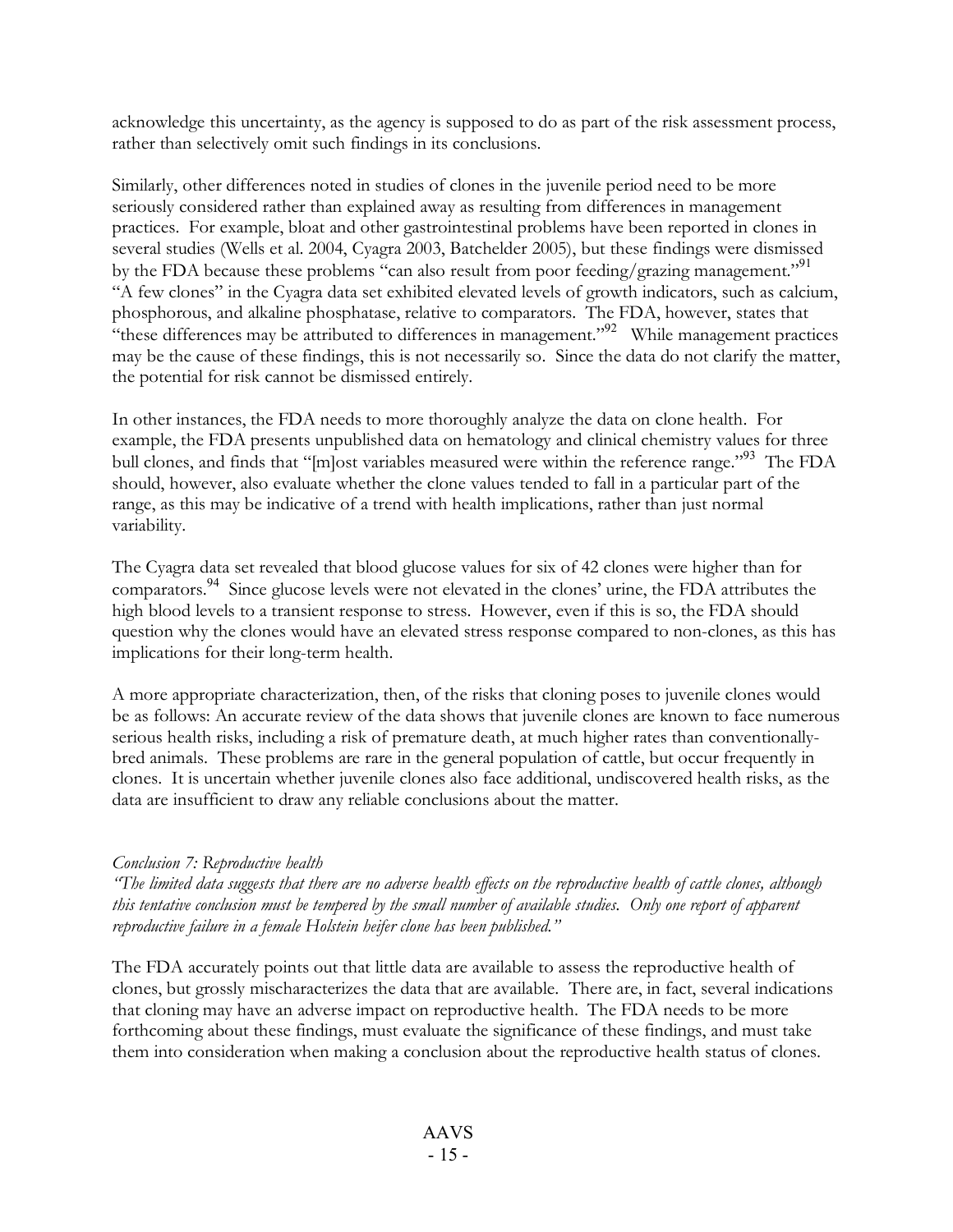acknowledge this uncertainty, as the agency is supposed to do as part of the risk assessment process, rather than selectively omit such findings in its conclusions.

Similarly, other differences noted in studies of clones in the juvenile period need to be more seriously considered rather than explained away as resulting from differences in management practices. For example, bloat and other gastrointestinal problems have been reported in clones in several studies (Wells et al. 2004, Cyagra 2003, Batchelder 2005), but these findings were dismissed by the FDA because these problems "can also result from poor feeding/grazing management."[91] "A few clones" in the Cyagra data set exhibited elevated levels of growth indicators, such as calcium, phosphorous, and alkaline phosphatase, relative to comparators. The FDA, however, states that "these differences may be attributed to differences in management."[92] While management practices may be the cause of these findings, this is not necessarily so. Since the data do not clarify the matter, the potential for risk cannot be dismissed entirely.

In other instances, the FDA needs to more thoroughly analyze the data on clone health. For example, the FDA presents unpublished data on hematology and clinical chemistry values for three bull clones, and finds that "[m]ost variables measured were within the reference range."[93] The FDA should, however, also evaluate whether the clone values tended to fall in a particular part of the range, as this may be indicative of a trend with health implications, rather than just normal variability.

The Cyagra data set revealed that blood glucose values for six of 42 clones were higher than for comparators.[94] Since glucose levels were not elevated in the clones' urine, the FDA attributes the high blood levels to a transient response to stress. However, even if this is so, the FDA should question why the clones would have an elevated stress response compared to non-clones, as this has implications for their long-term health.

A more appropriate characterization, then, of the risks that cloning poses to juvenile clones would be as follows: An accurate review of the data shows that juvenile clones are known to face numerous serious health risks, including a risk of premature death, at much higher rates than conventionally-bred animals. These problems are rare in the general population of cattle, but occur frequently in clones. It is uncertain whether juvenile clones also face additional, undiscovered health risks, as the data are insufficient to draw any reliable conclusions about the matter.

*Conclusion 7: Reproductive health*

*"The limited data suggests that there are no adverse health effects on the reproductive health of cattle clones, although this tentative conclusion must be tempered by the small number of available studies. Only one report of apparent reproductive failure in a female Holstein heifer clone has been published."*

The FDA accurately points out that little data are available to assess the reproductive health of clones, but grossly mischaracterizes the data that are available. There are, in fact, several indications that cloning may have an adverse impact on reproductive health. The FDA needs to be more forthcoming about these findings, must evaluate the significance of these findings, and must take them into consideration when making a conclusion about the reproductive health status of clones.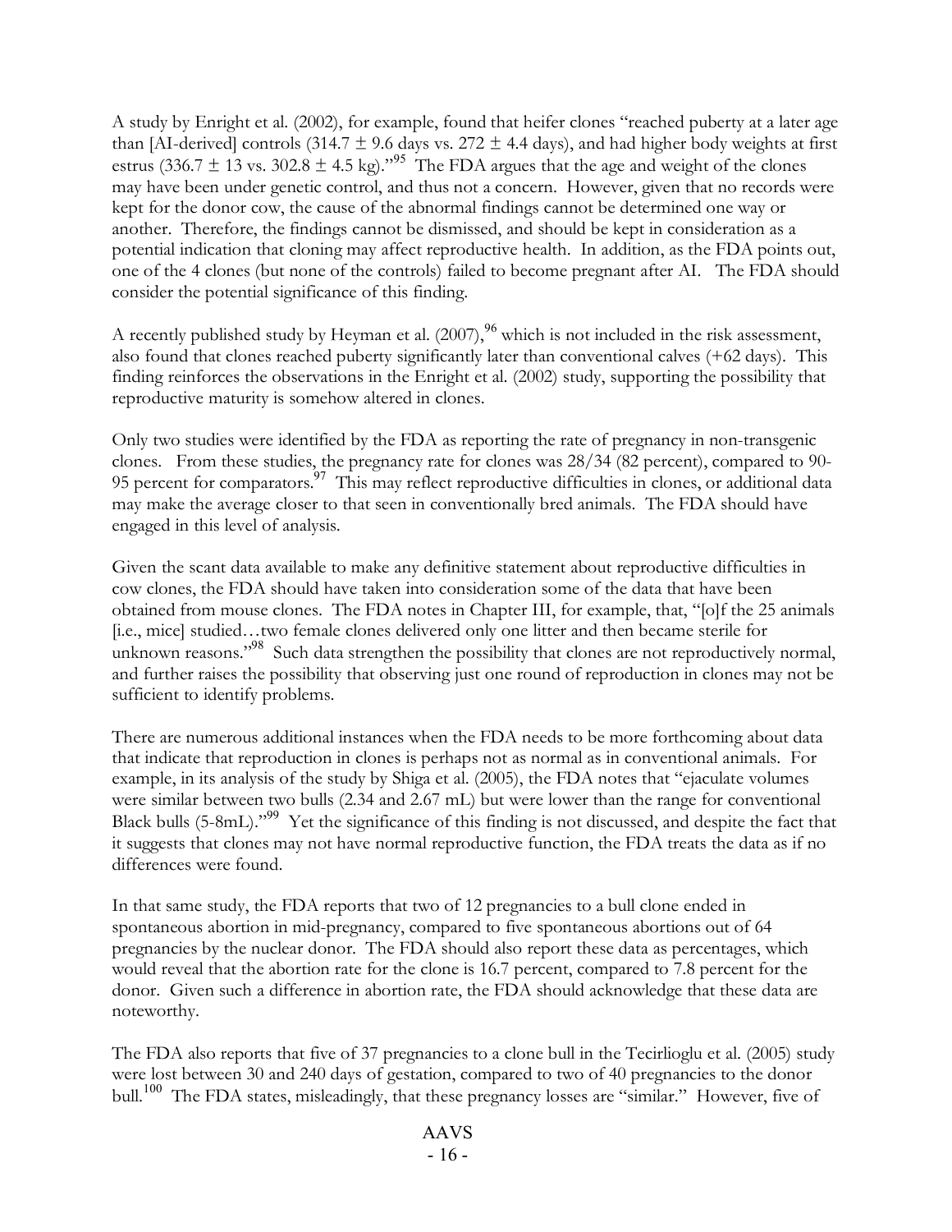A study by Enright et al. (2002), for example, found that heifer clones "reached puberty at a later age than [AI-derived] controls (314.7 ± 9.6 days vs. 272 ± 4.4 days), and had higher body weights at first estrus (336.7 ± 13 vs. 302.8 ± 4.5 kg)."[95] The FDA argues that the age and weight of the clones may have been under genetic control, and thus not a concern. However, given that no records were kept for the donor cow, the cause of the abnormal findings cannot be determined one way or another. Therefore, the findings cannot be dismissed, and should be kept in consideration as a potential indication that cloning may affect reproductive health. In addition, as the FDA points out, one of the 4 clones (but none of the controls) failed to become pregnant after AI. The FDA should consider the potential significance of this finding.

A recently published study by Heyman et al. (2007),[96] which is not included in the risk assessment, also found that clones reached puberty significantly later than conventional calves (+62 days). This finding reinforces the observations in the Enright et al. (2002) study, supporting the possibility that reproductive maturity is somehow altered in clones.

Only two studies were identified by the FDA as reporting the rate of pregnancy in non-transgenic clones. From these studies, the pregnancy rate for clones was 28/34 (82 percent), compared to 90-95 percent for comparators.[97] This may reflect reproductive difficulties in clones, or additional data may make the average closer to that seen in conventionally bred animals. The FDA should have engaged in this level of analysis.

Given the scant data available to make any definitive statement about reproductive difficulties in cow clones, the FDA should have taken into consideration some of the data that have been obtained from mouse clones. The FDA notes in Chapter III, for example, that, "[o]f the 25 animals [i.e., mice] studied…two female clones delivered only one litter and then became sterile for unknown reasons."[98] Such data strengthen the possibility that clones are not reproductively normal, and further raises the possibility that observing just one round of reproduction in clones may not be sufficient to identify problems.

There are numerous additional instances when the FDA needs to be more forthcoming about data that indicate that reproduction in clones is perhaps not as normal as in conventional animals. For example, in its analysis of the study by Shiga et al. (2005), the FDA notes that "ejaculate volumes were similar between two bulls (2.34 and 2.67 mL) but were lower than the range for conventional Black bulls (5-8mL)."[99] Yet the significance of this finding is not discussed, and despite the fact that it suggests that clones may not have normal reproductive function, the FDA treats the data as if no differences were found.

In that same study, the FDA reports that two of 12 pregnancies to a bull clone ended in spontaneous abortion in mid-pregnancy, compared to five spontaneous abortions out of 64 pregnancies by the nuclear donor. The FDA should also report these data as percentages, which would reveal that the abortion rate for the clone is 16.7 percent, compared to 7.8 percent for the donor. Given such a difference in abortion rate, the FDA should acknowledge that these data are noteworthy.

The FDA also reports that five of 37 pregnancies to a clone bull in the Tecirlioglu et al. (2005) study were lost between 30 and 240 days of gestation, compared to two of 40 pregnancies to the donor bull.[100] The FDA states, misleadingly, that these pregnancy losses are "similar." However, five of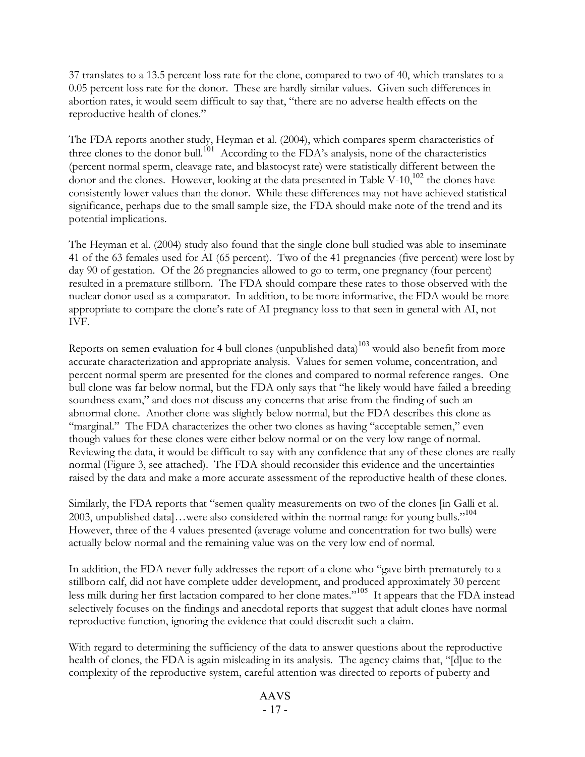37 translates to a 13.5 percent loss rate for the clone, compared to two of 40, which translates to a 0.05 percent loss rate for the donor. These are hardly similar values. Given such differences in abortion rates, it would seem difficult to say that, "there are no adverse health effects on the reproductive health of clones."

The FDA reports another study, Heyman et al. (2004), which compares sperm characteristics of three clones to the donor bull.[101] According to the FDA's analysis, none of the characteristics (percent normal sperm, cleavage rate, and blastocyst rate) were statistically different between the donor and the clones. However, looking at the data presented in Table V-10,[102] the clones have consistently lower values than the donor. While these differences may not have achieved statistical significance, perhaps due to the small sample size, the FDA should make note of the trend and its potential implications.

The Heyman et al. (2004) study also found that the single clone bull studied was able to inseminate 41 of the 63 females used for AI (65 percent). Two of the 41 pregnancies (five percent) were lost by day 90 of gestation. Of the 26 pregnancies allowed to go to term, one pregnancy (four percent) resulted in a premature stillborn. The FDA should compare these rates to those observed with the nuclear donor used as a comparator. In addition, to be more informative, the FDA would be more appropriate to compare the clone's rate of AI pregnancy loss to that seen in general with AI, not IVF.

Reports on semen evaluation for 4 bull clones (unpublished data)[103] would also benefit from more accurate characterization and appropriate analysis. Values for semen volume, concentration, and percent normal sperm are presented for the clones and compared to normal reference ranges. One bull clone was far below normal, but the FDA only says that "he likely would have failed a breeding soundness exam," and does not discuss any concerns that arise from the finding of such an abnormal clone. Another clone was slightly below normal, but the FDA describes this clone as "marginal." The FDA characterizes the other two clones as having "acceptable semen," even though values for these clones were either below normal or on the very low range of normal. Reviewing the data, it would be difficult to say with any confidence that any of these clones are really normal (Figure 3, see attached). The FDA should reconsider this evidence and the uncertainties raised by the data and make a more accurate assessment of the reproductive health of these clones.

Similarly, the FDA reports that "semen quality measurements on two of the clones [in Galli et al. 2003, unpublished data]…were also considered within the normal range for young bulls."[104] However, three of the 4 values presented (average volume and concentration for two bulls) were actually below normal and the remaining value was on the very low end of normal.

In addition, the FDA never fully addresses the report of a clone who "gave birth prematurely to a stillborn calf, did not have complete udder development, and produced approximately 30 percent less milk during her first lactation compared to her clone mates."[105] It appears that the FDA instead selectively focuses on the findings and anecdotal reports that suggest that adult clones have normal reproductive function, ignoring the evidence that could discredit such a claim.

With regard to determining the sufficiency of the data to answer questions about the reproductive health of clones, the FDA is again misleading in its analysis. The agency claims that, "[d]ue to the complexity of the reproductive system, careful attention was directed to reports of puberty and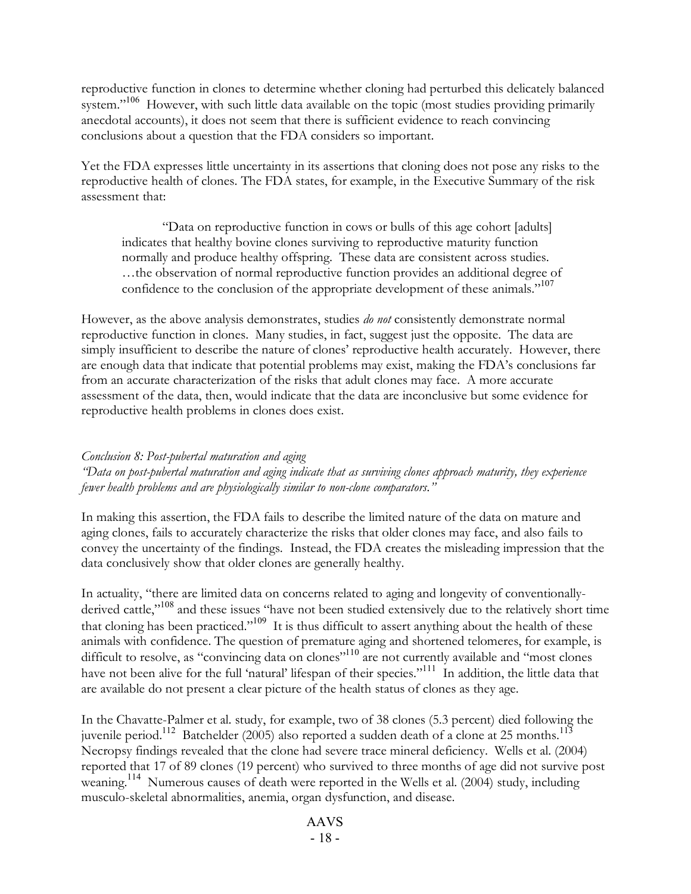reproductive function in clones to determine whether cloning had perturbed this delicately balanced system."[106] However, with such little data available on the topic (most studies providing primarily anecdotal accounts), it does not seem that there is sufficient evidence to reach convincing conclusions about a question that the FDA considers so important.

Yet the FDA expresses little uncertainty in its assertions that cloning does not pose any risks to the reproductive health of clones. The FDA states, for example, in the Executive Summary of the risk assessment that:

> "Data on reproductive function in cows or bulls of this age cohort [adults] indicates that healthy bovine clones surviving to reproductive maturity function normally and produce healthy offspring. These data are consistent across studies. …the observation of normal reproductive function provides an additional degree of confidence to the conclusion of the appropriate development of these animals."[107]

However, as the above analysis demonstrates, studies *do not* consistently demonstrate normal reproductive function in clones. Many studies, in fact, suggest just the opposite. The data are simply insufficient to describe the nature of clones' reproductive health accurately. However, there are enough data that indicate that potential problems may exist, making the FDA's conclusions far from an accurate characterization of the risks that adult clones may face. A more accurate assessment of the data, then, would indicate that the data are inconclusive but some evidence for reproductive health problems in clones does exist.

*Conclusion 8: Post-pubertal maturation and aging*

*"Data on post-pubertal maturation and aging indicate that as surviving clones approach maturity, they experience fewer health problems and are physiologically similar to non-clone comparators."*

In making this assertion, the FDA fails to describe the limited nature of the data on mature and aging clones, fails to accurately characterize the risks that older clones may face, and also fails to convey the uncertainty of the findings. Instead, the FDA creates the misleading impression that the data conclusively show that older clones are generally healthy.

In actuality, "there are limited data on concerns related to aging and longevity of conventionally-derived cattle,"[108] and these issues "have not been studied extensively due to the relatively short time that cloning has been practiced."[109] It is thus difficult to assert anything about the health of these animals with confidence. The question of premature aging and shortened telomeres, for example, is difficult to resolve, as "convincing data on clones"[110] are not currently available and "most clones have not been alive for the full 'natural' lifespan of their species."[111] In addition, the little data that are available do not present a clear picture of the health status of clones as they age.

In the Chavatte-Palmer et al. study, for example, two of 38 clones (5.3 percent) died following the juvenile period.[112] Batchelder (2005) also reported a sudden death of a clone at 25 months.[113] Necropsy findings revealed that the clone had severe trace mineral deficiency. Wells et al. (2004) reported that 17 of 89 clones (19 percent) who survived to three months of age did not survive post weaning.[114] Numerous causes of death were reported in the Wells et al. (2004) study, including musculo-skeletal abnormalities, anemia, organ dysfunction, and disease.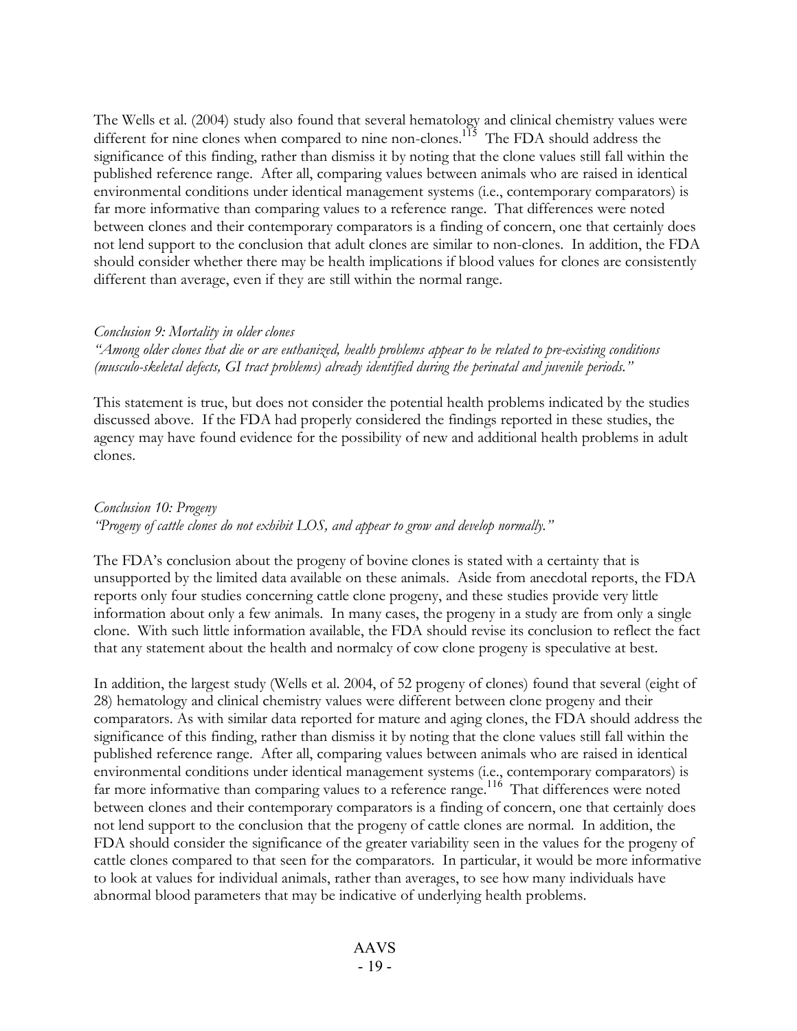The Wells et al. (2004) study also found that several hematology and clinical chemistry values were different for nine clones when compared to nine non-clones.[115] The FDA should address the significance of this finding, rather than dismiss it by noting that the clone values still fall within the published reference range. After all, comparing values between animals who are raised in identical environmental conditions under identical management systems (i.e., contemporary comparators) is far more informative than comparing values to a reference range. That differences were noted between clones and their contemporary comparators is a finding of concern, one that certainly does not lend support to the conclusion that adult clones are similar to non-clones. In addition, the FDA should consider whether there may be health implications if blood values for clones are consistently different than average, even if they are still within the normal range.

*Conclusion 9: Mortality in older clones*
*"Among older clones that die or are euthanized, health problems appear to be related to pre-existing conditions (musculo-skeletal defects, GI tract problems) already identified during the perinatal and juvenile periods."*

This statement is true, but does not consider the potential health problems indicated by the studies discussed above. If the FDA had properly considered the findings reported in these studies, the agency may have found evidence for the possibility of new and additional health problems in adult clones.

*Conclusion 10: Progeny*
*"Progeny of cattle clones do not exhibit LOS, and appear to grow and develop normally."*

The FDA's conclusion about the progeny of bovine clones is stated with a certainty that is unsupported by the limited data available on these animals. Aside from anecdotal reports, the FDA reports only four studies concerning cattle clone progeny, and these studies provide very little information about only a few animals. In many cases, the progeny in a study are from only a single clone. With such little information available, the FDA should revise its conclusion to reflect the fact that any statement about the health and normalcy of cow clone progeny is speculative at best.

In addition, the largest study (Wells et al. 2004, of 52 progeny of clones) found that several (eight of 28) hematology and clinical chemistry values were different between clone progeny and their comparators. As with similar data reported for mature and aging clones, the FDA should address the significance of this finding, rather than dismiss it by noting that the clone values still fall within the published reference range. After all, comparing values between animals who are raised in identical environmental conditions under identical management systems (i.e., contemporary comparators) is far more informative than comparing values to a reference range.[116] That differences were noted between clones and their contemporary comparators is a finding of concern, one that certainly does not lend support to the conclusion that the progeny of cattle clones are normal. In addition, the FDA should consider the significance of the greater variability seen in the values for the progeny of cattle clones compared to that seen for the comparators. In particular, it would be more informative to look at values for individual animals, rather than averages, to see how many individuals have abnormal blood parameters that may be indicative of underlying health problems.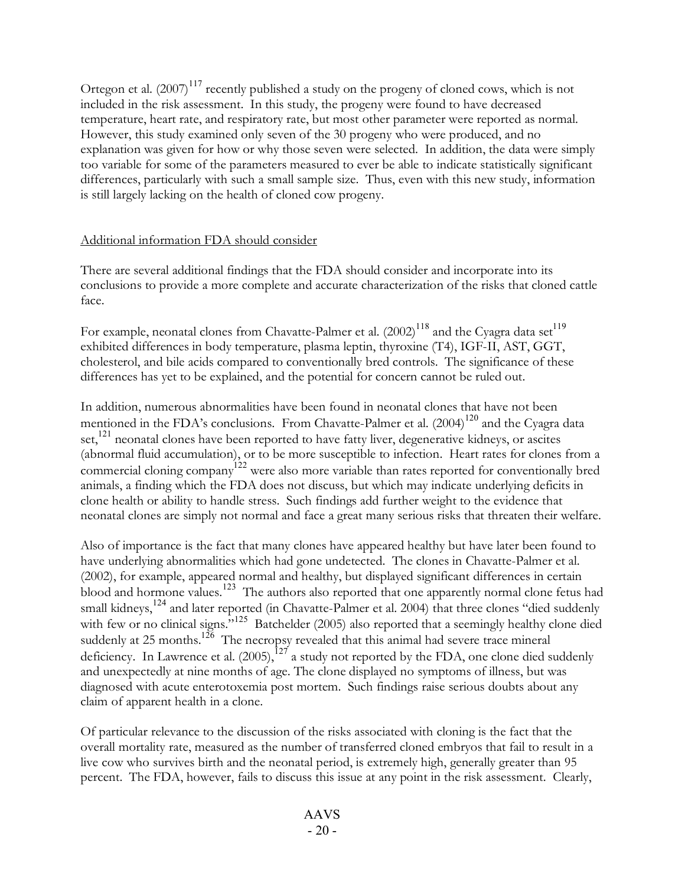Ortegon et al. (2007)[117] recently published a study on the progeny of cloned cows, which is not included in the risk assessment. In this study, the progeny were found to have decreased temperature, heart rate, and respiratory rate, but most other parameter were reported as normal. However, this study examined only seven of the 30 progeny who were produced, and no explanation was given for how or why those seven were selected. In addition, the data were simply too variable for some of the parameters measured to ever be able to indicate statistically significant differences, particularly with such a small sample size. Thus, even with this new study, information is still largely lacking on the health of cloned cow progeny.

Additional information FDA should consider

There are several additional findings that the FDA should consider and incorporate into its conclusions to provide a more complete and accurate characterization of the risks that cloned cattle face.

For example, neonatal clones from Chavatte-Palmer et al. (2002)[118] and the Cyagra data set[119] exhibited differences in body temperature, plasma leptin, thyroxine (T4), IGF-II, AST, GGT, cholesterol, and bile acids compared to conventionally bred controls. The significance of these differences has yet to be explained, and the potential for concern cannot be ruled out.

In addition, numerous abnormalities have been found in neonatal clones that have not been mentioned in the FDA's conclusions. From Chavatte-Palmer et al. (2004)[120] and the Cyagra data set,[121] neonatal clones have been reported to have fatty liver, degenerative kidneys, or ascites (abnormal fluid accumulation), or to be more susceptible to infection. Heart rates for clones from a commercial cloning company[122] were also more variable than rates reported for conventionally bred animals, a finding which the FDA does not discuss, but which may indicate underlying deficits in clone health or ability to handle stress. Such findings add further weight to the evidence that neonatal clones are simply not normal and face a great many serious risks that threaten their welfare.

Also of importance is the fact that many clones have appeared healthy but have later been found to have underlying abnormalities which had gone undetected. The clones in Chavatte-Palmer et al. (2002), for example, appeared normal and healthy, but displayed significant differences in certain blood and hormone values.[123] The authors also reported that one apparently normal clone fetus had small kidneys,[124] and later reported (in Chavatte-Palmer et al. 2004) that three clones "died suddenly with few or no clinical signs."[125] Batchelder (2005) also reported that a seemingly healthy clone died suddenly at 25 months.[126] The necropsy revealed that this animal had severe trace mineral deficiency. In Lawrence et al. (2005),[127] a study not reported by the FDA, one clone died suddenly and unexpectedly at nine months of age. The clone displayed no symptoms of illness, but was diagnosed with acute enterotoxemia post mortem. Such findings raise serious doubts about any claim of apparent health in a clone.

Of particular relevance to the discussion of the risks associated with cloning is the fact that the overall mortality rate, measured as the number of transferred cloned embryos that fail to result in a live cow who survives birth and the neonatal period, is extremely high, generally greater than 95 percent. The FDA, however, fails to discuss this issue at any point in the risk assessment. Clearly,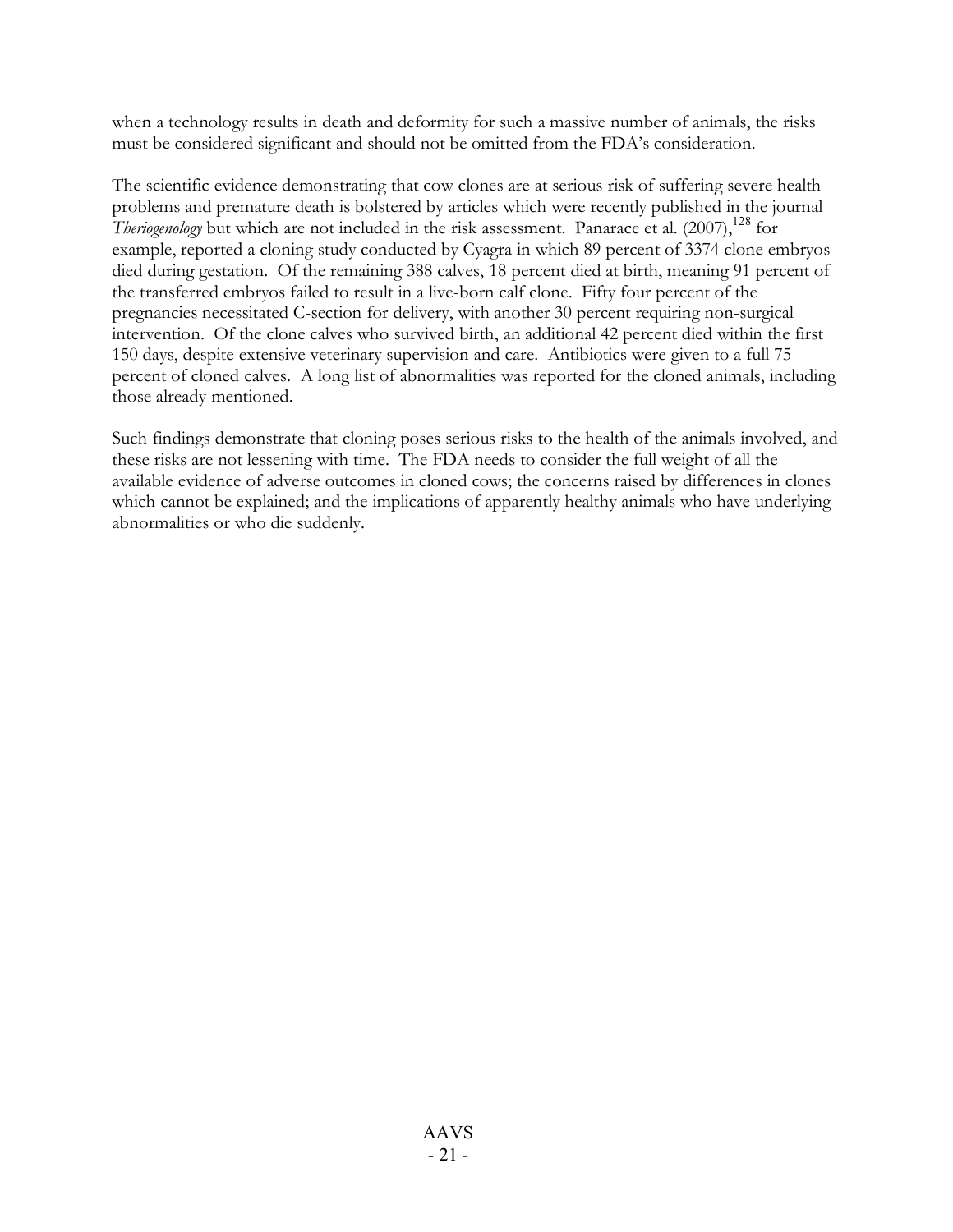when a technology results in death and deformity for such a massive number of animals, the risks must be considered significant and should not be omitted from the FDA's consideration.

The scientific evidence demonstrating that cow clones are at serious risk of suffering severe health problems and premature death is bolstered by articles which were recently published in the journal *Theriogenology* but which are not included in the risk assessment. Panarace et al. (2007),[128] for example, reported a cloning study conducted by Cyagra in which 89 percent of 3374 clone embryos died during gestation. Of the remaining 388 calves, 18 percent died at birth, meaning 91 percent of the transferred embryos failed to result in a live-born calf clone. Fifty four percent of the pregnancies necessitated C-section for delivery, with another 30 percent requiring non-surgical intervention. Of the clone calves who survived birth, an additional 42 percent died within the first 150 days, despite extensive veterinary supervision and care. Antibiotics were given to a full 75 percent of cloned calves. A long list of abnormalities was reported for the cloned animals, including those already mentioned.

Such findings demonstrate that cloning poses serious risks to the health of the animals involved, and these risks are not lessening with time. The FDA needs to consider the full weight of all the available evidence of adverse outcomes in cloned cows; the concerns raised by differences in clones which cannot be explained; and the implications of apparently healthy animals who have underlying abnormalities or who die suddenly.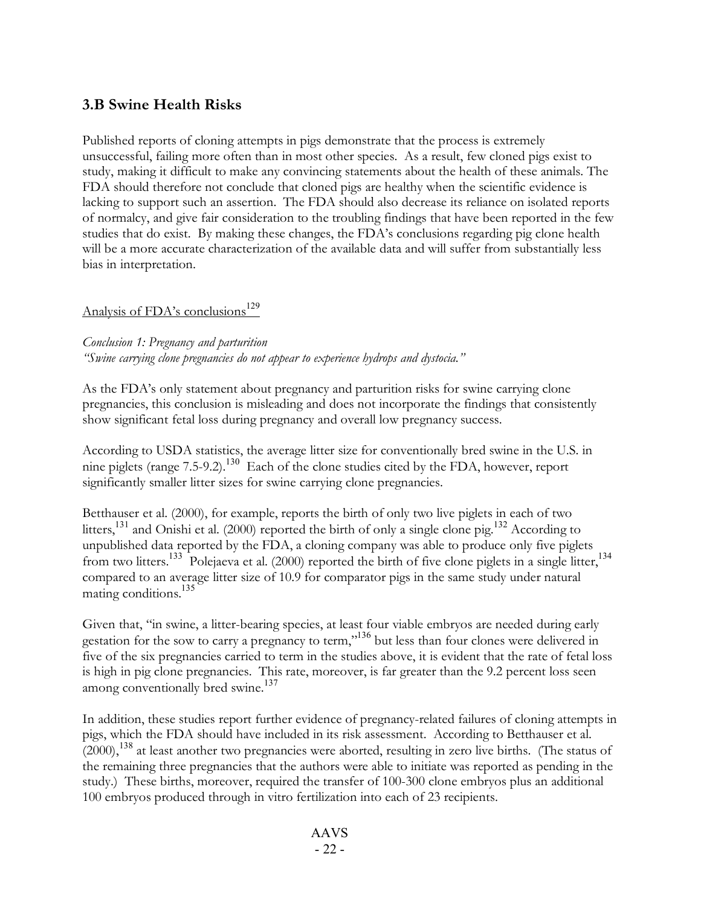## 3.B Swine Health Risks

Published reports of cloning attempts in pigs demonstrate that the process is extremely unsuccessful, failing more often than in most other species. As a result, few cloned pigs exist to study, making it difficult to make any convincing statements about the health of these animals. The FDA should therefore not conclude that cloned pigs are healthy when the scientific evidence is lacking to support such an assertion. The FDA should also decrease its reliance on isolated reports of normalcy, and give fair consideration to the troubling findings that have been reported in the few studies that do exist. By making these changes, the FDA's conclusions regarding pig clone health will be a more accurate characterization of the available data and will suffer from substantially less bias in interpretation.

Analysis of FDA's conclusions[129]

*Conclusion 1: Pregnancy and parturition*
*"Swine carrying clone pregnancies do not appear to experience hydrops and dystocia."*

As the FDA's only statement about pregnancy and parturition risks for swine carrying clone pregnancies, this conclusion is misleading and does not incorporate the findings that consistently show significant fetal loss during pregnancy and overall low pregnancy success.

According to USDA statistics, the average litter size for conventionally bred swine in the U.S. in nine piglets (range 7.5-9.2).[130] Each of the clone studies cited by the FDA, however, report significantly smaller litter sizes for swine carrying clone pregnancies.

Betthauser et al. (2000), for example, reports the birth of only two live piglets in each of two litters,[131] and Onishi et al. (2000) reported the birth of only a single clone pig.[132] According to unpublished data reported by the FDA, a cloning company was able to produce only five piglets from two litters.[133] Polejaeva et al. (2000) reported the birth of five clone piglets in a single litter,[134] compared to an average litter size of 10.9 for comparator pigs in the same study under natural mating conditions.[135]

Given that, "in swine, a litter-bearing species, at least four viable embryos are needed during early gestation for the sow to carry a pregnancy to term,"[136] but less than four clones were delivered in five of the six pregnancies carried to term in the studies above, it is evident that the rate of fetal loss is high in pig clone pregnancies. This rate, moreover, is far greater than the 9.2 percent loss seen among conventionally bred swine.[137]

In addition, these studies report further evidence of pregnancy-related failures of cloning attempts in pigs, which the FDA should have included in its risk assessment. According to Betthauser et al. (2000),[138] at least another two pregnancies were aborted, resulting in zero live births. (The status of the remaining three pregnancies that the authors were able to initiate was reported as pending in the study.) These births, moreover, required the transfer of 100-300 clone embryos plus an additional 100 embryos produced through in vitro fertilization into each of 23 recipients.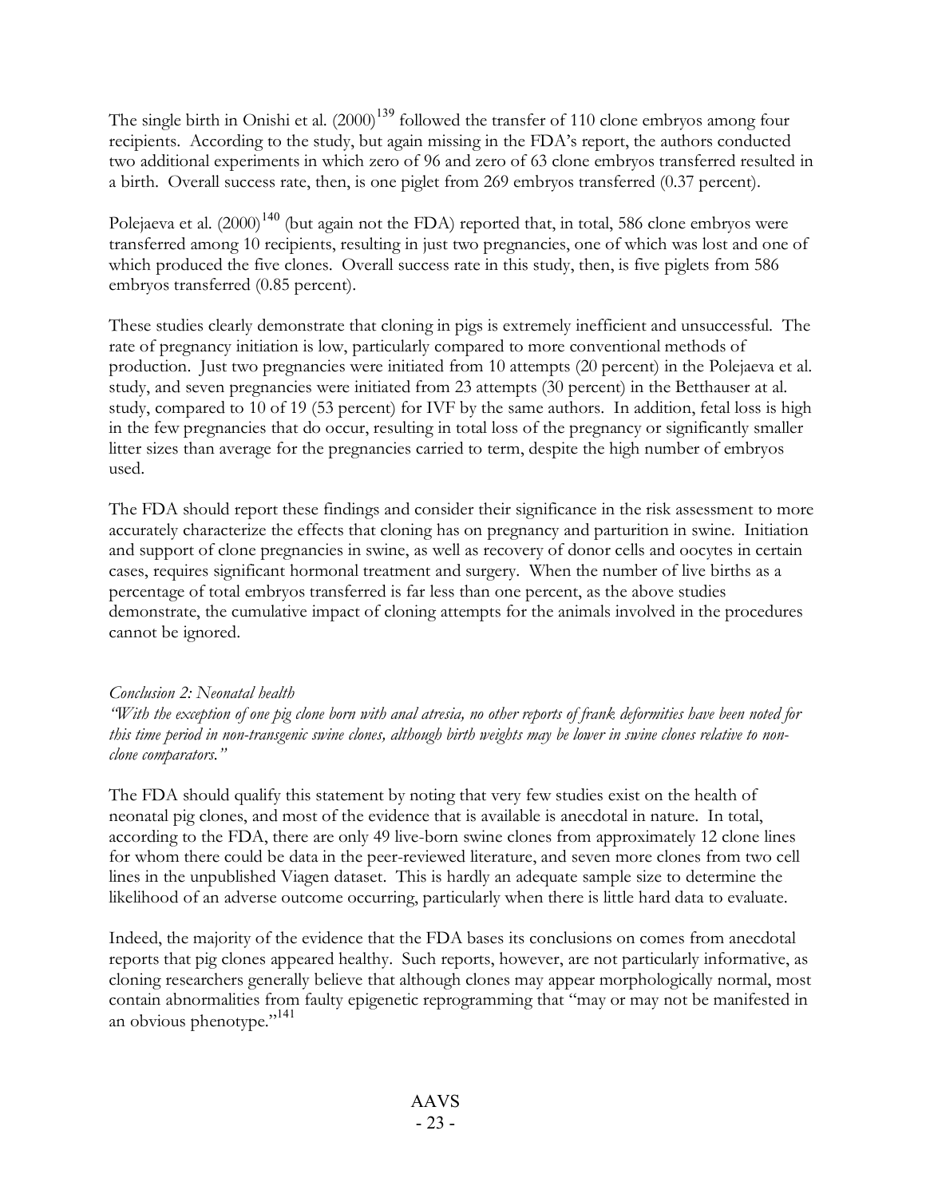The single birth in Onishi et al. (2000)[139] followed the transfer of 110 clone embryos among four recipients. According to the study, but again missing in the FDA's report, the authors conducted two additional experiments in which zero of 96 and zero of 63 clone embryos transferred resulted in a birth. Overall success rate, then, is one piglet from 269 embryos transferred (0.37 percent).

Polejaeva et al. (2000)[140] (but again not the FDA) reported that, in total, 586 clone embryos were transferred among 10 recipients, resulting in just two pregnancies, one of which was lost and one of which produced the five clones. Overall success rate in this study, then, is five piglets from 586 embryos transferred (0.85 percent).

These studies clearly demonstrate that cloning in pigs is extremely inefficient and unsuccessful. The rate of pregnancy initiation is low, particularly compared to more conventional methods of production. Just two pregnancies were initiated from 10 attempts (20 percent) in the Polejaeva et al. study, and seven pregnancies were initiated from 23 attempts (30 percent) in the Betthauser at al. study, compared to 10 of 19 (53 percent) for IVF by the same authors. In addition, fetal loss is high in the few pregnancies that do occur, resulting in total loss of the pregnancy or significantly smaller litter sizes than average for the pregnancies carried to term, despite the high number of embryos used.

The FDA should report these findings and consider their significance in the risk assessment to more accurately characterize the effects that cloning has on pregnancy and parturition in swine. Initiation and support of clone pregnancies in swine, as well as recovery of donor cells and oocytes in certain cases, requires significant hormonal treatment and surgery. When the number of live births as a percentage of total embryos transferred is far less than one percent, as the above studies demonstrate, the cumulative impact of cloning attempts for the animals involved in the procedures cannot be ignored.

*Conclusion 2: Neonatal health*

*"With the exception of one pig clone born with anal atresia, no other reports of frank deformities have been noted for this time period in non-transgenic swine clones, although birth weights may be lower in swine clones relative to non-clone comparators."*

The FDA should qualify this statement by noting that very few studies exist on the health of neonatal pig clones, and most of the evidence that is available is anecdotal in nature. In total, according to the FDA, there are only 49 live-born swine clones from approximately 12 clone lines for whom there could be data in the peer-reviewed literature, and seven more clones from two cell lines in the unpublished Viagen dataset. This is hardly an adequate sample size to determine the likelihood of an adverse outcome occurring, particularly when there is little hard data to evaluate.

Indeed, the majority of the evidence that the FDA bases its conclusions on comes from anecdotal reports that pig clones appeared healthy. Such reports, however, are not particularly informative, as cloning researchers generally believe that although clones may appear morphologically normal, most contain abnormalities from faulty epigenetic reprogramming that "may or may not be manifested in an obvious phenotype."[141]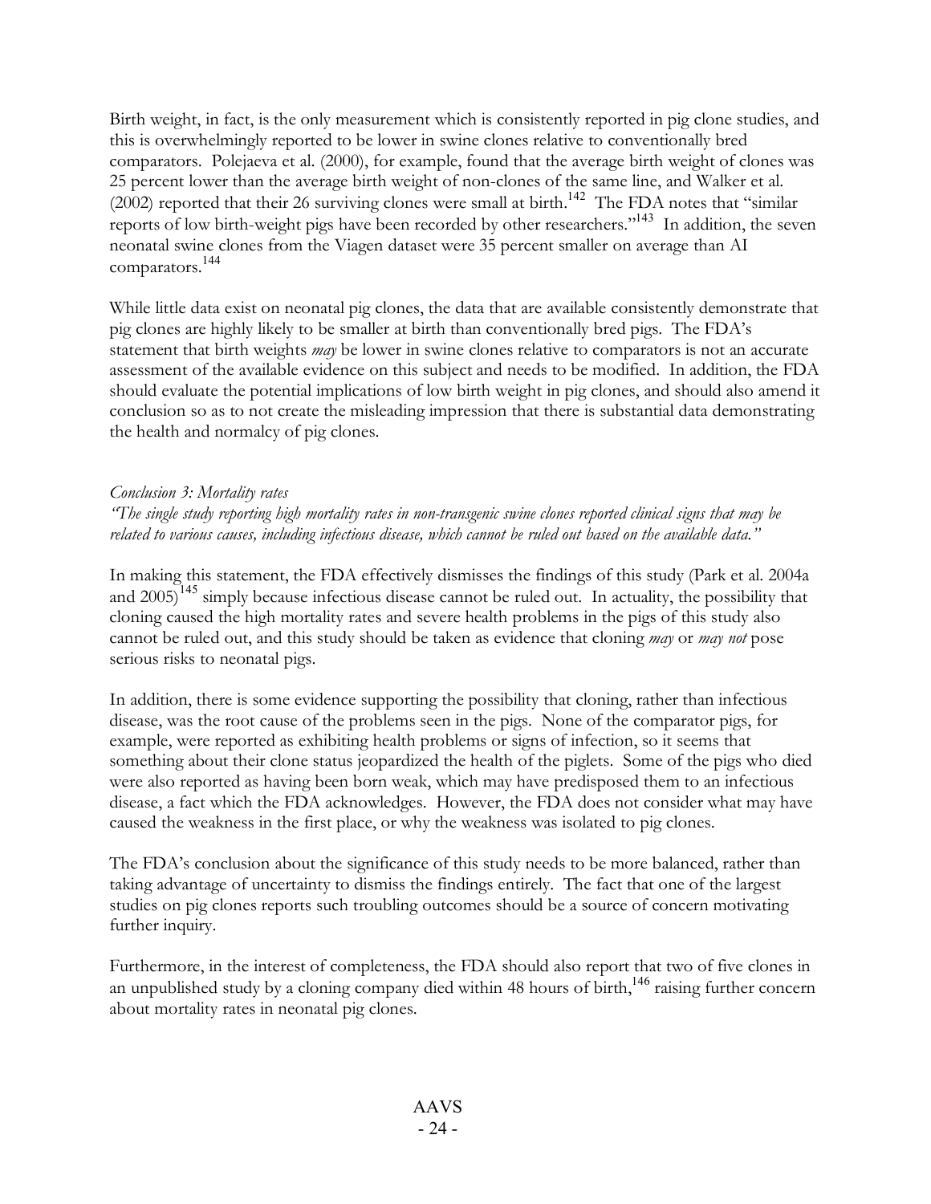Birth weight, in fact, is the only measurement which is consistently reported in pig clone studies, and this is overwhelmingly reported to be lower in swine clones relative to conventionally bred comparators. Polejaeva et al. (2000), for example, found that the average birth weight of clones was 25 percent lower than the average birth weight of non-clones of the same line, and Walker et al. (2002) reported that their 26 surviving clones were small at birth.[142] The FDA notes that "similar reports of low birth-weight pigs have been recorded by other researchers."[143] In addition, the seven neonatal swine clones from the Viagen dataset were 35 percent smaller on average than AI comparators.[144]

While little data exist on neonatal pig clones, the data that are available consistently demonstrate that pig clones are highly likely to be smaller at birth than conventionally bred pigs. The FDA's statement that birth weights *may* be lower in swine clones relative to comparators is not an accurate assessment of the available evidence on this subject and needs to be modified. In addition, the FDA should evaluate the potential implications of low birth weight in pig clones, and should also amend it conclusion so as to not create the misleading impression that there is substantial data demonstrating the health and normalcy of pig clones.

*Conclusion 3: Mortality rates*

*"The single study reporting high mortality rates in non-transgenic swine clones reported clinical signs that may be related to various causes, including infectious disease, which cannot be ruled out based on the available data."*

In making this statement, the FDA effectively dismisses the findings of this study (Park et al. 2004a and 2005)[145] simply because infectious disease cannot be ruled out. In actuality, the possibility that cloning caused the high mortality rates and severe health problems in the pigs of this study also cannot be ruled out, and this study should be taken as evidence that cloning *may* or *may not* pose serious risks to neonatal pigs.

In addition, there is some evidence supporting the possibility that cloning, rather than infectious disease, was the root cause of the problems seen in the pigs. None of the comparator pigs, for example, were reported as exhibiting health problems or signs of infection, so it seems that something about their clone status jeopardized the health of the piglets. Some of the pigs who died were also reported as having been born weak, which may have predisposed them to an infectious disease, a fact which the FDA acknowledges. However, the FDA does not consider what may have caused the weakness in the first place, or why the weakness was isolated to pig clones.

The FDA's conclusion about the significance of this study needs to be more balanced, rather than taking advantage of uncertainty to dismiss the findings entirely. The fact that one of the largest studies on pig clones reports such troubling outcomes should be a source of concern motivating further inquiry.

Furthermore, in the interest of completeness, the FDA should also report that two of five clones in an unpublished study by a cloning company died within 48 hours of birth,[146] raising further concern about mortality rates in neonatal pig clones.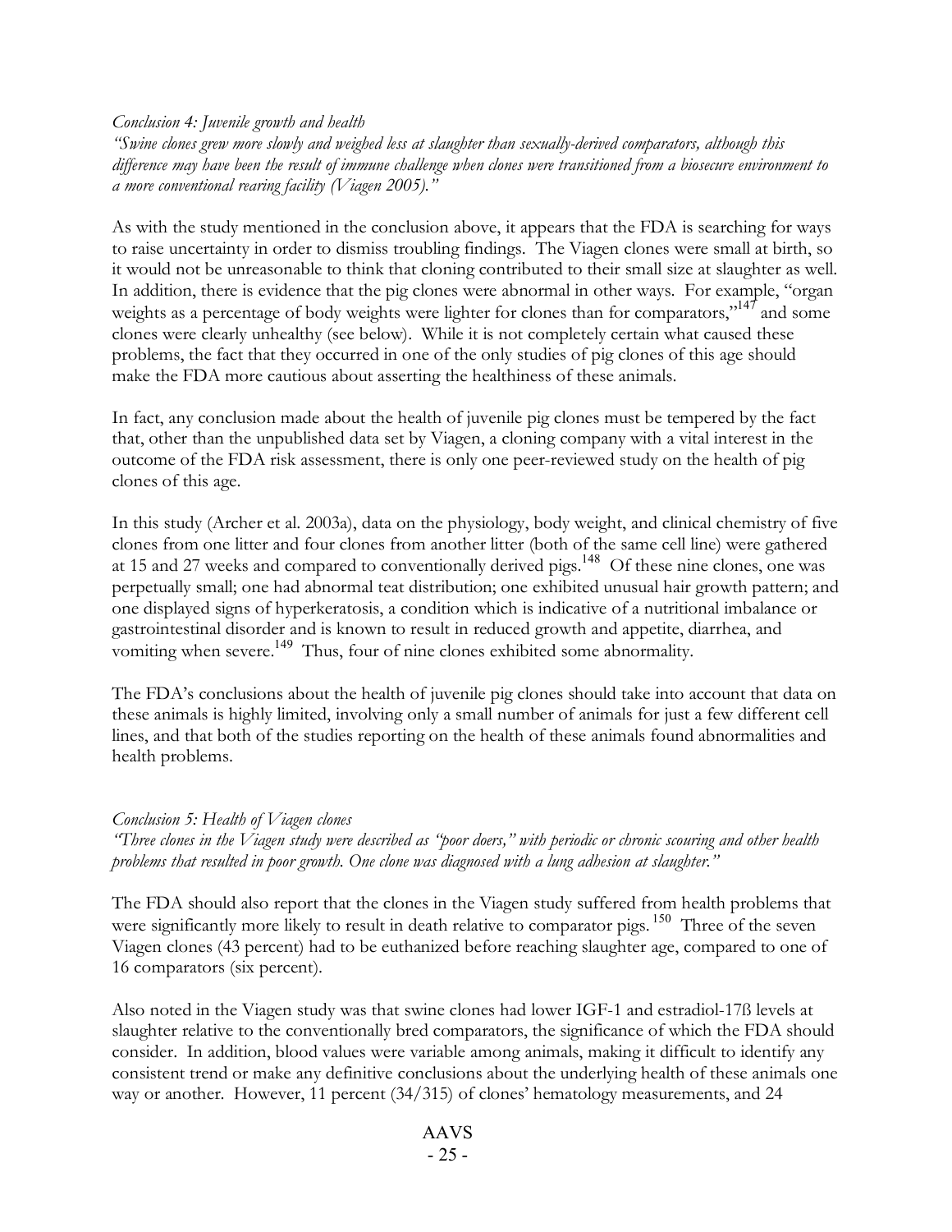*Conclusion 4: Juvenile growth and health*

*"Swine clones grew more slowly and weighed less at slaughter than sexually-derived comparators, although this difference may have been the result of immune challenge when clones were transitioned from a biosecure environment to a more conventional rearing facility (Viagen 2005)."*

As with the study mentioned in the conclusion above, it appears that the FDA is searching for ways to raise uncertainty in order to dismiss troubling findings. The Viagen clones were small at birth, so it would not be unreasonable to think that cloning contributed to their small size at slaughter as well. In addition, there is evidence that the pig clones were abnormal in other ways. For example, "organ weights as a percentage of body weights were lighter for clones than for comparators,"[147] and some clones were clearly unhealthy (see below). While it is not completely certain what caused these problems, the fact that they occurred in one of the only studies of pig clones of this age should make the FDA more cautious about asserting the healthiness of these animals.

In fact, any conclusion made about the health of juvenile pig clones must be tempered by the fact that, other than the unpublished data set by Viagen, a cloning company with a vital interest in the outcome of the FDA risk assessment, there is only one peer-reviewed study on the health of pig clones of this age.

In this study (Archer et al. 2003a), data on the physiology, body weight, and clinical chemistry of five clones from one litter and four clones from another litter (both of the same cell line) were gathered at 15 and 27 weeks and compared to conventionally derived pigs.[148] Of these nine clones, one was perpetually small; one had abnormal teat distribution; one exhibited unusual hair growth pattern; and one displayed signs of hyperkeratosis, a condition which is indicative of a nutritional imbalance or gastrointestinal disorder and is known to result in reduced growth and appetite, diarrhea, and vomiting when severe.[149] Thus, four of nine clones exhibited some abnormality.

The FDA's conclusions about the health of juvenile pig clones should take into account that data on these animals is highly limited, involving only a small number of animals for just a few different cell lines, and that both of the studies reporting on the health of these animals found abnormalities and health problems.

*Conclusion 5: Health of Viagen clones*

*"Three clones in the Viagen study were described as "poor doers," with periodic or chronic scouring and other health problems that resulted in poor growth. One clone was diagnosed with a lung adhesion at slaughter."*

The FDA should also report that the clones in the Viagen study suffered from health problems that were significantly more likely to result in death relative to comparator pigs.[150] Three of the seven Viagen clones (43 percent) had to be euthanized before reaching slaughter age, compared to one of 16 comparators (six percent).

Also noted in the Viagen study was that swine clones had lower IGF-1 and estradiol-17ß levels at slaughter relative to the conventionally bred comparators, the significance of which the FDA should consider. In addition, blood values were variable among animals, making it difficult to identify any consistent trend or make any definitive conclusions about the underlying health of these animals one way or another. However, 11 percent (34/315) of clones' hematology measurements, and 24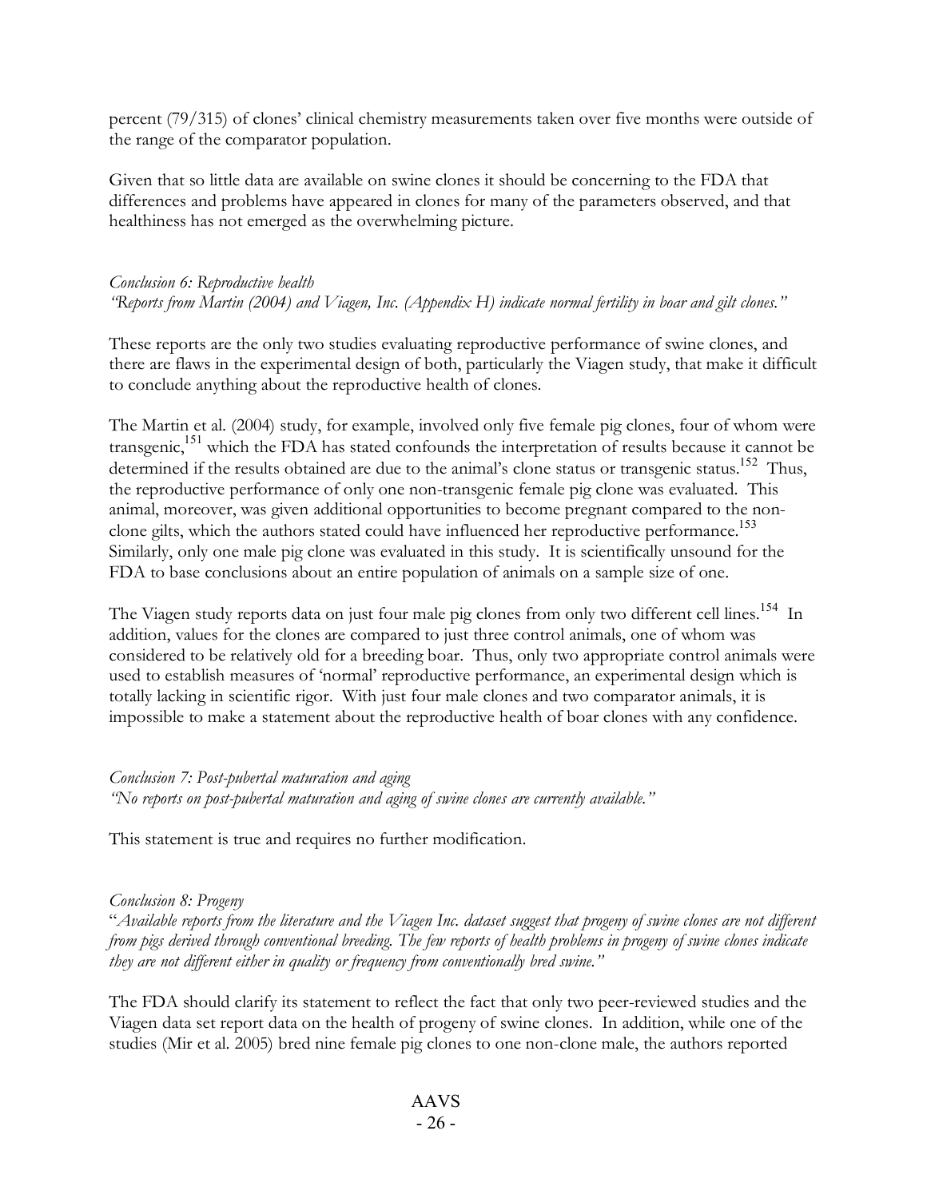percent (79/315) of clones' clinical chemistry measurements taken over five months were outside of the range of the comparator population.

Given that so little data are available on swine clones it should be concerning to the FDA that differences and problems have appeared in clones for many of the parameters observed, and that healthiness has not emerged as the overwhelming picture.

*Conclusion 6: Reproductive health*
*"Reports from Martin (2004) and Viagen, Inc. (Appendix H) indicate normal fertility in boar and gilt clones."*

These reports are the only two studies evaluating reproductive performance of swine clones, and there are flaws in the experimental design of both, particularly the Viagen study, that make it difficult to conclude anything about the reproductive health of clones.

The Martin et al. (2004) study, for example, involved only five female pig clones, four of whom were transgenic,[151] which the FDA has stated confounds the interpretation of results because it cannot be determined if the results obtained are due to the animal's clone status or transgenic status.[152] Thus, the reproductive performance of only one non-transgenic female pig clone was evaluated. This animal, moreover, was given additional opportunities to become pregnant compared to the non-clone gilts, which the authors stated could have influenced her reproductive performance.[153] Similarly, only one male pig clone was evaluated in this study. It is scientifically unsound for the FDA to base conclusions about an entire population of animals on a sample size of one.

The Viagen study reports data on just four male pig clones from only two different cell lines.[154] In addition, values for the clones are compared to just three control animals, one of whom was considered to be relatively old for a breeding boar. Thus, only two appropriate control animals were used to establish measures of 'normal' reproductive performance, an experimental design which is totally lacking in scientific rigor. With just four male clones and two comparator animals, it is impossible to make a statement about the reproductive health of boar clones with any confidence.

*Conclusion 7: Post-pubertal maturation and aging*
*"No reports on post-pubertal maturation and aging of swine clones are currently available."*

This statement is true and requires no further modification.

*Conclusion 8: Progeny*
*"Available reports from the literature and the Viagen Inc. dataset suggest that progeny of swine clones are not different from pigs derived through conventional breeding. The few reports of health problems in progeny of swine clones indicate they are not different either in quality or frequency from conventionally bred swine."*

The FDA should clarify its statement to reflect the fact that only two peer-reviewed studies and the Viagen data set report data on the health of progeny of swine clones. In addition, while one of the studies (Mir et al. 2005) bred nine female pig clones to one non-clone male, the authors reported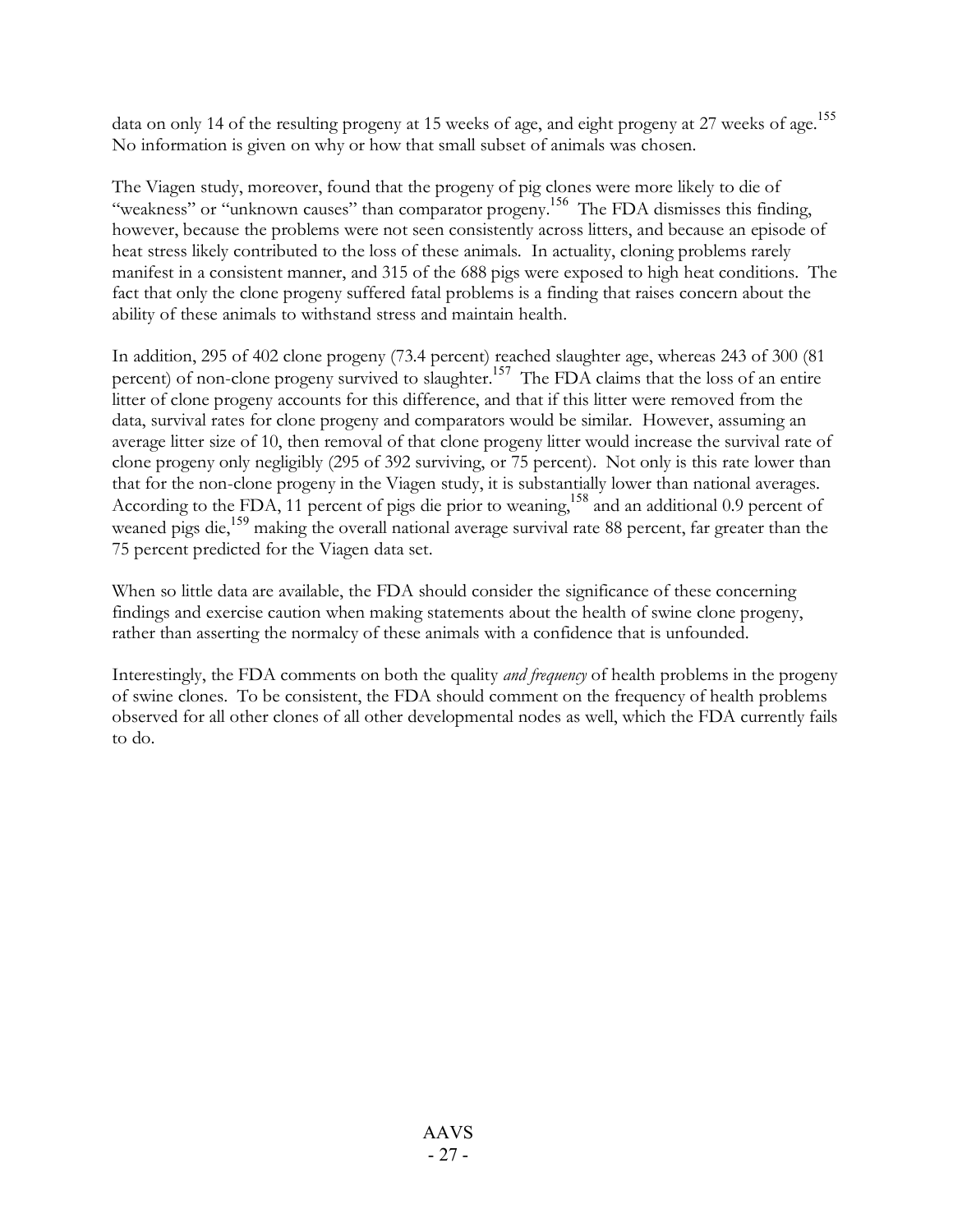data on only 14 of the resulting progeny at 15 weeks of age, and eight progeny at 27 weeks of age.[155] No information is given on why or how that small subset of animals was chosen.

The Viagen study, moreover, found that the progeny of pig clones were more likely to die of "weakness" or "unknown causes" than comparator progeny.[156] The FDA dismisses this finding, however, because the problems were not seen consistently across litters, and because an episode of heat stress likely contributed to the loss of these animals. In actuality, cloning problems rarely manifest in a consistent manner, and 315 of the 688 pigs were exposed to high heat conditions. The fact that only the clone progeny suffered fatal problems is a finding that raises concern about the ability of these animals to withstand stress and maintain health.

In addition, 295 of 402 clone progeny (73.4 percent) reached slaughter age, whereas 243 of 300 (81 percent) of non-clone progeny survived to slaughter.[157] The FDA claims that the loss of an entire litter of clone progeny accounts for this difference, and that if this litter were removed from the data, survival rates for clone progeny and comparators would be similar. However, assuming an average litter size of 10, then removal of that clone progeny litter would increase the survival rate of clone progeny only negligibly (295 of 392 surviving, or 75 percent). Not only is this rate lower than that for the non-clone progeny in the Viagen study, it is substantially lower than national averages. According to the FDA, 11 percent of pigs die prior to weaning,[158] and an additional 0.9 percent of weaned pigs die,[159] making the overall national average survival rate 88 percent, far greater than the 75 percent predicted for the Viagen data set.

When so little data are available, the FDA should consider the significance of these concerning findings and exercise caution when making statements about the health of swine clone progeny, rather than asserting the normalcy of these animals with a confidence that is unfounded.

Interestingly, the FDA comments on both the quality *and frequency* of health problems in the progeny of swine clones. To be consistent, the FDA should comment on the frequency of health problems observed for all other clones of all other developmental nodes as well, which the FDA currently fails to do.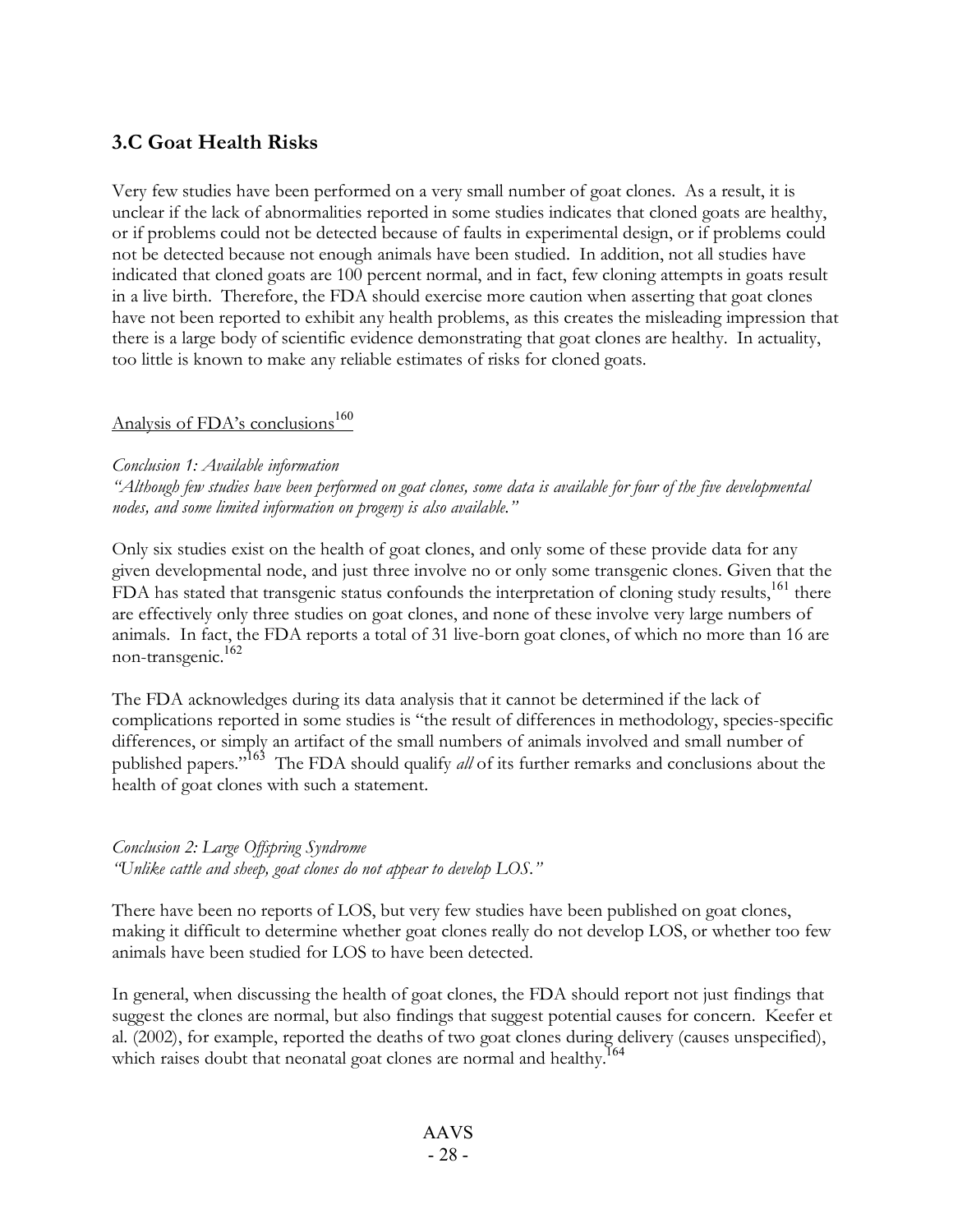## 3.C Goat Health Risks

Very few studies have been performed on a very small number of goat clones. As a result, it is unclear if the lack of abnormalities reported in some studies indicates that cloned goats are healthy, or if problems could not be detected because of faults in experimental design, or if problems could not be detected because not enough animals have been studied. In addition, not all studies have indicated that cloned goats are 100 percent normal, and in fact, few cloning attempts in goats result in a live birth. Therefore, the FDA should exercise more caution when asserting that goat clones have not been reported to exhibit any health problems, as this creates the misleading impression that there is a large body of scientific evidence demonstrating that goat clones are healthy. In actuality, too little is known to make any reliable estimates of risks for cloned goats.

Analysis of FDA's conclusions[160]

*Conclusion 1: Available information*
*"Although few studies have been performed on goat clones, some data is available for four of the five developmental nodes, and some limited information on progeny is also available."*

Only six studies exist on the health of goat clones, and only some of these provide data for any given developmental node, and just three involve no or only some transgenic clones. Given that the FDA has stated that transgenic status confounds the interpretation of cloning study results,[161] there are effectively only three studies on goat clones, and none of these involve very large numbers of animals. In fact, the FDA reports a total of 31 live-born goat clones, of which no more than 16 are non-transgenic.[162]

The FDA acknowledges during its data analysis that it cannot be determined if the lack of complications reported in some studies is "the result of differences in methodology, species-specific differences, or simply an artifact of the small numbers of animals involved and small number of published papers."[163] The FDA should qualify *all* of its further remarks and conclusions about the health of goat clones with such a statement.

*Conclusion 2: Large Offspring Syndrome*
*"Unlike cattle and sheep, goat clones do not appear to develop LOS."*

There have been no reports of LOS, but very few studies have been published on goat clones, making it difficult to determine whether goat clones really do not develop LOS, or whether too few animals have been studied for LOS to have been detected.

In general, when discussing the health of goat clones, the FDA should report not just findings that suggest the clones are normal, but also findings that suggest potential causes for concern. Keefer et al. (2002), for example, reported the deaths of two goat clones during delivery (causes unspecified), which raises doubt that neonatal goat clones are normal and healthy.[164]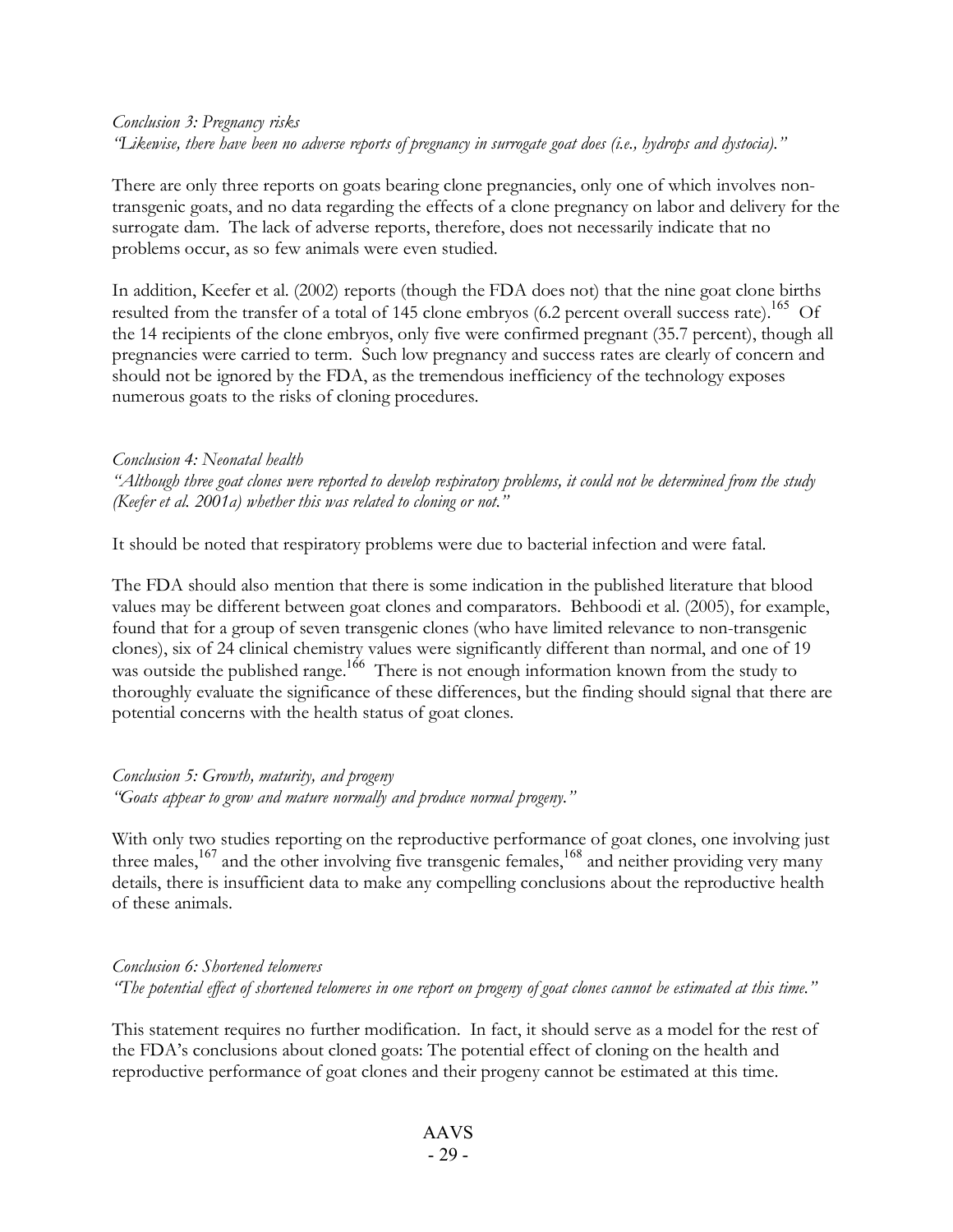*Conclusion 3: Pregnancy risks*
*"Likewise, there have been no adverse reports of pregnancy in surrogate goat does (i.e., hydrops and dystocia)."*

There are only three reports on goats bearing clone pregnancies, only one of which involves non-transgenic goats, and no data regarding the effects of a clone pregnancy on labor and delivery for the surrogate dam. The lack of adverse reports, therefore, does not necessarily indicate that no problems occur, as so few animals were even studied.

In addition, Keefer et al. (2002) reports (though the FDA does not) that the nine goat clone births resulted from the transfer of a total of 145 clone embryos (6.2 percent overall success rate).[165] Of the 14 recipients of the clone embryos, only five were confirmed pregnant (35.7 percent), though all pregnancies were carried to term. Such low pregnancy and success rates are clearly of concern and should not be ignored by the FDA, as the tremendous inefficiency of the technology exposes numerous goats to the risks of cloning procedures.

*Conclusion 4: Neonatal health*
*"Although three goat clones were reported to develop respiratory problems, it could not be determined from the study (Keefer et al. 2001a) whether this was related to cloning or not."*

It should be noted that respiratory problems were due to bacterial infection and were fatal.

The FDA should also mention that there is some indication in the published literature that blood values may be different between goat clones and comparators. Behboodi et al. (2005), for example, found that for a group of seven transgenic clones (who have limited relevance to non-transgenic clones), six of 24 clinical chemistry values were significantly different than normal, and one of 19 was outside the published range.[166] There is not enough information known from the study to thoroughly evaluate the significance of these differences, but the finding should signal that there are potential concerns with the health status of goat clones.

*Conclusion 5: Growth, maturity, and progeny*
*"Goats appear to grow and mature normally and produce normal progeny."*

With only two studies reporting on the reproductive performance of goat clones, one involving just three males,[167] and the other involving five transgenic females,[168] and neither providing very many details, there is insufficient data to make any compelling conclusions about the reproductive health of these animals.

*Conclusion 6: Shortened telomeres*
*"The potential effect of shortened telomeres in one report on progeny of goat clones cannot be estimated at this time."*

This statement requires no further modification. In fact, it should serve as a model for the rest of the FDA's conclusions about cloned goats: The potential effect of cloning on the health and reproductive performance of goat clones and their progeny cannot be estimated at this time.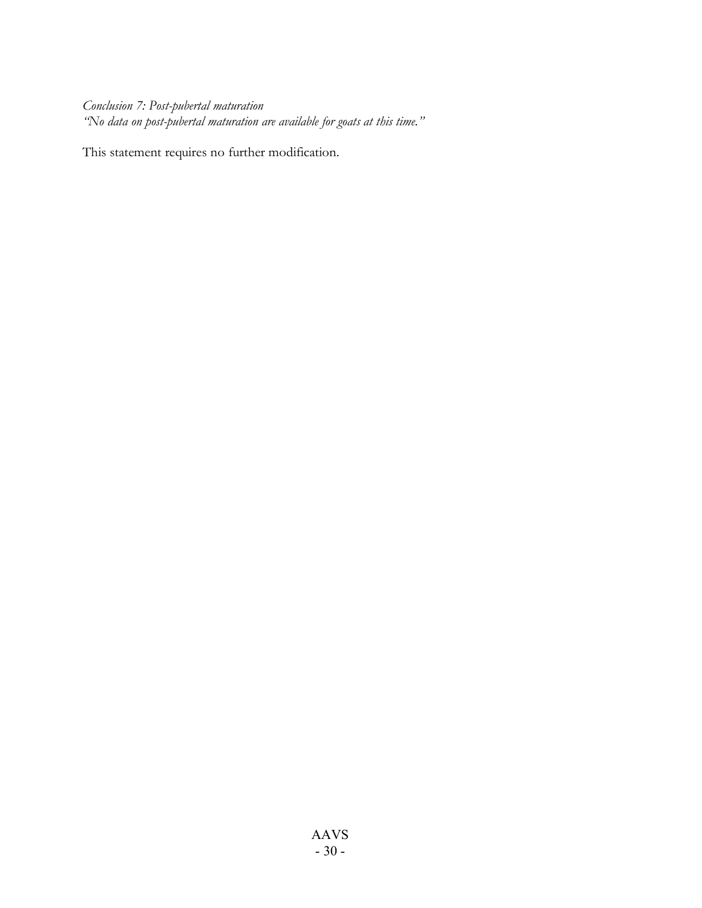*Conclusion 7: Post-pubertal maturation*
*"No data on post-pubertal maturation are available for goats at this time."*

This statement requires no further modification.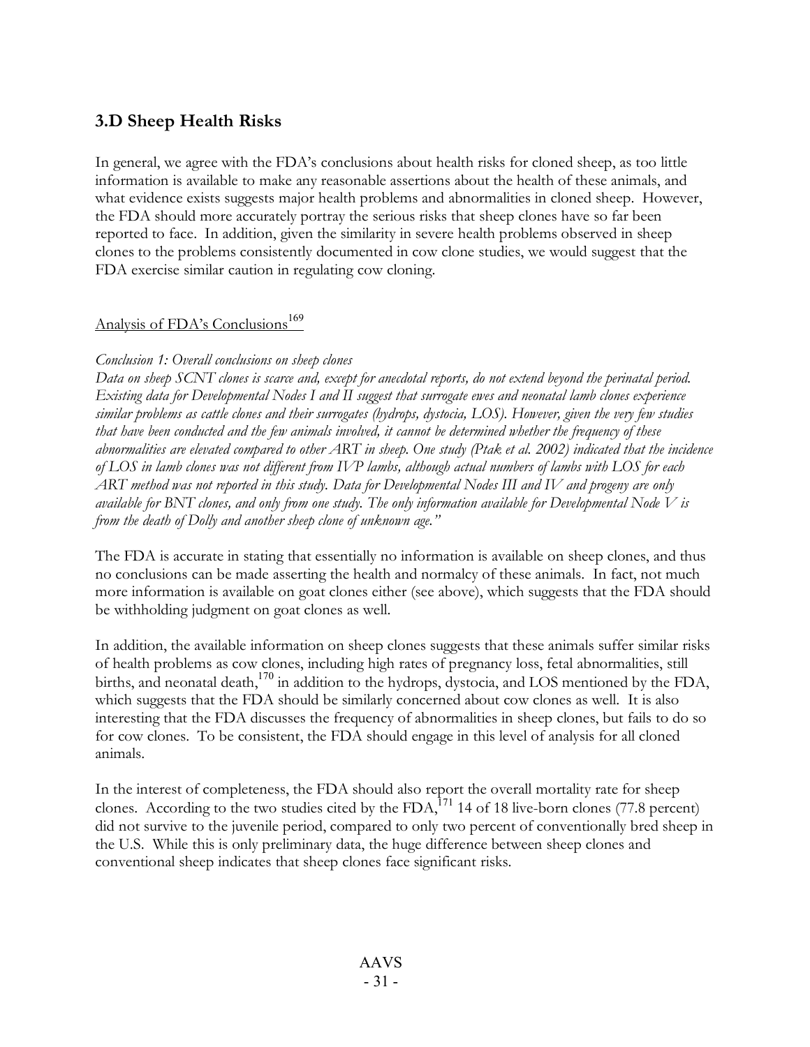## 3.D Sheep Health Risks

In general, we agree with the FDA's conclusions about health risks for cloned sheep, as too little information is available to make any reasonable assertions about the health of these animals, and what evidence exists suggests major health problems and abnormalities in cloned sheep. However, the FDA should more accurately portray the serious risks that sheep clones have so far been reported to face. In addition, given the similarity in severe health problems observed in sheep clones to the problems consistently documented in cow clone studies, we would suggest that the FDA exercise similar caution in regulating cow cloning.

<u>Analysis of FDA's Conclusions</u>[169]

*Conclusion 1: Overall conclusions on sheep clones*
*Data on sheep SCNT clones is scarce and, except for anecdotal reports, do not extend beyond the perinatal period. Existing data for Developmental Nodes I and II suggest that surrogate ewes and neonatal lamb clones experience similar problems as cattle clones and their surrogates (hydrops, dystocia, LOS). However, given the very few studies that have been conducted and the few animals involved, it cannot be determined whether the frequency of these abnormalities are elevated compared to other ART in sheep. One study (Ptak et al. 2002) indicated that the incidence of LOS in lamb clones was not different from IVP lambs, although actual numbers of lambs with LOS for each ART method was not reported in this study. Data for Developmental Nodes III and IV and progeny are only available for BNT clones, and only from one study. The only information available for Developmental Node V is from the death of Dolly and another sheep clone of unknown age."*

The FDA is accurate in stating that essentially no information is available on sheep clones, and thus no conclusions can be made asserting the health and normalcy of these animals. In fact, not much more information is available on goat clones either (see above), which suggests that the FDA should be withholding judgment on goat clones as well.

In addition, the available information on sheep clones suggests that these animals suffer similar risks of health problems as cow clones, including high rates of pregnancy loss, fetal abnormalities, still births, and neonatal death,[170] in addition to the hydrops, dystocia, and LOS mentioned by the FDA, which suggests that the FDA should be similarly concerned about cow clones as well. It is also interesting that the FDA discusses the frequency of abnormalities in sheep clones, but fails to do so for cow clones. To be consistent, the FDA should engage in this level of analysis for all cloned animals.

In the interest of completeness, the FDA should also report the overall mortality rate for sheep clones. According to the two studies cited by the FDA,[171] 14 of 18 live-born clones (77.8 percent) did not survive to the juvenile period, compared to only two percent of conventionally bred sheep in the U.S. While this is only preliminary data, the huge difference between sheep clones and conventional sheep indicates that sheep clones face significant risks.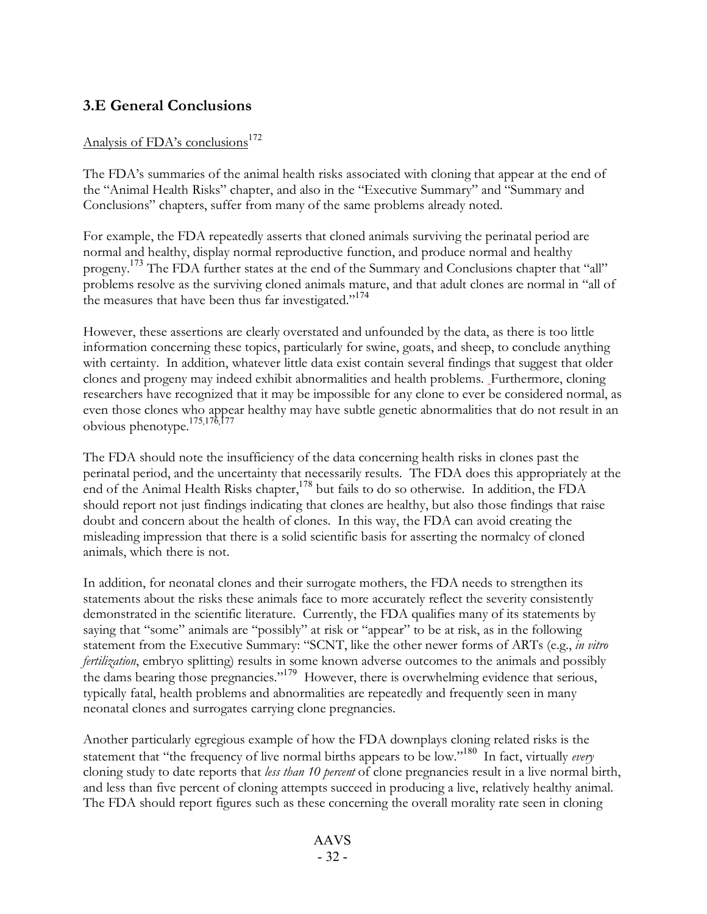## 3.E General Conclusions

Analysis of FDA's conclusions[172]

The FDA's summaries of the animal health risks associated with cloning that appear at the end of the "Animal Health Risks" chapter, and also in the "Executive Summary" and "Summary and Conclusions" chapters, suffer from many of the same problems already noted.

For example, the FDA repeatedly asserts that cloned animals surviving the perinatal period are normal and healthy, display normal reproductive function, and produce normal and healthy progeny.[173] The FDA further states at the end of the Summary and Conclusions chapter that "all" problems resolve as the surviving cloned animals mature, and that adult clones are normal in "all of the measures that have been thus far investigated."[174]

However, these assertions are clearly overstated and unfounded by the data, as there is too little information concerning these topics, particularly for swine, goats, and sheep, to conclude anything with certainty. In addition, whatever little data exist contain several findings that suggest that older clones and progeny may indeed exhibit abnormalities and health problems. Furthermore, cloning researchers have recognized that it may be impossible for any clone to ever be considered normal, as even those clones who appear healthy may have subtle genetic abnormalities that do not result in an obvious phenotype.[175,176,177]

The FDA should note the insufficiency of the data concerning health risks in clones past the perinatal period, and the uncertainty that necessarily results. The FDA does this appropriately at the end of the Animal Health Risks chapter,[178] but fails to do so otherwise. In addition, the FDA should report not just findings indicating that clones are healthy, but also those findings that raise doubt and concern about the health of clones. In this way, the FDA can avoid creating the misleading impression that there is a solid scientific basis for asserting the normalcy of cloned animals, which there is not.

In addition, for neonatal clones and their surrogate mothers, the FDA needs to strengthen its statements about the risks these animals face to more accurately reflect the severity consistently demonstrated in the scientific literature. Currently, the FDA qualifies many of its statements by saying that "some" animals are "possibly" at risk or "appear" to be at risk, as in the following statement from the Executive Summary: "SCNT, like the other newer forms of ARTs (e.g., *in vitro fertilization*, embryo splitting) results in some known adverse outcomes to the animals and possibly the dams bearing those pregnancies."[179] However, there is overwhelming evidence that serious, typically fatal, health problems and abnormalities are repeatedly and frequently seen in many neonatal clones and surrogates carrying clone pregnancies.

Another particularly egregious example of how the FDA downplays cloning related risks is the statement that "the frequency of live normal births appears to be low."[180] In fact, virtually *every* cloning study to date reports that *less than 10 percent* of clone pregnancies result in a live normal birth, and less than five percent of cloning attempts succeed in producing a live, relatively healthy animal. The FDA should report figures such as these concerning the overall morality rate seen in cloning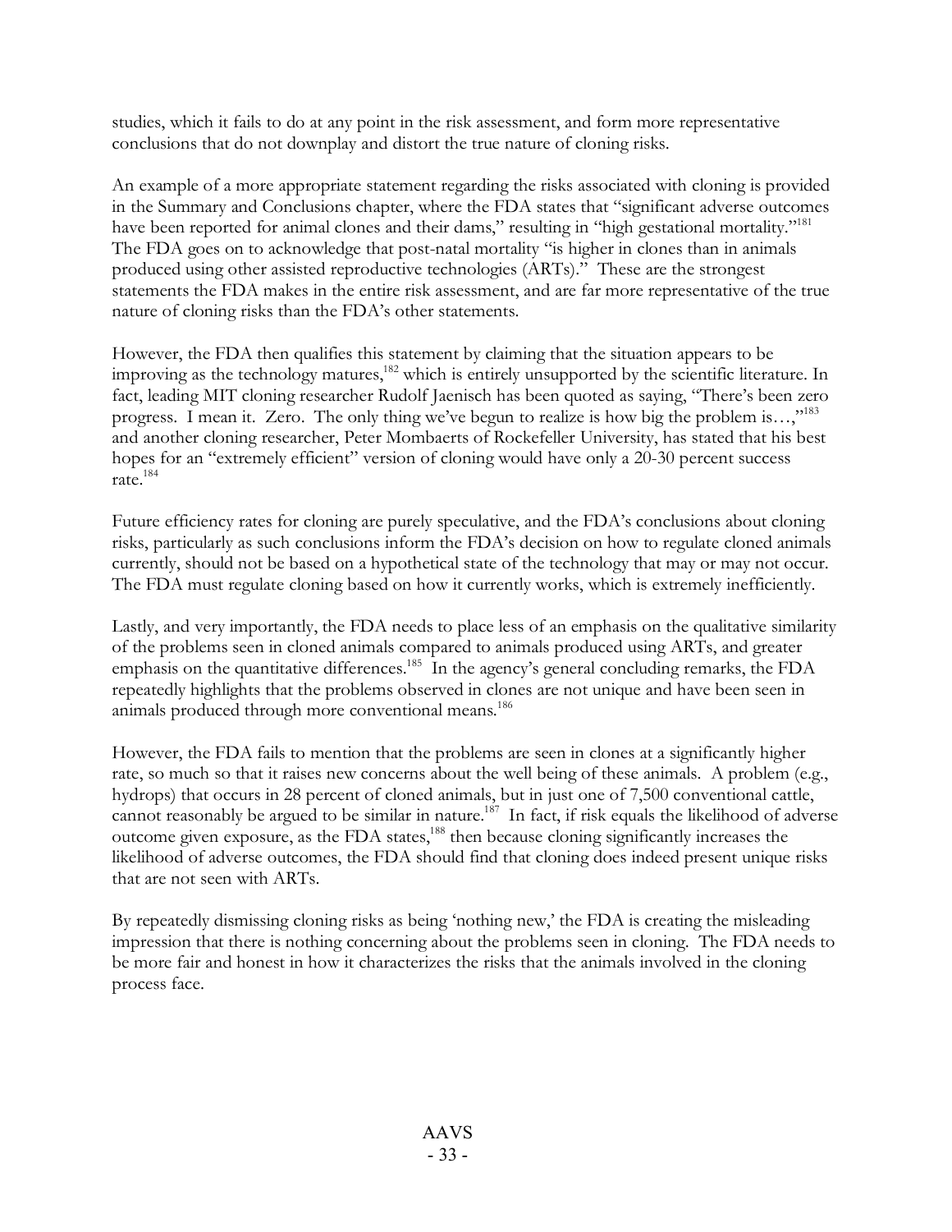studies, which it fails to do at any point in the risk assessment, and form more representative conclusions that do not downplay and distort the true nature of cloning risks.

An example of a more appropriate statement regarding the risks associated with cloning is provided in the Summary and Conclusions chapter, where the FDA states that "significant adverse outcomes have been reported for animal clones and their dams," resulting in "high gestational mortality."[181] The FDA goes on to acknowledge that post-natal mortality "is higher in clones than in animals produced using other assisted reproductive technologies (ARTs)." These are the strongest statements the FDA makes in the entire risk assessment, and are far more representative of the true nature of cloning risks than the FDA's other statements.

However, the FDA then qualifies this statement by claiming that the situation appears to be improving as the technology matures,[182] which is entirely unsupported by the scientific literature. In fact, leading MIT cloning researcher Rudolf Jaenisch has been quoted as saying, "There's been zero progress. I mean it. Zero. The only thing we've begun to realize is how big the problem is…,"[183] and another cloning researcher, Peter Mombaerts of Rockefeller University, has stated that his best hopes for an "extremely efficient" version of cloning would have only a 20-30 percent success rate.[184]

Future efficiency rates for cloning are purely speculative, and the FDA's conclusions about cloning risks, particularly as such conclusions inform the FDA's decision on how to regulate cloned animals currently, should not be based on a hypothetical state of the technology that may or may not occur. The FDA must regulate cloning based on how it currently works, which is extremely inefficiently.

Lastly, and very importantly, the FDA needs to place less of an emphasis on the qualitative similarity of the problems seen in cloned animals compared to animals produced using ARTs, and greater emphasis on the quantitative differences.[185] In the agency's general concluding remarks, the FDA repeatedly highlights that the problems observed in clones are not unique and have been seen in animals produced through more conventional means.[186]

However, the FDA fails to mention that the problems are seen in clones at a significantly higher rate, so much so that it raises new concerns about the well being of these animals. A problem (e.g., hydrops) that occurs in 28 percent of cloned animals, but in just one of 7,500 conventional cattle, cannot reasonably be argued to be similar in nature.[187] In fact, if risk equals the likelihood of adverse outcome given exposure, as the FDA states,[188] then because cloning significantly increases the likelihood of adverse outcomes, the FDA should find that cloning does indeed present unique risks that are not seen with ARTs.

By repeatedly dismissing cloning risks as being 'nothing new,' the FDA is creating the misleading impression that there is nothing concerning about the problems seen in cloning. The FDA needs to be more fair and honest in how it characterizes the risks that the animals involved in the cloning process face.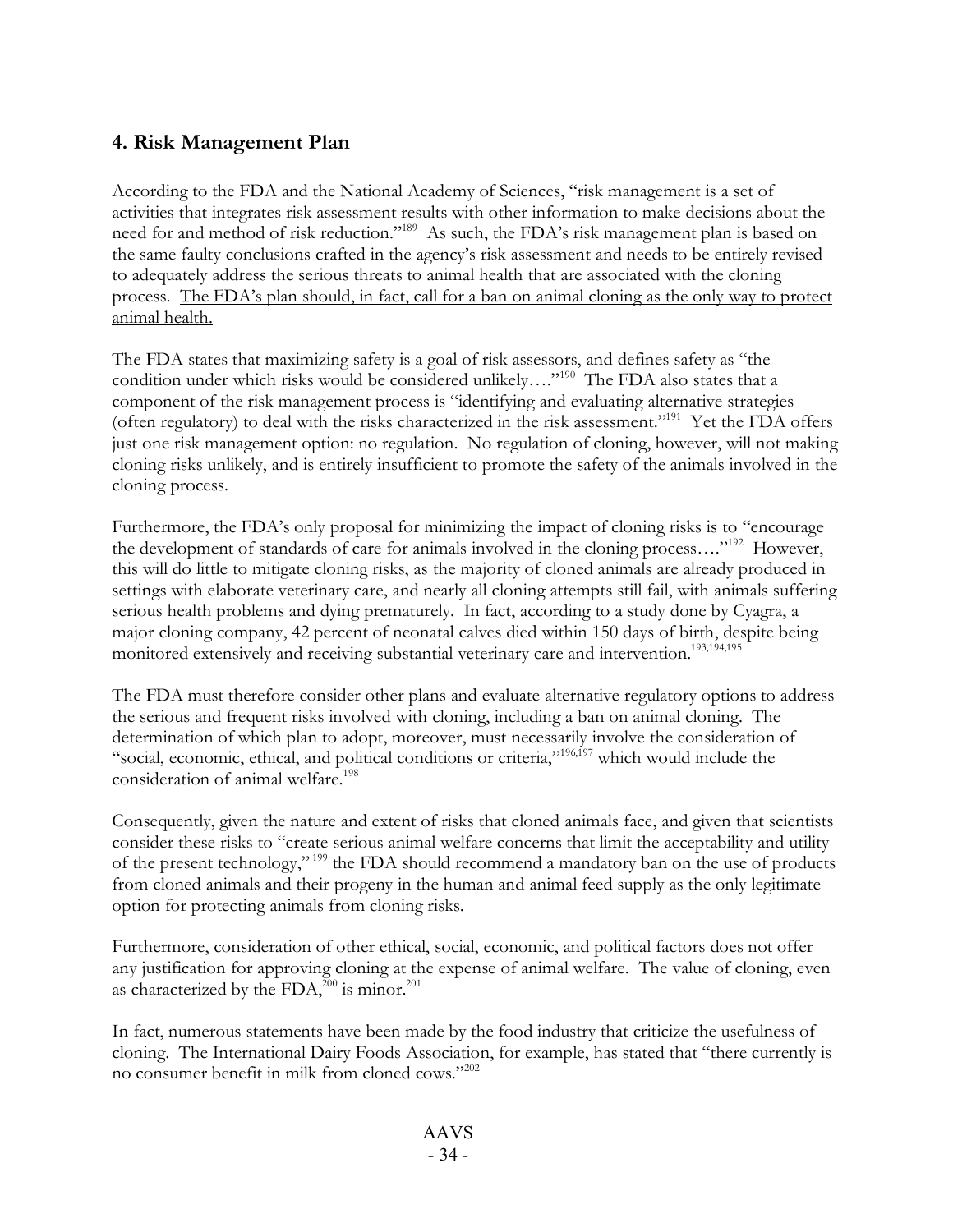## 4. Risk Management Plan

According to the FDA and the National Academy of Sciences, "risk management is a set of activities that integrates risk assessment results with other information to make decisions about the need for and method of risk reduction."[189] As such, the FDA's risk management plan is based on the same faulty conclusions crafted in the agency's risk assessment and needs to be entirely revised to adequately address the serious threats to animal health that are associated with the cloning process. <u>The FDA's plan should, in fact, call for a ban on animal cloning as the only way to protect animal health.</u>

The FDA states that maximizing safety is a goal of risk assessors, and defines safety as "the condition under which risks would be considered unlikely…."[190] The FDA also states that a component of the risk management process is "identifying and evaluating alternative strategies (often regulatory) to deal with the risks characterized in the risk assessment."[191] Yet the FDA offers just one risk management option: no regulation. No regulation of cloning, however, will not making cloning risks unlikely, and is entirely insufficient to promote the safety of the animals involved in the cloning process.

Furthermore, the FDA's only proposal for minimizing the impact of cloning risks is to "encourage the development of standards of care for animals involved in the cloning process…."[192] However, this will do little to mitigate cloning risks, as the majority of cloned animals are already produced in settings with elaborate veterinary care, and nearly all cloning attempts still fail, with animals suffering serious health problems and dying prematurely. In fact, according to a study done by Cyagra, a major cloning company, 42 percent of neonatal calves died within 150 days of birth, despite being monitored extensively and receiving substantial veterinary care and intervention.[193,194,195]

The FDA must therefore consider other plans and evaluate alternative regulatory options to address the serious and frequent risks involved with cloning, including a ban on animal cloning. The determination of which plan to adopt, moreover, must necessarily involve the consideration of "social, economic, ethical, and political conditions or criteria,"[196,197] which would include the consideration of animal welfare.[198]

Consequently, given the nature and extent of risks that cloned animals face, and given that scientists consider these risks to "create serious animal welfare concerns that limit the acceptability and utility of the present technology,"[199] the FDA should recommend a mandatory ban on the use of products from cloned animals and their progeny in the human and animal feed supply as the only legitimate option for protecting animals from cloning risks.

Furthermore, consideration of other ethical, social, economic, and political factors does not offer any justification for approving cloning at the expense of animal welfare. The value of cloning, even as characterized by the FDA,[200] is minor.[201]

In fact, numerous statements have been made by the food industry that criticize the usefulness of cloning. The International Dairy Foods Association, for example, has stated that "there currently is no consumer benefit in milk from cloned cows."[202]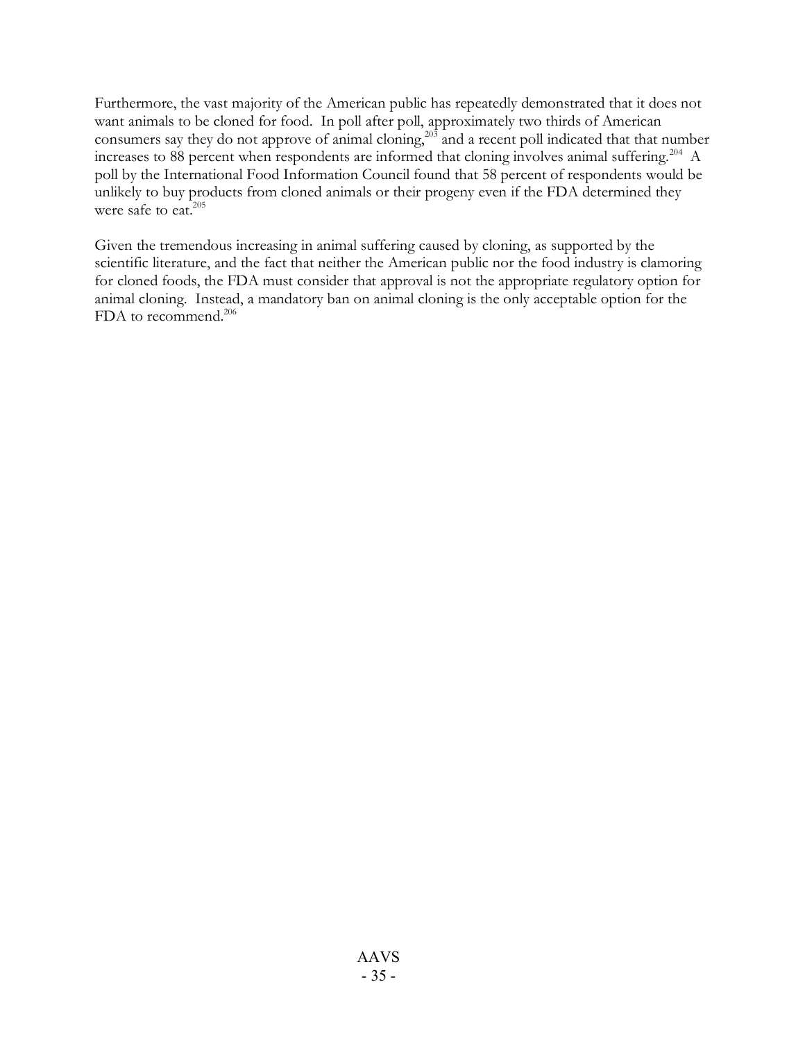Furthermore, the vast majority of the American public has repeatedly demonstrated that it does not want animals to be cloned for food. In poll after poll, approximately two thirds of American consumers say they do not approve of animal cloning,[203] and a recent poll indicated that that number increases to 88 percent when respondents are informed that cloning involves animal suffering.[204] A poll by the International Food Information Council found that 58 percent of respondents would be unlikely to buy products from cloned animals or their progeny even if the FDA determined they were safe to eat.[205]

Given the tremendous increasing in animal suffering caused by cloning, as supported by the scientific literature, and the fact that neither the American public nor the food industry is clamoring for cloned foods, the FDA must consider that approval is not the appropriate regulatory option for animal cloning. Instead, a mandatory ban on animal cloning is the only acceptable option for the FDA to recommend.[206]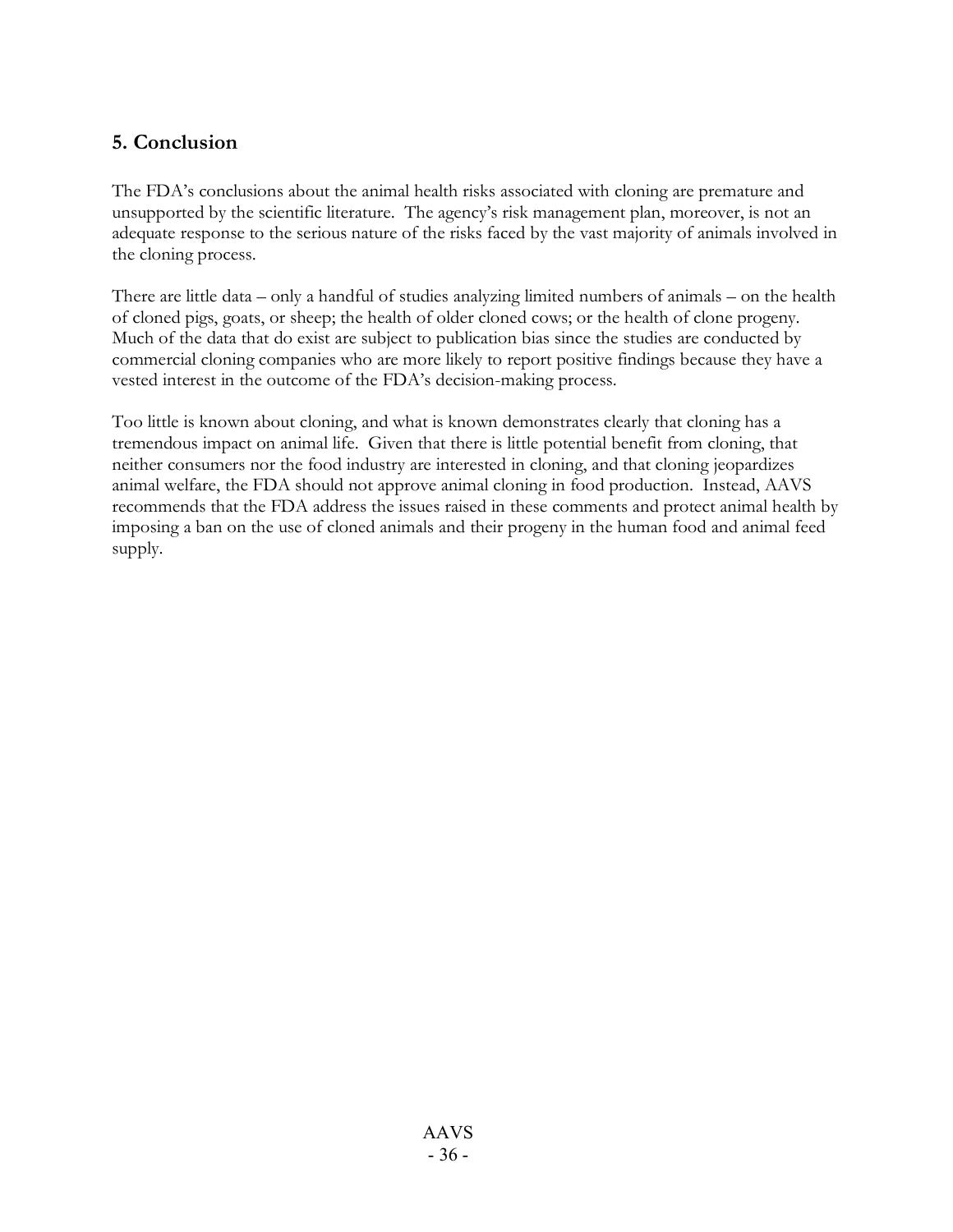## 5. Conclusion

The FDA's conclusions about the animal health risks associated with cloning are premature and unsupported by the scientific literature. The agency's risk management plan, moreover, is not an adequate response to the serious nature of the risks faced by the vast majority of animals involved in the cloning process.

There are little data – only a handful of studies analyzing limited numbers of animals – on the health of cloned pigs, goats, or sheep; the health of older cloned cows; or the health of clone progeny. Much of the data that do exist are subject to publication bias since the studies are conducted by commercial cloning companies who are more likely to report positive findings because they have a vested interest in the outcome of the FDA's decision-making process.

Too little is known about cloning, and what is known demonstrates clearly that cloning has a tremendous impact on animal life. Given that there is little potential benefit from cloning, that neither consumers nor the food industry are interested in cloning, and that cloning jeopardizes animal welfare, the FDA should not approve animal cloning in food production. Instead, AAVS recommends that the FDA address the issues raised in these comments and protect animal health by imposing a ban on the use of cloned animals and their progeny in the human food and animal feed supply.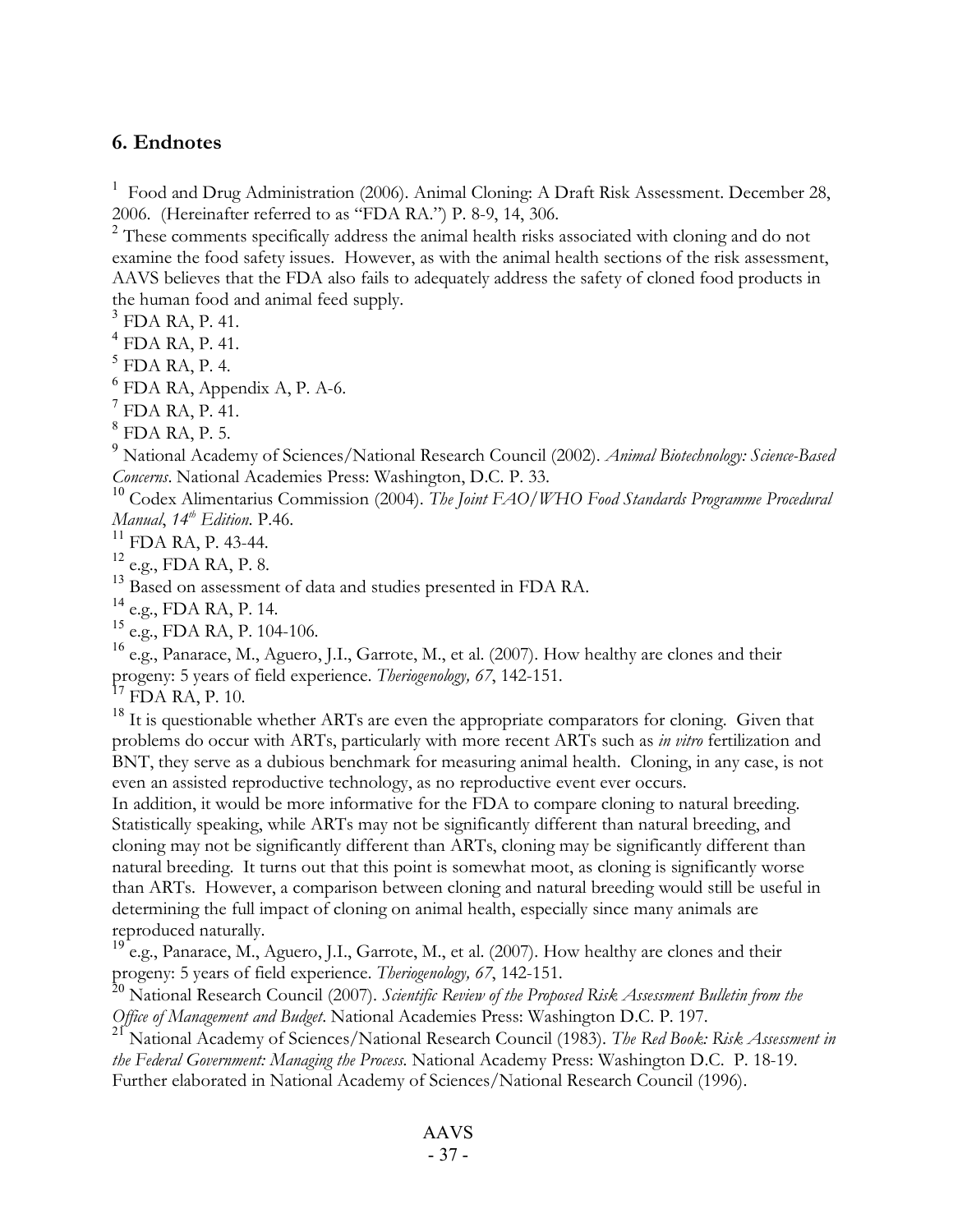## 6. Endnotes

[1] Food and Drug Administration (2006). Animal Cloning: A Draft Risk Assessment. December 28, 2006. (Hereinafter referred to as "FDA RA.") P. 8-9, 14, 306.

[2] These comments specifically address the animal health risks associated with cloning and do not examine the food safety issues. However, as with the animal health sections of the risk assessment, AAVS believes that the FDA also fails to adequately address the safety of cloned food products in the human food and animal feed supply.

[3] FDA RA, P. 41.

[4] FDA RA, P. 41.

[5] FDA RA, P. 4.

[6] FDA RA, Appendix A, P. A-6.

[7] FDA RA, P. 41.

[8] FDA RA, P. 5.

[9] National Academy of Sciences/National Research Council (2002). *Animal Biotechnology: Science-Based Concerns*. National Academies Press: Washington, D.C. P. 33.

[10] Codex Alimentarius Commission (2004). *The Joint FAO/WHO Food Standards Programme Procedural Manual, 14th Edition*. P.46.

[11] FDA RA, P. 43-44.

[12] e.g., FDA RA, P. 8.

[13] Based on assessment of data and studies presented in FDA RA.

[14] e.g., FDA RA, P. 14.

[15] e.g., FDA RA, P. 104-106.

[16] e.g., Panarace, M., Aguero, J.I., Garrote, M., et al. (2007). How healthy are clones and their progeny: 5 years of field experience. *Theriogenology, 67*, 142-151.

[17] FDA RA, P. 10.

[18] It is questionable whether ARTs are even the appropriate comparators for cloning. Given that problems do occur with ARTs, particularly with more recent ARTs such as *in vitro* fertilization and BNT, they serve as a dubious benchmark for measuring animal health. Cloning, in any case, is not even an assisted reproductive technology, as no reproductive event ever occurs.

In addition, it would be more informative for the FDA to compare cloning to natural breeding. Statistically speaking, while ARTs may not be significantly different than natural breeding, and cloning may not be significantly different than ARTs, cloning may be significantly different than natural breeding. It turns out that this point is somewhat moot, as cloning is significantly worse than ARTs. However, a comparison between cloning and natural breeding would still be useful in determining the full impact of cloning on animal health, especially since many animals are reproduced naturally.

[19] e.g., Panarace, M., Aguero, J.I., Garrote, M., et al. (2007). How healthy are clones and their progeny: 5 years of field experience. *Theriogenology, 67*, 142-151.

[20] National Research Council (2007). *Scientific Review of the Proposed Risk Assessment Bulletin from the Office of Management and Budget*. National Academies Press: Washington D.C. P. 197.

[21] National Academy of Sciences/National Research Council (1983). *The Red Book: Risk Assessment in the Federal Government: Managing the Process*. National Academy Press: Washington D.C. P. 18-19. Further elaborated in National Academy of Sciences/National Research Council (1996).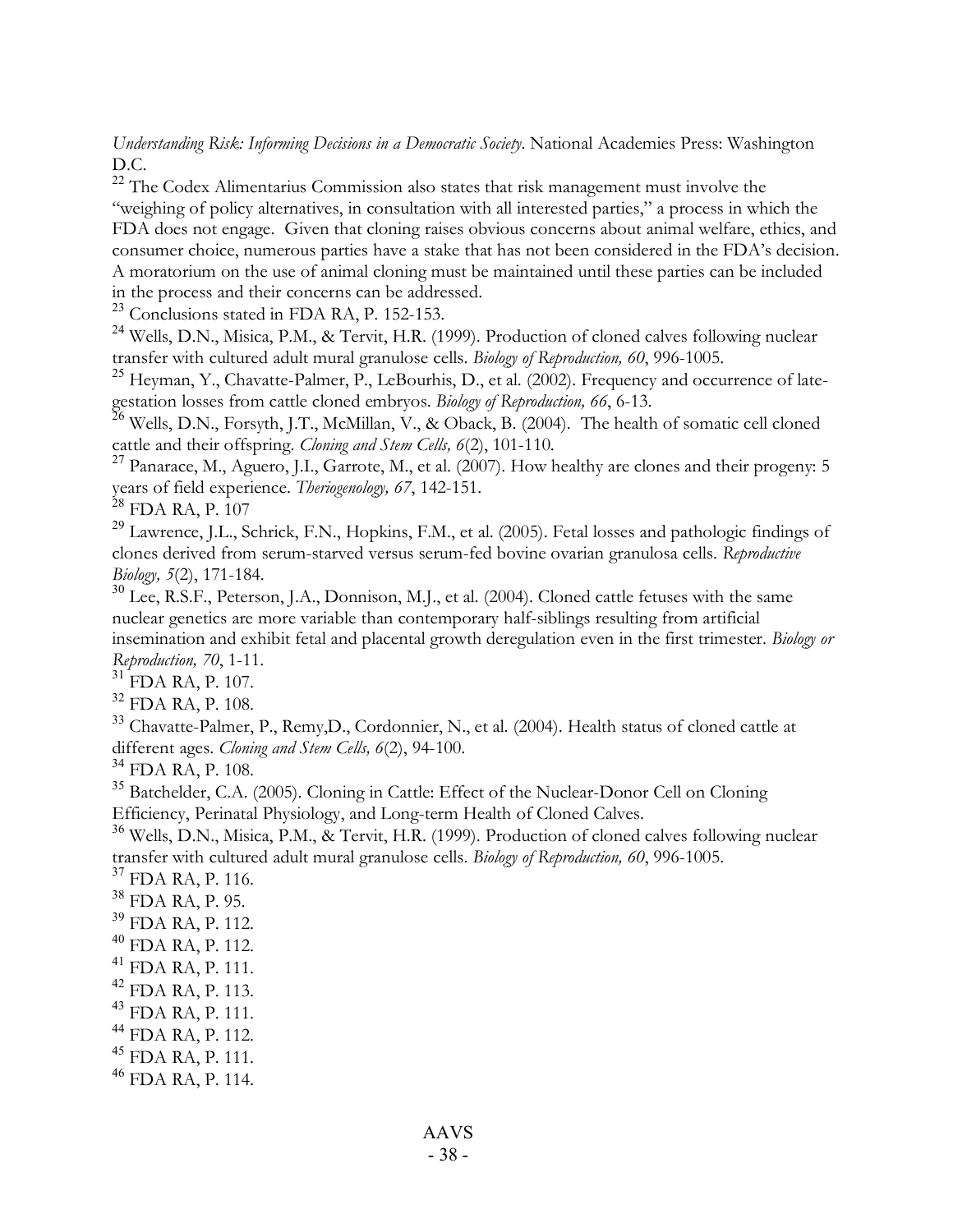*Understanding Risk: Informing Decisions in a Democratic Society*. National Academies Press: Washington D.C.

[22] The Codex Alimentarius Commission also states that risk management must involve the "weighing of policy alternatives, in consultation with all interested parties," a process in which the FDA does not engage. Given that cloning raises obvious concerns about animal welfare, ethics, and consumer choice, numerous parties have a stake that has not been considered in the FDA's decision. A moratorium on the use of animal cloning must be maintained until these parties can be included in the process and their concerns can be addressed.

[23] Conclusions stated in FDA RA, P. 152-153.

[24] Wells, D.N., Misica, P.M., & Tervit, H.R. (1999). Production of cloned calves following nuclear transfer with cultured adult mural granulose cells. *Biology of Reproduction, 60*, 996-1005.

[25] Heyman, Y., Chavatte-Palmer, P., LeBourhis, D., et al. (2002). Frequency and occurrence of late-gestation losses from cattle cloned embryos. *Biology of Reproduction, 66*, 6-13.

[26] Wells, D.N., Forsyth, J.T., McMillan, V., & Oback, B. (2004). The health of somatic cell cloned cattle and their offspring. *Cloning and Stem Cells, 6*(2), 101-110.

[27] Panarace, M., Aguero, J.I., Garrote, M., et al. (2007). How healthy are clones and their progeny: 5 years of field experience. *Theriogenology, 67*, 142-151.

[28] FDA RA, P. 107

[29] Lawrence, J.L., Schrick, F.N., Hopkins, F.M., et al. (2005). Fetal losses and pathologic findings of clones derived from serum-starved versus serum-fed bovine ovarian granulosa cells. *Reproductive Biology, 5*(2), 171-184.

[30] Lee, R.S.F., Peterson, J.A., Donnison, M.J., et al. (2004). Cloned cattle fetuses with the same nuclear genetics are more variable than contemporary half-siblings resulting from artificial insemination and exhibit fetal and placental growth deregulation even in the first trimester. *Biology or Reproduction, 70*, 1-11.

[31] FDA RA, P. 107.

[32] FDA RA, P. 108.

[33] Chavatte-Palmer, P., Remy,D., Cordonnier, N., et al. (2004). Health status of cloned cattle at different ages. *Cloning and Stem Cells, 6*(2), 94-100.

[34] FDA RA, P. 108.

[35] Batchelder, C.A. (2005). Cloning in Cattle: Effect of the Nuclear-Donor Cell on Cloning Efficiency, Perinatal Physiology, and Long-term Health of Cloned Calves.

[36] Wells, D.N., Misica, P.M., & Tervit, H.R. (1999). Production of cloned calves following nuclear transfer with cultured adult mural granulose cells. *Biology of Reproduction, 60*, 996-1005.

[37] FDA RA, P. 116.

[38] FDA RA, P. 95.

[39] FDA RA, P. 112.

[40] FDA RA, P. 112.

[41] FDA RA, P. 111.

[42] FDA RA, P. 113.

[43] FDA RA, P. 111.

[44] FDA RA, P. 112.

[45] FDA RA, P. 111.

[46] FDA RA, P. 114.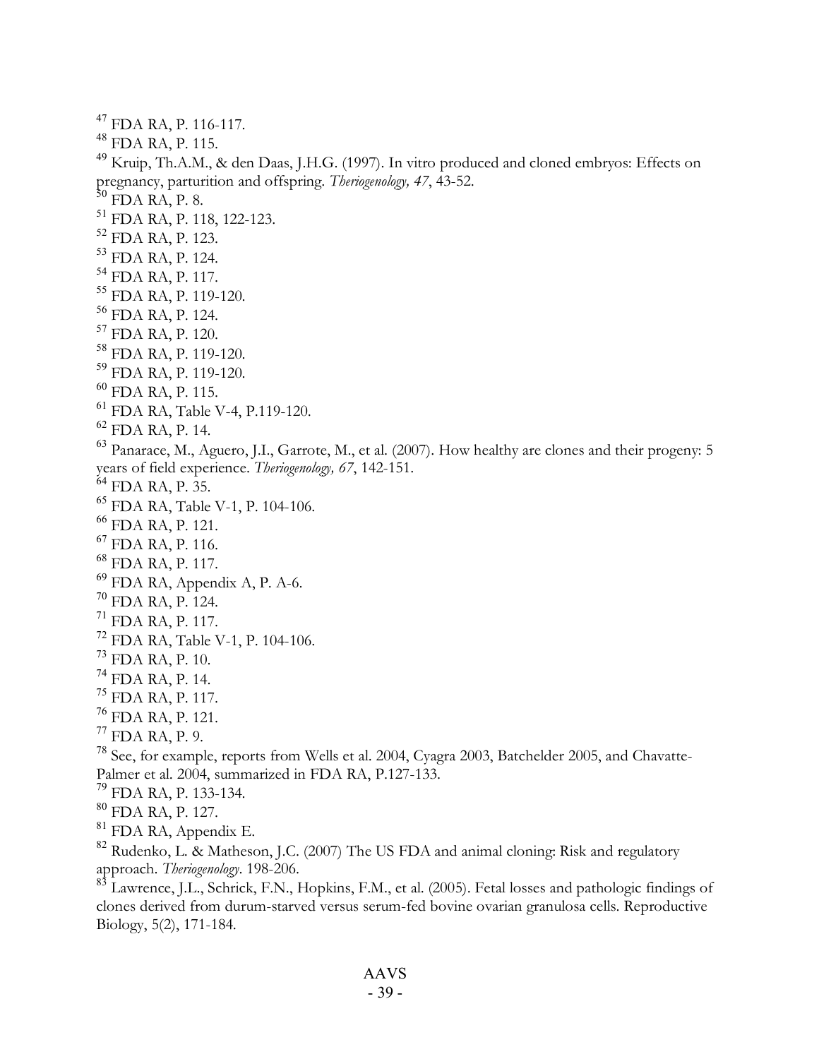[47] FDA RA, P. 116-117.
[48] FDA RA, P. 115.
[49] Kruip, Th.A.M., & den Daas, J.H.G. (1997). In vitro produced and cloned embryos: Effects on pregnancy, parturition and offspring. *Theriogenology, 47*, 43-52.
[50] FDA RA, P. 8.
[51] FDA RA, P. 118, 122-123.
[52] FDA RA, P. 123.
[53] FDA RA, P. 124.
[54] FDA RA, P. 117.
[55] FDA RA, P. 119-120.
[56] FDA RA, P. 124.
[57] FDA RA, P. 120.
[58] FDA RA, P. 119-120.
[59] FDA RA, P. 119-120.
[60] FDA RA, P. 115.
[61] FDA RA, Table V-4, P.119-120.
[62] FDA RA, P. 14.
[63] Panarace, M., Aguero, J.I., Garrote, M., et al. (2007). How healthy are clones and their progeny: 5 years of field experience. *Theriogenology, 67*, 142-151.
[64] FDA RA, P. 35.
[65] FDA RA, Table V-1, P. 104-106.
[66] FDA RA, P. 121.
[67] FDA RA, P. 116.
[68] FDA RA, P. 117.
[69] FDA RA, Appendix A, P. A-6.
[70] FDA RA, P. 124.
[71] FDA RA, P. 117.
[72] FDA RA, Table V-1, P. 104-106.
[73] FDA RA, P. 10.
[74] FDA RA, P. 14.
[75] FDA RA, P. 117.
[76] FDA RA, P. 121.
[77] FDA RA, P. 9.
[78] See, for example, reports from Wells et al. 2004, Cyagra 2003, Batchelder 2005, and Chavatte-Palmer et al. 2004, summarized in FDA RA, P.127-133.
[79] FDA RA, P. 133-134.
[80] FDA RA, P. 127.
[81] FDA RA, Appendix E.
[82] Rudenko, L. & Matheson, J.C. (2007) The US FDA and animal cloning: Risk and regulatory approach. *Theriogenology*. 198-206.
[83] Lawrence, J.L., Schrick, F.N., Hopkins, F.M., et al. (2005). Fetal losses and pathologic findings of clones derived from durum-starved versus serum-fed bovine ovarian granulosa cells. Reproductive Biology, 5(2), 171-184.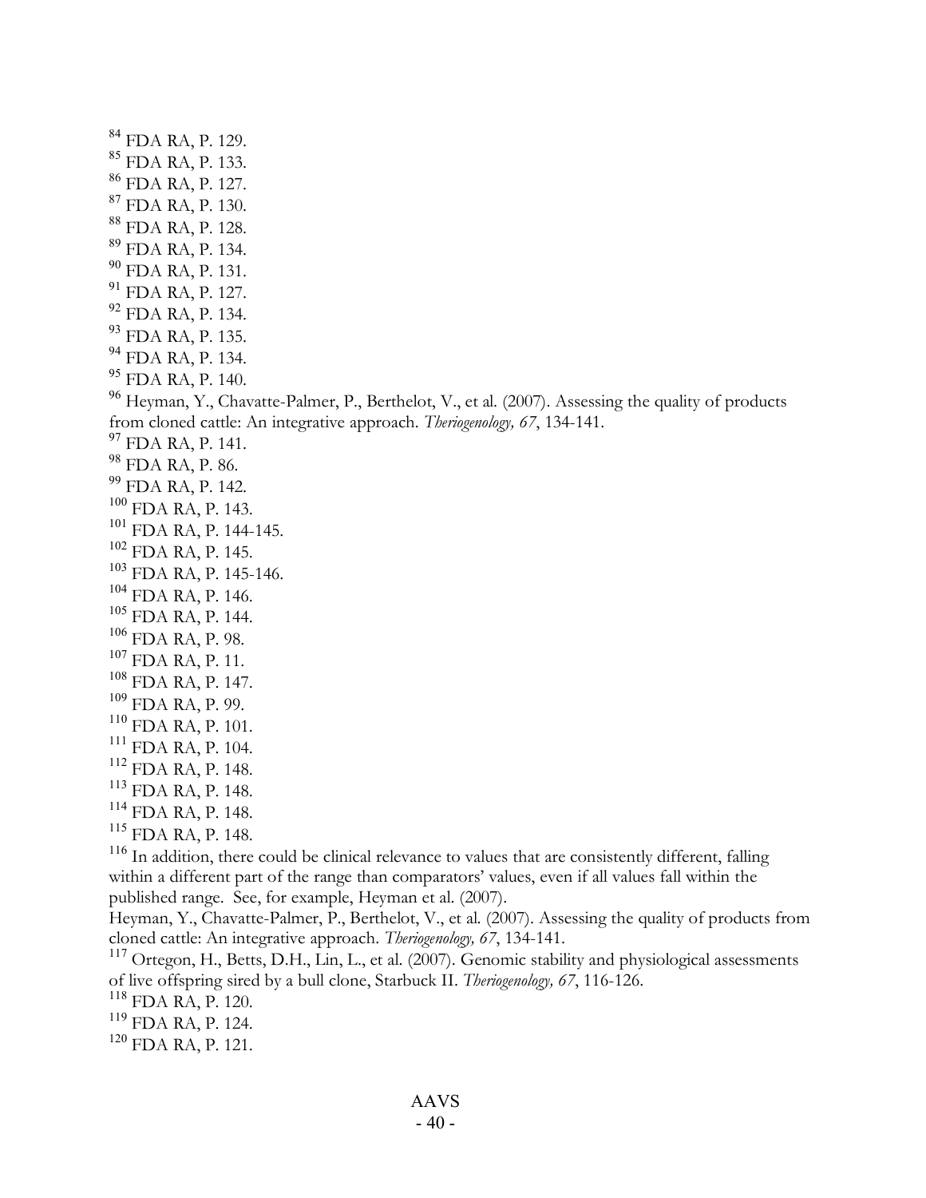[84] FDA RA, P. 129.
[85] FDA RA, P. 133.
[86] FDA RA, P. 127.
[87] FDA RA, P. 130.
[88] FDA RA, P. 128.
[89] FDA RA, P. 134.
[90] FDA RA, P. 131.
[91] FDA RA, P. 127.
[92] FDA RA, P. 134.
[93] FDA RA, P. 135.
[94] FDA RA, P. 134.
[95] FDA RA, P. 140.
[96] Heyman, Y., Chavatte-Palmer, P., Berthelot, V., et al. (2007). Assessing the quality of products from cloned cattle: An integrative approach. *Theriogenology, 67*, 134-141.
[97] FDA RA, P. 141.
[98] FDA RA, P. 86.
[99] FDA RA, P. 142.
[100] FDA RA, P. 143.
[101] FDA RA, P. 144-145.
[102] FDA RA, P. 145.
[103] FDA RA, P. 145-146.
[104] FDA RA, P. 146.
[105] FDA RA, P. 144.
[106] FDA RA, P. 98.
[107] FDA RA, P. 11.
[108] FDA RA, P. 147.
[109] FDA RA, P. 99.
[110] FDA RA, P. 101.
[111] FDA RA, P. 104.
[112] FDA RA, P. 148.
[113] FDA RA, P. 148.
[114] FDA RA, P. 148.
[115] FDA RA, P. 148.
[116] In addition, there could be clinical relevance to values that are consistently different, falling within a different part of the range than comparators' values, even if all values fall within the published range. See, for example, Heyman et al. (2007).
Heyman, Y., Chavatte-Palmer, P., Berthelot, V., et al. (2007). Assessing the quality of products from cloned cattle: An integrative approach. *Theriogenology, 67*, 134-141.
[117] Ortegon, H., Betts, D.H., Lin, L., et al. (2007). Genomic stability and physiological assessments of live offspring sired by a bull clone, Starbuck II. *Theriogenology, 67*, 116-126.
[118] FDA RA, P. 120.
[119] FDA RA, P. 124.
[120] FDA RA, P. 121.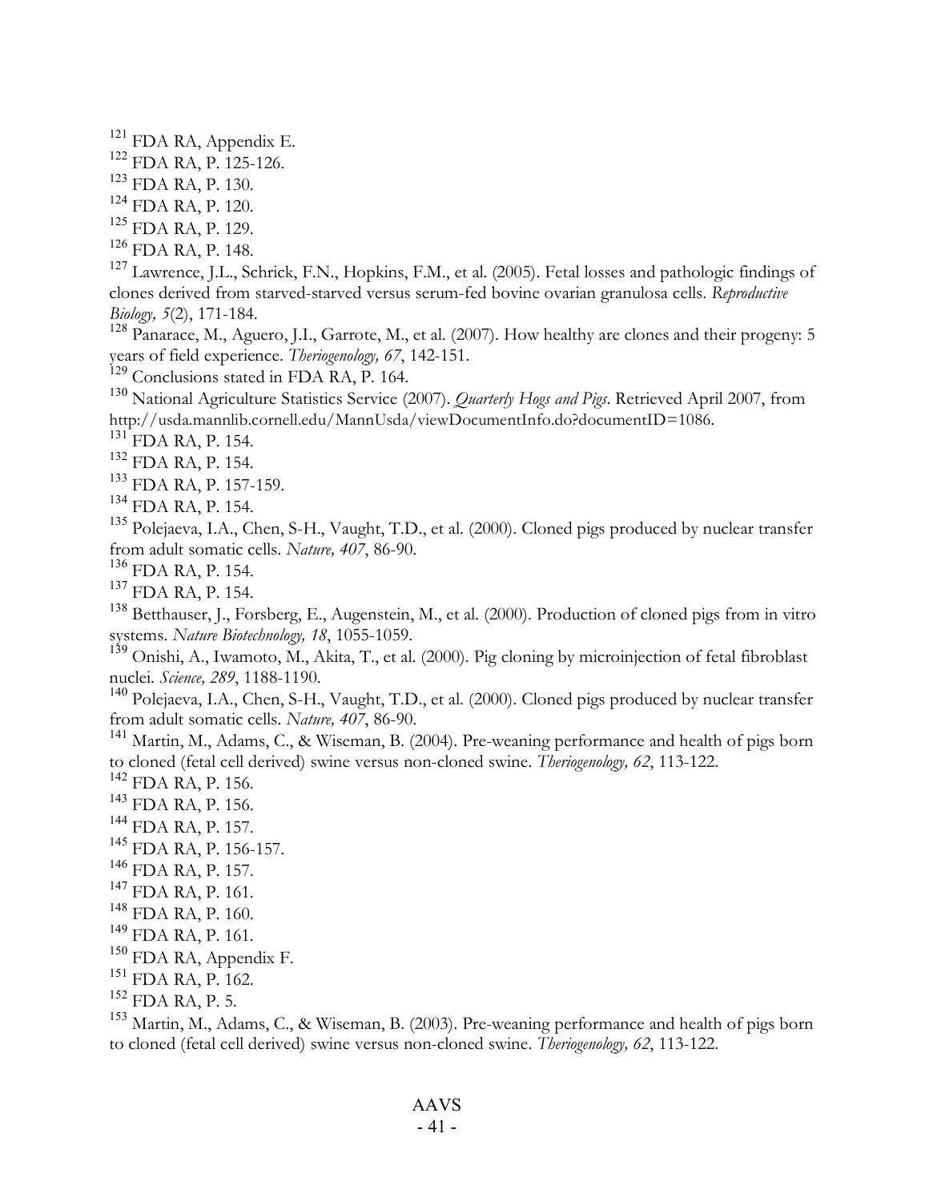[121] FDA RA, Appendix E.
[122] FDA RA, P. 125-126.
[123] FDA RA, P. 130.
[124] FDA RA, P. 120.
[125] FDA RA, P. 129.
[126] FDA RA, P. 148.
[127] Lawrence, J.L., Schrick, F.N., Hopkins, F.M., et al. (2005). Fetal losses and pathologic findings of clones derived from starved-starved versus serum-fed bovine ovarian granulosa cells. *Reproductive Biology, 5*(2), 171-184.
[128] Panarace, M., Aguero, J.I., Garrote, M., et al. (2007). How healthy are clones and their progeny: 5 years of field experience. *Theriogenology, 67*, 142-151.
[129] Conclusions stated in FDA RA, P. 164.
[130] National Agriculture Statistics Service (2007). *Quarterly Hogs and Pigs*. Retrieved April 2007, from http://usda.mannlib.cornell.edu/MannUsda/viewDocumentInfo.do?documentID=1086.
[131] FDA RA, P. 154.
[132] FDA RA, P. 154.
[133] FDA RA, P. 157-159.
[134] FDA RA, P. 154.
[135] Polejaeva, I.A., Chen, S-H., Vaught, T.D., et al. (2000). Cloned pigs produced by nuclear transfer from adult somatic cells. *Nature, 407*, 86-90.
[136] FDA RA, P. 154.
[137] FDA RA, P. 154.
[138] Betthauser, J., Forsberg, E., Augenstein, M., et al. (2000). Production of cloned pigs from in vitro systems. *Nature Biotechnology, 18*, 1055-1059.
[139] Onishi, A., Iwamoto, M., Akita, T., et al. (2000). Pig cloning by microinjection of fetal fibroblast nuclei. *Science, 289*, 1188-1190.
[140] Polejaeva, I.A., Chen, S-H., Vaught, T.D., et al. (2000). Cloned pigs produced by nuclear transfer from adult somatic cells. *Nature, 407*, 86-90.
[141] Martin, M., Adams, C., & Wiseman, B. (2004). Pre-weaning performance and health of pigs born to cloned (fetal cell derived) swine versus non-cloned swine. *Theriogenology, 62*, 113-122.
[142] FDA RA, P. 156.
[143] FDA RA, P. 156.
[144] FDA RA, P. 157.
[145] FDA RA, P. 156-157.
[146] FDA RA, P. 157.
[147] FDA RA, P. 161.
[148] FDA RA, P. 160.
[149] FDA RA, P. 161.
[150] FDA RA, Appendix F.
[151] FDA RA, P. 162.
[152] FDA RA, P. 5.
[153] Martin, M., Adams, C., & Wiseman, B. (2003). Pre-weaning performance and health of pigs born to cloned (fetal cell derived) swine versus non-cloned swine. *Theriogenology, 62*, 113-122.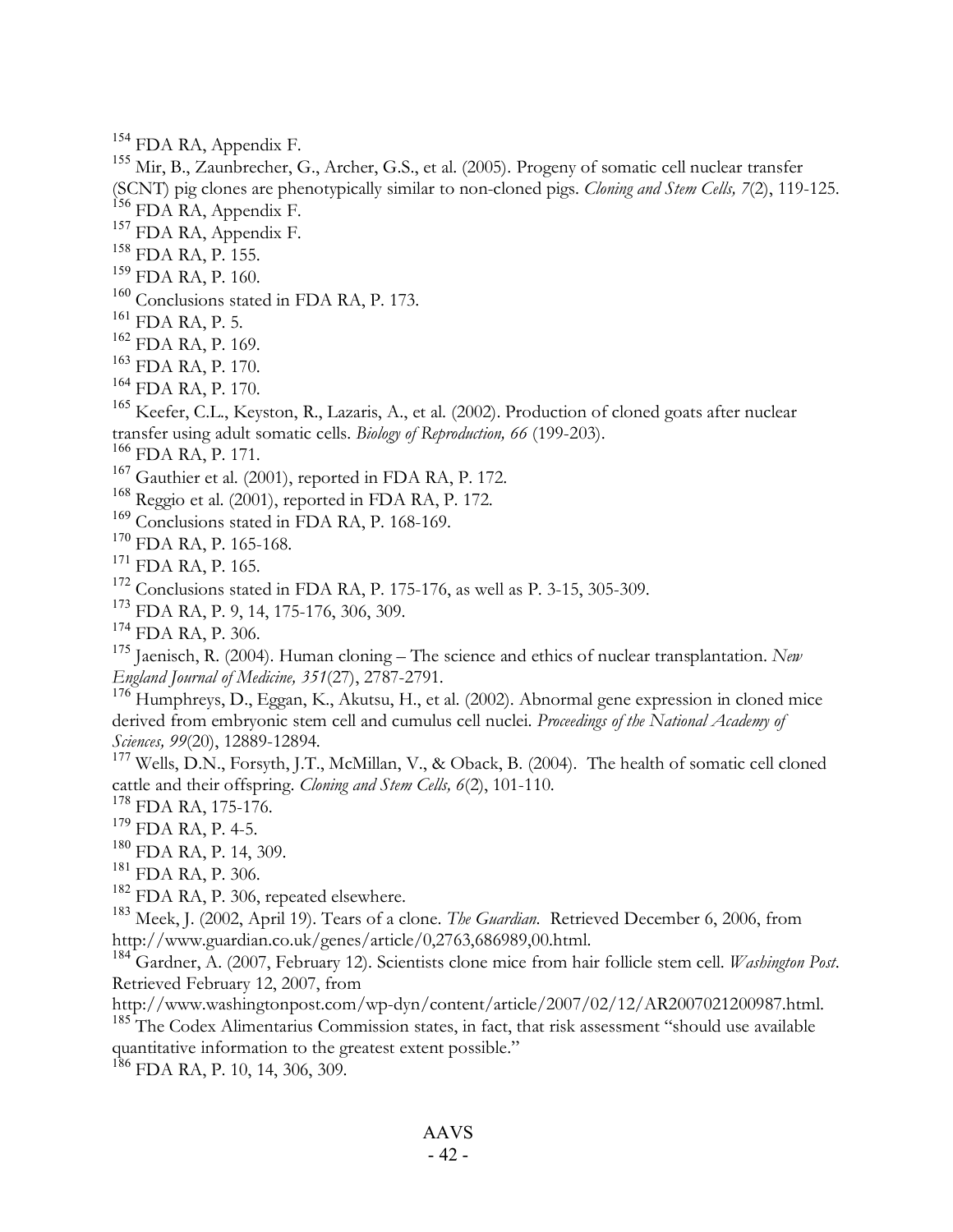[154] FDA RA, Appendix F.

[155] Mir, B., Zaunbrecher, G., Archer, G.S., et al. (2005). Progeny of somatic cell nuclear transfer (SCNT) pig clones are phenotypically similar to non-cloned pigs. *Cloning and Stem Cells, 7*(2), 119-125.

[156] FDA RA, Appendix F.

[157] FDA RA, Appendix F.

[158] FDA RA, P. 155.

[159] FDA RA, P. 160.

[160] Conclusions stated in FDA RA, P. 173.

[161] FDA RA, P. 5.

[162] FDA RA, P. 169.

[163] FDA RA, P. 170.

[164] FDA RA, P. 170.

[165] Keefer, C.L., Keyston, R., Lazaris, A., et al. (2002). Production of cloned goats after nuclear transfer using adult somatic cells. *Biology of Reproduction, 66* (199-203).

[166] FDA RA, P. 171.

[167] Gauthier et al. (2001), reported in FDA RA, P. 172.

[168] Reggio et al. (2001), reported in FDA RA, P. 172.

[169] Conclusions stated in FDA RA, P. 168-169.

[170] FDA RA, P. 165-168.

[171] FDA RA, P. 165.

[172] Conclusions stated in FDA RA, P. 175-176, as well as P. 3-15, 305-309.

[173] FDA RA, P. 9, 14, 175-176, 306, 309.

[174] FDA RA, P. 306.

[175] Jaenisch, R. (2004). Human cloning – The science and ethics of nuclear transplantation. *New England Journal of Medicine, 351*(27), 2787-2791.

[176] Humphreys, D., Eggan, K., Akutsu, H., et al. (2002). Abnormal gene expression in cloned mice derived from embryonic stem cell and cumulus cell nuclei. *Proceedings of the National Academy of Sciences, 99*(20), 12889-12894.

[177] Wells, D.N., Forsyth, J.T., McMillan, V., & Oback, B. (2004). The health of somatic cell cloned cattle and their offspring. *Cloning and Stem Cells, 6*(2), 101-110.

[178] FDA RA, 175-176.

[179] FDA RA, P. 4-5.

[180] FDA RA, P. 14, 309.

[181] FDA RA, P. 306.

[182] FDA RA, P. 306, repeated elsewhere.

[183] Meek, J. (2002, April 19). Tears of a clone. *The Guardian*. Retrieved December 6, 2006, from http://www.guardian.co.uk/genes/article/0,2763,686989,00.html.

[184] Gardner, A. (2007, February 12). Scientists clone mice from hair follicle stem cell. *Washington Post*. Retrieved February 12, 2007, from http://www.washingtonpost.com/wp-dyn/content/article/2007/02/12/AR2007021200987.html.

[185] The Codex Alimentarius Commission states, in fact, that risk assessment "should use available quantitative information to the greatest extent possible."

[186] FDA RA, P. 10, 14, 306, 309.

AAVS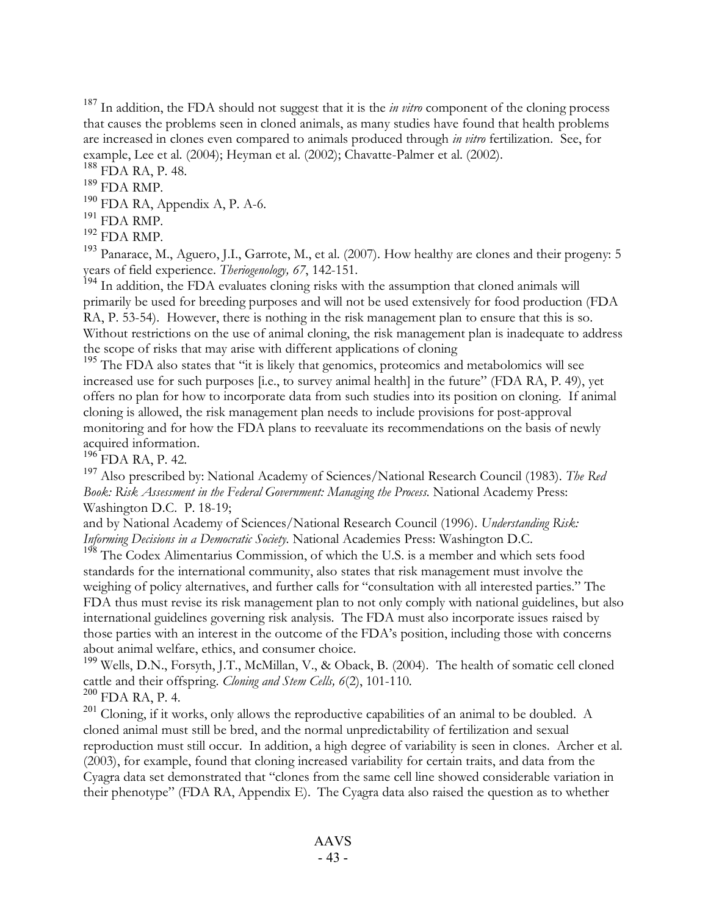[187] In addition, the FDA should not suggest that it is the *in vitro* component of the cloning process that causes the problems seen in cloned animals, as many studies have found that health problems are increased in clones even compared to animals produced through *in vitro* fertilization. See, for example, Lee et al. (2004); Heyman et al. (2002); Chavatte-Palmer et al. (2002).

[188] FDA RA, P. 48.

[189] FDA RMP.

[190] FDA RA, Appendix A, P. A-6.

[191] FDA RMP.

[192] FDA RMP.

[193] Panarace, M., Aguero, J.I., Garrote, M., et al. (2007). How healthy are clones and their progeny: 5 years of field experience. *Theriogenology, 67*, 142-151.

[194] In addition, the FDA evaluates cloning risks with the assumption that cloned animals will primarily be used for breeding purposes and will not be used extensively for food production (FDA RA, P. 53-54). However, there is nothing in the risk management plan to ensure that this is so. Without restrictions on the use of animal cloning, the risk management plan is inadequate to address the scope of risks that may arise with different applications of cloning

[195] The FDA also states that "it is likely that genomics, proteomics and metabolomics will see increased use for such purposes [i.e., to survey animal health] in the future" (FDA RA, P. 49), yet offers no plan for how to incorporate data from such studies into its position on cloning. If animal cloning is allowed, the risk management plan needs to include provisions for post-approval monitoring and for how the FDA plans to reevaluate its recommendations on the basis of newly acquired information.

[196] FDA RA, P. 42.

[197] Also prescribed by: National Academy of Sciences/National Research Council (1983). *The Red Book: Risk Assessment in the Federal Government: Managing the Process.* National Academy Press: Washington D.C. P. 18-19;

and by National Academy of Sciences/National Research Council (1996). *Understanding Risk: Informing Decisions in a Democratic Society.* National Academies Press: Washington D.C.

[198] The Codex Alimentarius Commission, of which the U.S. is a member and which sets food standards for the international community, also states that risk management must involve the weighing of policy alternatives, and further calls for "consultation with all interested parties." The FDA thus must revise its risk management plan to not only comply with national guidelines, but also international guidelines governing risk analysis. The FDA must also incorporate issues raised by those parties with an interest in the outcome of the FDA's position, including those with concerns about animal welfare, ethics, and consumer choice.

[199] Wells, D.N., Forsyth, J.T., McMillan, V., & Oback, B. (2004). The health of somatic cell cloned cattle and their offspring. *Cloning and Stem Cells, 6*(2), 101-110.

[200] FDA RA, P. 4.

[201] Cloning, if it works, only allows the reproductive capabilities of an animal to be doubled. A cloned animal must still be bred, and the normal unpredictability of fertilization and sexual reproduction must still occur. In addition, a high degree of variability is seen in clones. Archer et al. (2003), for example, found that cloning increased variability for certain traits, and data from the Cyagra data set demonstrated that "clones from the same cell line showed considerable variation in their phenotype" (FDA RA, Appendix E). The Cyagra data also raised the question as to whether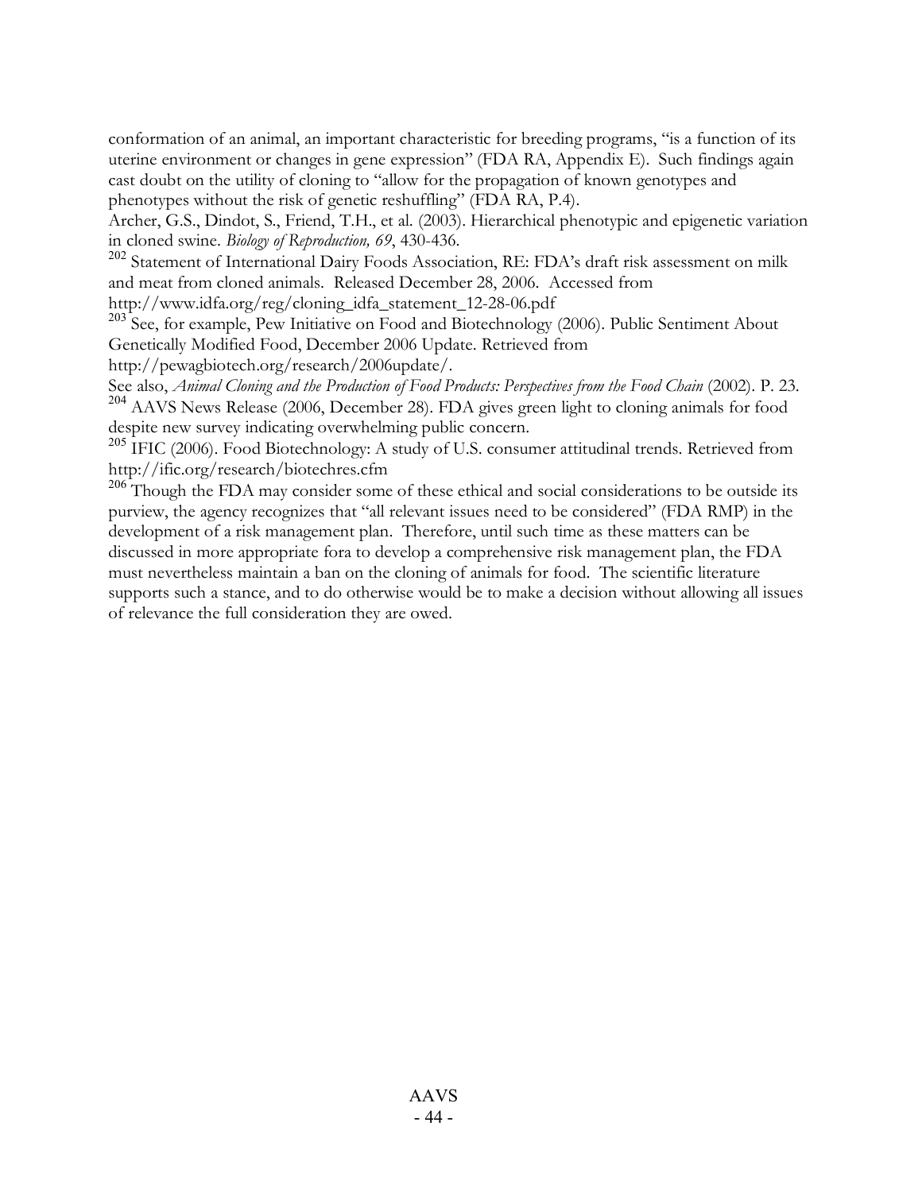conformation of an animal, an important characteristic for breeding programs, "is a function of its uterine environment or changes in gene expression" (FDA RA, Appendix E). Such findings again cast doubt on the utility of cloning to "allow for the propagation of known genotypes and phenotypes without the risk of genetic reshuffling" (FDA RA, P.4).

Archer, G.S., Dindot, S., Friend, T.H., et al. (2003). Hierarchical phenotypic and epigenetic variation in cloned swine. *Biology of Reproduction, 69*, 430-436.

[202] Statement of International Dairy Foods Association, RE: FDA's draft risk assessment on milk and meat from cloned animals. Released December 28, 2006. Accessed from http://www.idfa.org/reg/cloning_idfa_statement_12-28-06.pdf

[203] See, for example, Pew Initiative on Food and Biotechnology (2006). Public Sentiment About Genetically Modified Food, December 2006 Update. Retrieved from http://pewagbiotech.org/research/2006update/.

See also, *Animal Cloning and the Production of Food Products: Perspectives from the Food Chain* (2002). P. 23.

[204] AAVS News Release (2006, December 28). FDA gives green light to cloning animals for food despite new survey indicating overwhelming public concern.

[205] IFIC (2006). Food Biotechnology: A study of U.S. consumer attitudinal trends. Retrieved from http://ific.org/research/biotechres.cfm

[206] Though the FDA may consider some of these ethical and social considerations to be outside its purview, the agency recognizes that "all relevant issues need to be considered" (FDA RMP) in the development of a risk management plan. Therefore, until such time as these matters can be discussed in more appropriate fora to develop a comprehensive risk management plan, the FDA must nevertheless maintain a ban on the cloning of animals for food. The scientific literature supports such a stance, and to do otherwise would be to make a decision without allowing all issues of relevance the full consideration they are owed.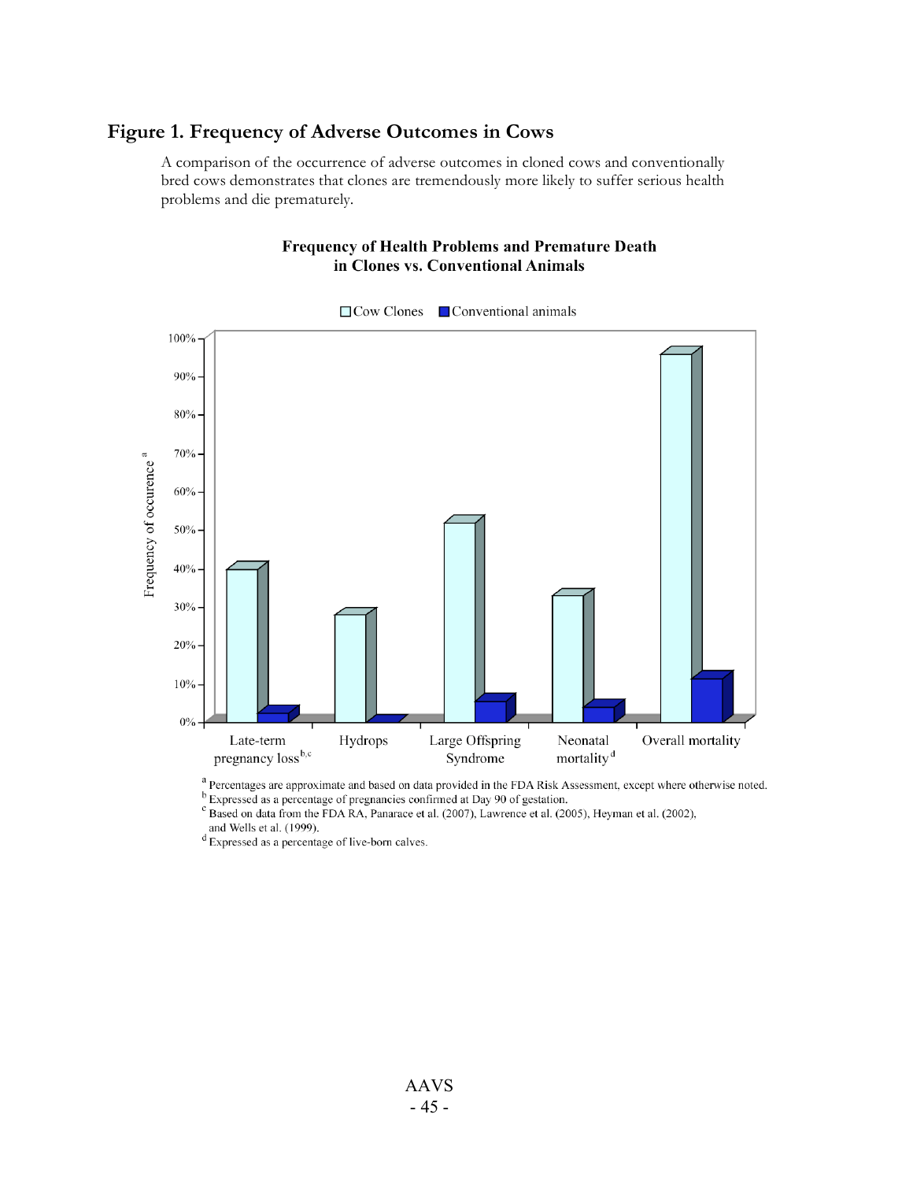## Figure 1. Frequency of Adverse Outcomes in Cows

A comparison of the occurrence of adverse outcomes in cloned cows and conventionally bred cows demonstrates that clones are tremendously more likely to suffer serious health problems and die prematurely.

**Frequency of Health Problems and Premature Death in Clones vs. Conventional Animals**

| Outcome | Cow Clones | Conventional animals |
|---|---|---|
| Late-term pregnancy loss[b,c] | ~40% | ~2% |
| Hydrops | ~28% | ~0% |
| Large Offspring Syndrome | ~52% | ~5% |
| Neonatal mortality[d] | ~33% | ~4% |
| Overall mortality | ~96% | ~11% |

Frequency of occurence[a]

[a] Percentages are approximate and based on data provided in the FDA Risk Assessment, except where otherwise noted.
[b] Expressed as a percentage of pregnancies confirmed at Day 90 of gestation.
[c] Based on data from the FDA RA, Panarace et al. (2007), Lawrence et al. (2005), Heyman et al. (2002), and Wells et al. (1999).
[d] Expressed as a percentage of live-born calves.

AAVS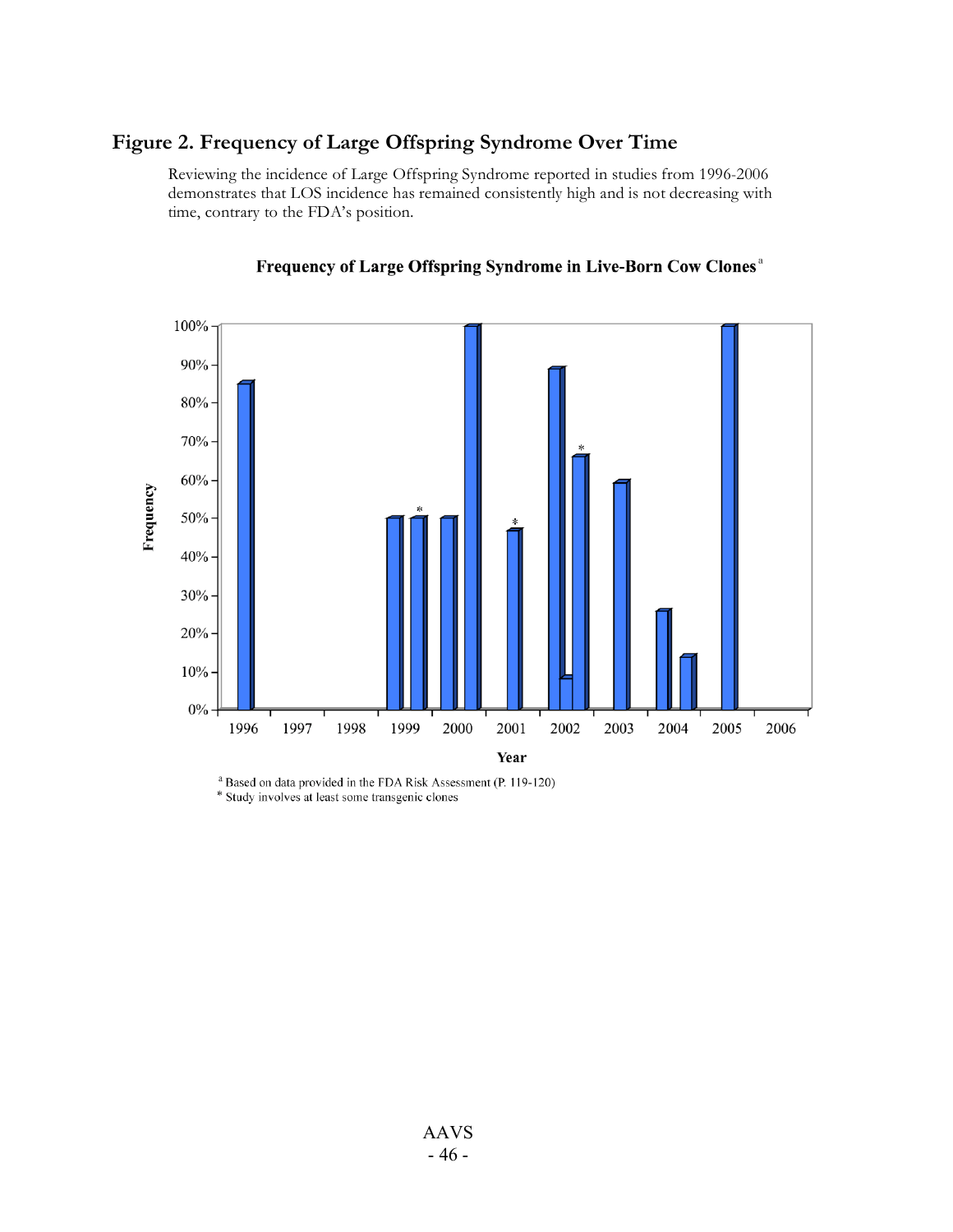## Figure 2. Frequency of Large Offspring Syndrome Over Time

Reviewing the incidence of Large Offspring Syndrome reported in studies from 1996-2006 demonstrates that LOS incidence has remained consistently high and is not decreasing with time, contrary to the FDA's position.

**Frequency of Large Offspring Syndrome in Live-Born Cow Clones**[a]

[a] Based on data provided in the FDA Risk Assessment (P. 119-120)

\* Study involves at least some transgenic clones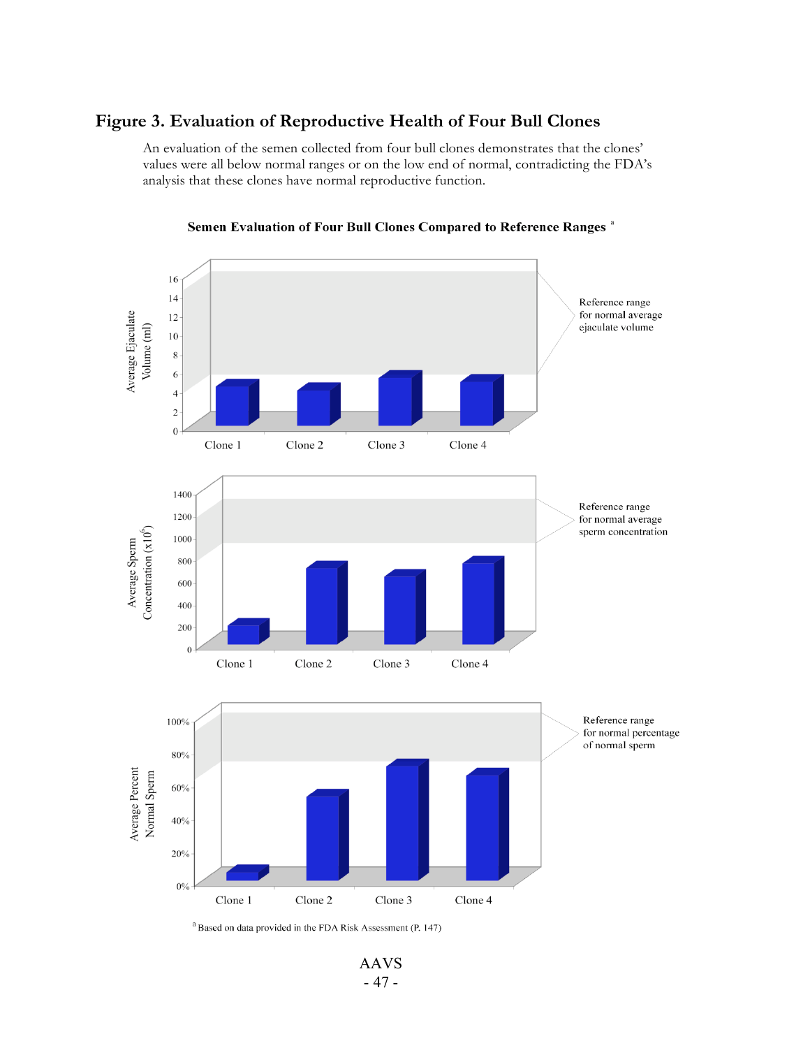## Figure 3. Evaluation of Reproductive Health of Four Bull Clones

An evaluation of the semen collected from four bull clones demonstrates that the clones' values were all below normal ranges or on the low end of normal, contradicting the FDA's analysis that these clones have normal reproductive function.

**Semen Evaluation of Four Bull Clones Compared to Reference Ranges** [a]

Average Ejaculate Volume (ml)

0
2
4
6
8
10
12
14
16

Clone 1 Clone 2 Clone 3 Clone 4

Reference range for normal average ejaculate volume

Average Sperm Concentration ($x10^6$)

0
200
400
600
800
1000
1200
1400

Clone 1 Clone 2 Clone 3 Clone 4

Reference range for normal average sperm concentration

Average Percent Normal Sperm

0%
20%
40%
60%
80%
100%

Clone 1 Clone 2 Clone 3 Clone 4

Reference range for normal percentage of normal sperm

[a] Based on data provided in the FDA Risk Assessment (P. 147)

AAVS